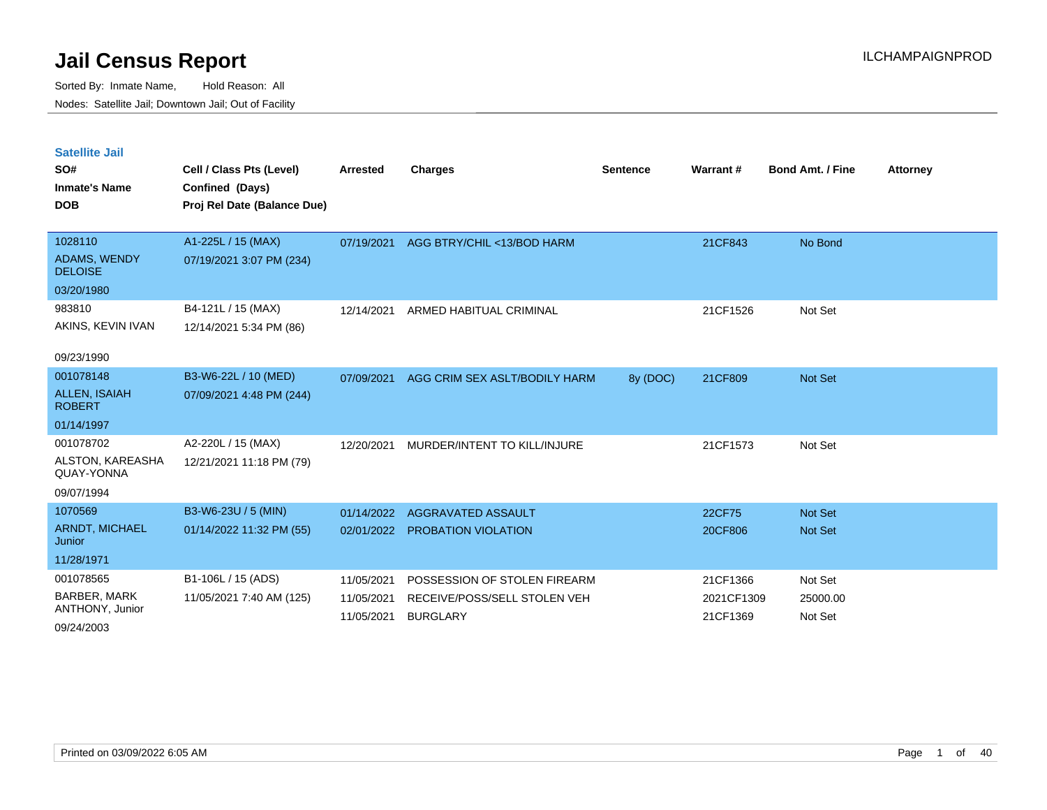# Jail Census Report

ILCHAMPAIGNPROD

Sorted By: Inmate Name, Hold Reason: All

Nodes: Satellite Jail; Downtown Jail; Out of Facility

## Satellite Jail

| SO# / Inmate's Name / DOB | Cell / Class Pts (Level) / Confined (Days) / Proj Rel Date (Balance Due) | Arrested | Charges | Sentence | Warrant # | Bond Amt. / Fine | Attorney |
|---|---|---|---|---|---|---|---|
| 1028110<br>ADAMS, WENDY DELOISE<br>03/20/1980 | A1-225L / 15 (MAX)<br>07/19/2021 3:07 PM (234) | 07/19/2021 | AGG BTRY/CHIL <13/BOD HARM | | 21CF843 | No Bond | |
| 983810<br>AKINS, KEVIN IVAN<br>09/23/1990 | B4-121L / 15 (MAX)<br>12/14/2021 5:34 PM (86) | 12/14/2021 | ARMED HABITUAL CRIMINAL | | 21CF1526 | Not Set | |
| 001078148<br>ALLEN, ISAIAH ROBERT<br>01/14/1997 | B3-W6-22L / 10 (MED)<br>07/09/2021 4:48 PM (244) | 07/09/2021 | AGG CRIM SEX ASLT/BODILY HARM | 8y (DOC) | 21CF809 | Not Set | |
| 001078702<br>ALSTON, KAREASHA QUAY-YONNA<br>09/07/1994 | A2-220L / 15 (MAX)<br>12/21/2021 11:18 PM (79) | 12/20/2021 | MURDER/INTENT TO KILL/INJURE | | 21CF1573 | Not Set | |
| 1070569<br>ARNDT, MICHAEL Junior<br>11/28/1971 | B3-W6-23U / 5 (MIN)<br>01/14/2022 11:32 PM (55) | 01/14/2022 | AGGRAVATED ASSAULT | | 22CF75 | Not Set | |
| | | 02/01/2022 | PROBATION VIOLATION | | 20CF806 | Not Set | |
| 001078565<br>BARBER, MARK ANTHONY, Junior<br>09/24/2003 | B1-106L / 15 (ADS)<br>11/05/2021 7:40 AM (125) | 11/05/2021 | POSSESSION OF STOLEN FIREARM | | 21CF1366 | Not Set | |
| | | 11/05/2021 | RECEIVE/POSS/SELL STOLEN VEH | | 2021CF1309 | 25000.00 | |
| | | 11/05/2021 | BURGLARY | | 21CF1369 | Not Set | |

Printed on 03/09/2022 6:05 AM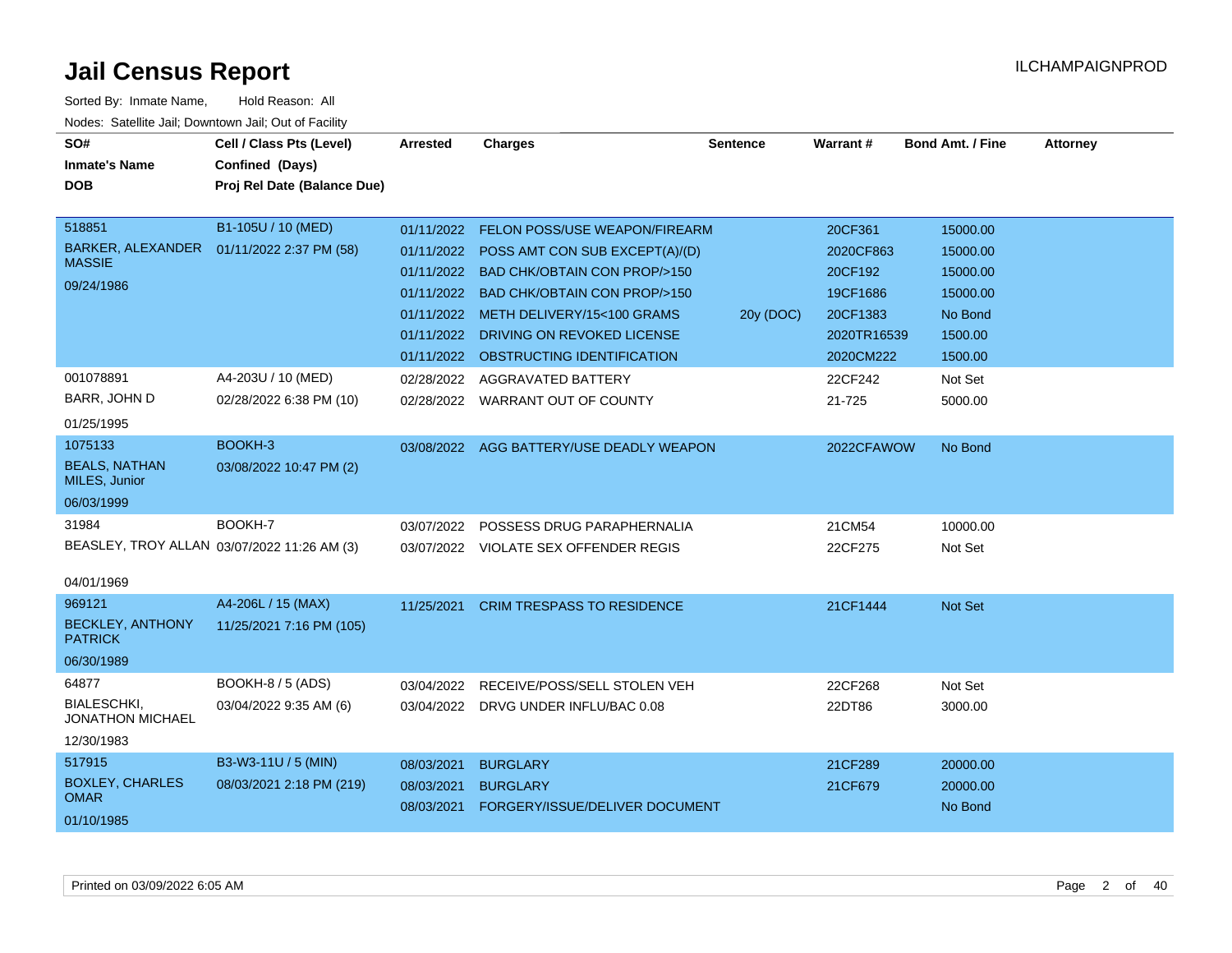# Jail Census Report

ILCHAMPAIGNPROD

Sorted By: Inmate Name, Hold Reason: All

Nodes: Satellite Jail; Downtown Jail; Out of Facility

| SO# / Inmate's Name / DOB | Cell / Class Pts (Level) / Confined (Days) / Proj Rel Date (Balance Due) | Arrested | Charges | Sentence | Warrant # | Bond Amt. / Fine | Attorney |
|---|---|---|---|---|---|---|---|
| 518851 BARKER, ALEXANDER MASSIE 09/24/1986 | B1-105U / 10 (MED) 01/11/2022 2:37 PM (58) | 01/11/2022 | FELON POSS/USE WEAPON/FIREARM | | 20CF361 | 15000.00 | |
| | | 01/11/2022 | POSS AMT CON SUB EXCEPT(A)/(D) | | 2020CF863 | 15000.00 | |
| | | 01/11/2022 | BAD CHK/OBTAIN CON PROP/>150 | | 20CF192 | 15000.00 | |
| | | 01/11/2022 | BAD CHK/OBTAIN CON PROP/>150 | | 19CF1686 | 15000.00 | |
| | | 01/11/2022 | METH DELIVERY/15<100 GRAMS | 20y (DOC) | 20CF1383 | No Bond | |
| | | 01/11/2022 | DRIVING ON REVOKED LICENSE | | 2020TR16539 | 1500.00 | |
| | | 01/11/2022 | OBSTRUCTING IDENTIFICATION | | 2020CM222 | 1500.00 | |
| 001078891 BARR, JOHN D 01/25/1995 | A4-203U / 10 (MED) 02/28/2022 6:38 PM (10) | 02/28/2022 | AGGRAVATED BATTERY | | 22CF242 | Not Set | |
| | | 02/28/2022 | WARRANT OUT OF COUNTY | | 21-725 | 5000.00 | |
| 1075133 BEALS, NATHAN MILES, Junior 06/03/1999 | BOOKH-3 03/08/2022 10:47 PM (2) | 03/08/2022 | AGG BATTERY/USE DEADLY WEAPON | | 2022CFAWOW | No Bond | |
| 31984 BEASLEY, TROY ALLAN 04/01/1969 | BOOKH-7 03/07/2022 11:26 AM (3) | 03/07/2022 | POSSESS DRUG PARAPHERNALIA | | 21CM54 | 10000.00 | |
| | | 03/07/2022 | VIOLATE SEX OFFENDER REGIS | | 22CF275 | Not Set | |
| 969121 BECKLEY, ANTHONY PATRICK 06/30/1989 | A4-206L / 15 (MAX) 11/25/2021 7:16 PM (105) | 11/25/2021 | CRIM TRESPASS TO RESIDENCE | | 21CF1444 | Not Set | |
| 64877 BIALESCHKI, JONATHON MICHAEL 12/30/1983 | BOOKH-8 / 5 (ADS) 03/04/2022 9:35 AM (6) | 03/04/2022 | RECEIVE/POSS/SELL STOLEN VEH | | 22CF268 | Not Set | |
| | | 03/04/2022 | DRVG UNDER INFLU/BAC 0.08 | | 22DT86 | 3000.00 | |
| 517915 BOXLEY, CHARLES OMAR 01/10/1985 | B3-W3-11U / 5 (MIN) 08/03/2021 2:18 PM (219) | 08/03/2021 | BURGLARY | | 21CF289 | 20000.00 | |
| | | 08/03/2021 | BURGLARY | | 21CF679 | 20000.00 | |
| | | 08/03/2021 | FORGERY/ISSUE/DELIVER DOCUMENT | | | No Bond | |

Printed on 03/09/2022 6:05 AM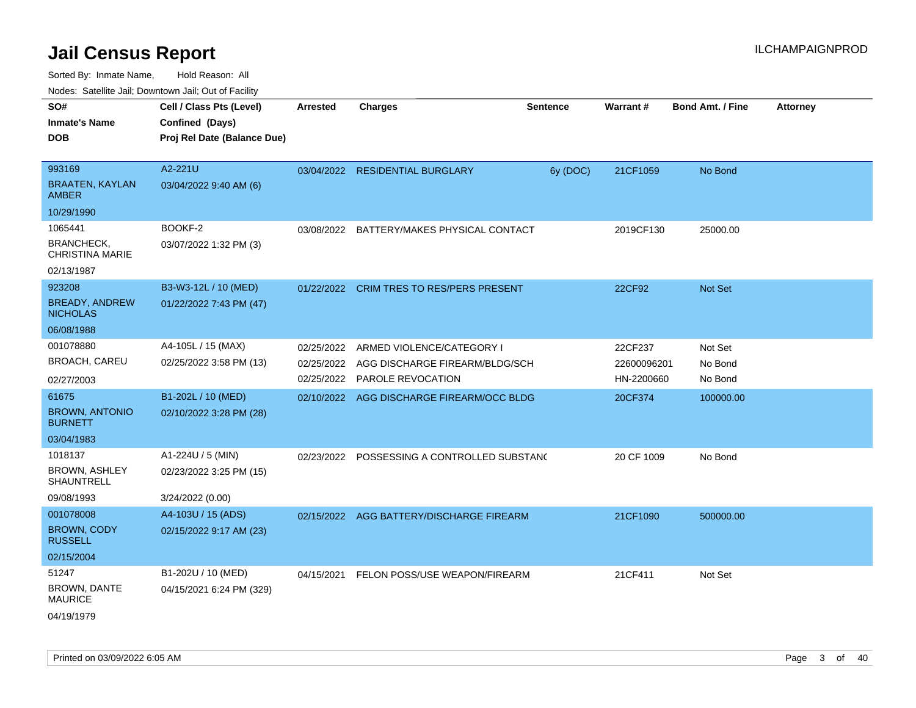# Jail Census Report

Sorted By: Inmate Name, Hold Reason: All

Nodes: Satellite Jail; Downtown Jail; Out of Facility

| SO# / Inmate's Name / DOB | Cell / Class Pts (Level) / Confined (Days) / Proj Rel Date (Balance Due) | Arrested | Charges | Sentence | Warrant # | Bond Amt. / Fine | Attorney |
|---|---|---|---|---|---|---|---|
| 993169<br>BRAATEN, KAYLAN AMBER<br>10/29/1990 | A2-221U<br>03/04/2022 9:40 AM (6) | 03/04/2022 | RESIDENTIAL BURGLARY | 6y (DOC) | 21CF1059 | No Bond | |
| 1065441<br>BRANCHECK, CHRISTINA MARIE<br>02/13/1987 | BOOKF-2<br>03/07/2022 1:32 PM (3) | 03/08/2022 | BATTERY/MAKES PHYSICAL CONTACT | | 2019CF130 | 25000.00 | |
| 923208<br>BREADY, ANDREW NICHOLAS<br>06/08/1988 | B3-W3-12L / 10 (MED)<br>01/22/2022 7:43 PM (47) | 01/22/2022 | CRIM TRES TO RES/PERS PRESENT | | 22CF92 | Not Set | |
| 001078880<br>BROACH, CAREU<br>02/27/2003 | A4-105L / 15 (MAX)<br>02/25/2022 3:58 PM (13) | 02/25/2022<br>02/25/2022<br>02/25/2022 | ARMED VIOLENCE/CATEGORY I<br>AGG DISCHARGE FIREARM/BLDG/SCH<br>PAROLE REVOCATION | | 22CF237<br>22600096201<br>HN-2200660 | Not Set<br>No Bond<br>No Bond | |
| 61675<br>BROWN, ANTONIO BURNETT<br>03/04/1983 | B1-202L / 10 (MED)<br>02/10/2022 3:28 PM (28) | 02/10/2022 | AGG DISCHARGE FIREARM/OCC BLDG | | 20CF374 | 100000.00 | |
| 1018137<br>BROWN, ASHLEY SHAUNTRELL<br>09/08/1993 | A1-224U / 5 (MIN)<br>02/23/2022 3:25 PM (15)<br>3/24/2022 (0.00) | 02/23/2022 | POSSESSING A CONTROLLED SUBSTANC | | 20 CF 1009 | No Bond | |
| 001078008<br>BROWN, CODY RUSSELL<br>02/15/2004 | A4-103U / 15 (ADS)<br>02/15/2022 9:17 AM (23) | 02/15/2022 | AGG BATTERY/DISCHARGE FIREARM | | 21CF1090 | 500000.00 | |
| 51247<br>BROWN, DANTE MAURICE<br>04/19/1979 | B1-202U / 10 (MED)<br>04/15/2021 6:24 PM (329) | 04/15/2021 | FELON POSS/USE WEAPON/FIREARM | | 21CF411 | Not Set | |

Printed on 03/09/2022 6:05 AM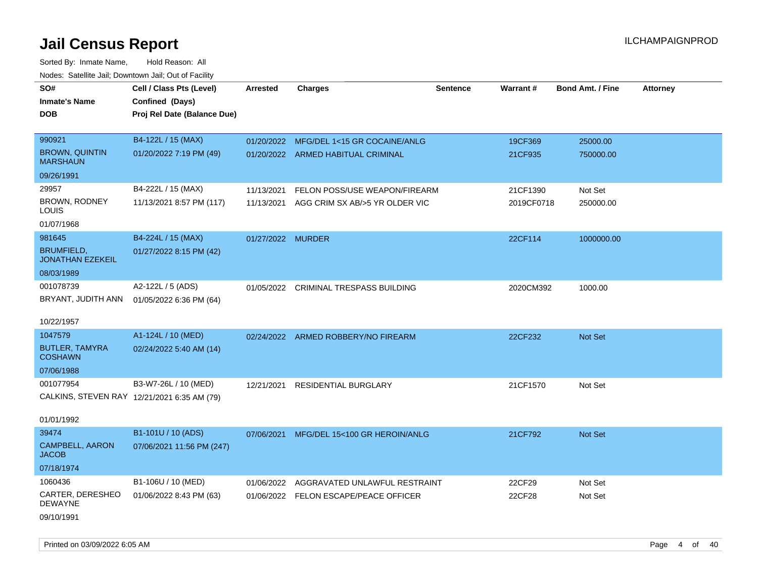# Jail Census Report

Sorted By: Inmate Name, Hold Reason: All

Nodes: Satellite Jail; Downtown Jail; Out of Facility

| SO# / Inmate's Name / DOB | Cell / Class Pts (Level) / Confined (Days) / Proj Rel Date (Balance Due) | Arrested | Charges | Sentence | Warrant # | Bond Amt. / Fine | Attorney |
|---|---|---|---|---|---|---|---|
| 990921<br>BROWN, QUINTIN MARSHAUN<br>09/26/1991 | B4-122L / 15 (MAX)<br>01/20/2022 7:19 PM (49) | 01/20/2022<br>01/20/2022 | MFG/DEL 1<15 GR COCAINE/ANLG<br>ARMED HABITUAL CRIMINAL | | 19CF369<br>21CF935 | 25000.00<br>750000.00 | |
| 29957<br>BROWN, RODNEY LOUIS<br>01/07/1968 | B4-222L / 15 (MAX)<br>11/13/2021 8:57 PM (117) | 11/13/2021<br>11/13/2021 | FELON POSS/USE WEAPON/FIREARM<br>AGG CRIM SX AB/>5 YR OLDER VIC | | 21CF1390<br>2019CF0718 | Not Set<br>250000.00 | |
| 981645<br>BRUMFIELD, JONATHAN EZEKEIL<br>08/03/1989 | B4-224L / 15 (MAX)<br>01/27/2022 8:15 PM (42) | 01/27/2022 | MURDER | | 22CF114 | 1000000.00 | |
| 001078739<br>BRYANT, JUDITH ANN<br>10/22/1957 | A2-122L / 5 (ADS)<br>01/05/2022 6:36 PM (64) | 01/05/2022 | CRIMINAL TRESPASS BUILDING | | 2020CM392 | 1000.00 | |
| 1047579<br>BUTLER, TAMYRA COSHAWN<br>07/06/1988 | A1-124L / 10 (MED)<br>02/24/2022 5:40 AM (14) | 02/24/2022 | ARMED ROBBERY/NO FIREARM | | 22CF232 | Not Set | |
| 001077954<br>CALKINS, STEVEN RAY<br>01/01/1992 | B3-W7-26L / 10 (MED)<br>12/21/2021 6:35 AM (79) | 12/21/2021 | RESIDENTIAL BURGLARY | | 21CF1570 | Not Set | |
| 39474<br>CAMPBELL, AARON JACOB<br>07/18/1974 | B1-101U / 10 (ADS)<br>07/06/2021 11:56 PM (247) | 07/06/2021 | MFG/DEL 15<100 GR HEROIN/ANLG | | 21CF792 | Not Set | |
| 1060436<br>CARTER, DERESHEO DEWAYNE<br>09/10/1991 | B1-106U / 10 (MED)<br>01/06/2022 8:43 PM (63) | 01/06/2022<br>01/06/2022 | AGGRAVATED UNLAWFUL RESTRAINT<br>FELON ESCAPE/PEACE OFFICER | | 22CF29<br>22CF28 | Not Set<br>Not Set | |

Printed on 03/09/2022 6:05 AM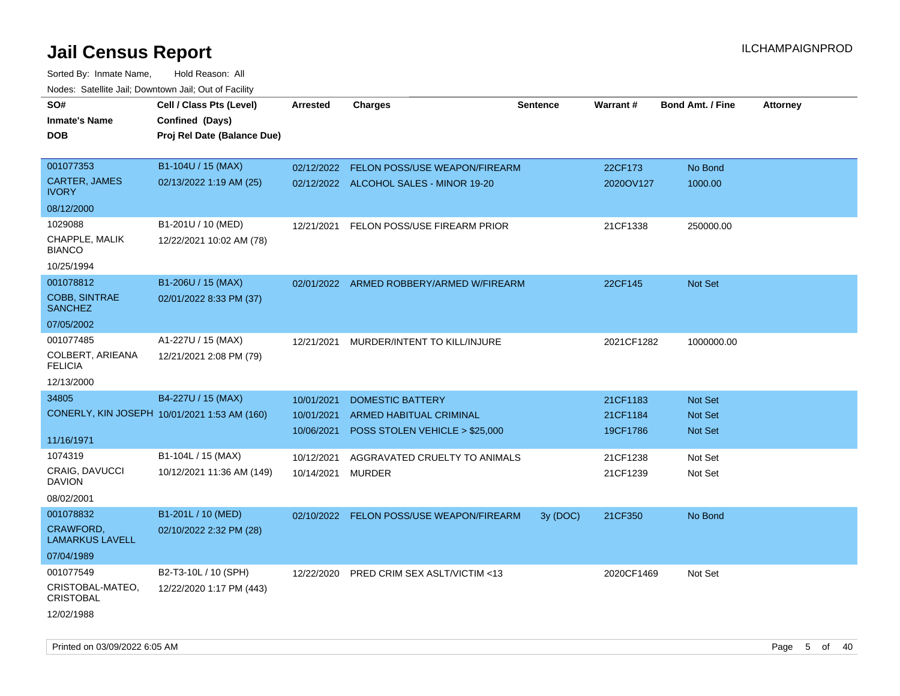# Jail Census Report

ILCHAMPAIGNPROD

Sorted By: Inmate Name, Hold Reason: All

Nodes: Satellite Jail; Downtown Jail; Out of Facility

| SO# / Inmate's Name / DOB | Cell / Class Pts (Level) / Confined (Days) / Proj Rel Date (Balance Due) | Arrested | Charges | Sentence | Warrant # | Bond Amt. / Fine | Attorney |
|---|---|---|---|---|---|---|---|
| 001077353<br>CARTER, JAMES IVORY<br>08/12/2000 | B1-104U / 15 (MAX)<br>02/13/2022 1:19 AM (25) | 02/12/2022 | FELON POSS/USE WEAPON/FIREARM | | 22CF173 | No Bond | |
| | | 02/12/2022 | ALCOHOL SALES - MINOR 19-20 | | 2020OV127 | 1000.00 | |
| 1029088<br>CHAPPLE, MALIK BIANCO<br>10/25/1994 | B1-201U / 10 (MED)<br>12/22/2021 10:02 AM (78) | 12/21/2021 | FELON POSS/USE FIREARM PRIOR | | 21CF1338 | 250000.00 | |
| 001078812<br>COBB, SINTRAE SANCHEZ<br>07/05/2002 | B1-206U / 15 (MAX)<br>02/01/2022 8:33 PM (37) | 02/01/2022 | ARMED ROBBERY/ARMED W/FIREARM | | 22CF145 | Not Set | |
| 001077485<br>COLBERT, ARIEANA FELICIA<br>12/13/2000 | A1-227U / 15 (MAX)<br>12/21/2021 2:08 PM (79) | 12/21/2021 | MURDER/INTENT TO KILL/INJURE | | 2021CF1282 | 1000000.00 | |
| 34805<br>CONERLY, KIN JOSEPH<br>11/16/1971 | B4-227U / 15 (MAX)<br>10/01/2021 1:53 AM (160) | 10/01/2021 | DOMESTIC BATTERY | | 21CF1183 | Not Set | |
| | | 10/01/2021 | ARMED HABITUAL CRIMINAL | | 21CF1184 | Not Set | |
| | | 10/06/2021 | POSS STOLEN VEHICLE > $25,000 | | 19CF1786 | Not Set | |
| 1074319<br>CRAIG, DAVUCCI DAVION<br>08/02/2001 | B1-104L / 15 (MAX)<br>10/12/2021 11:36 AM (149) | 10/12/2021 | AGGRAVATED CRUELTY TO ANIMALS | | 21CF1238 | Not Set | |
| | | 10/14/2021 | MURDER | | 21CF1239 | Not Set | |
| 001078832<br>CRAWFORD, LAMARKUS LAVELL<br>07/04/1989 | B1-201L / 10 (MED)<br>02/10/2022 2:32 PM (28) | 02/10/2022 | FELON POSS/USE WEAPON/FIREARM | 3y (DOC) | 21CF350 | No Bond | |
| 001077549<br>CRISTOBAL-MATEO, CRISTOBAL<br>12/02/1988 | B2-T3-10L / 10 (SPH)<br>12/22/2020 1:17 PM (443) | 12/22/2020 | PRED CRIM SEX ASLT/VICTIM <13 | | 2020CF1469 | Not Set | |

Printed on 03/09/2022 6:05 AM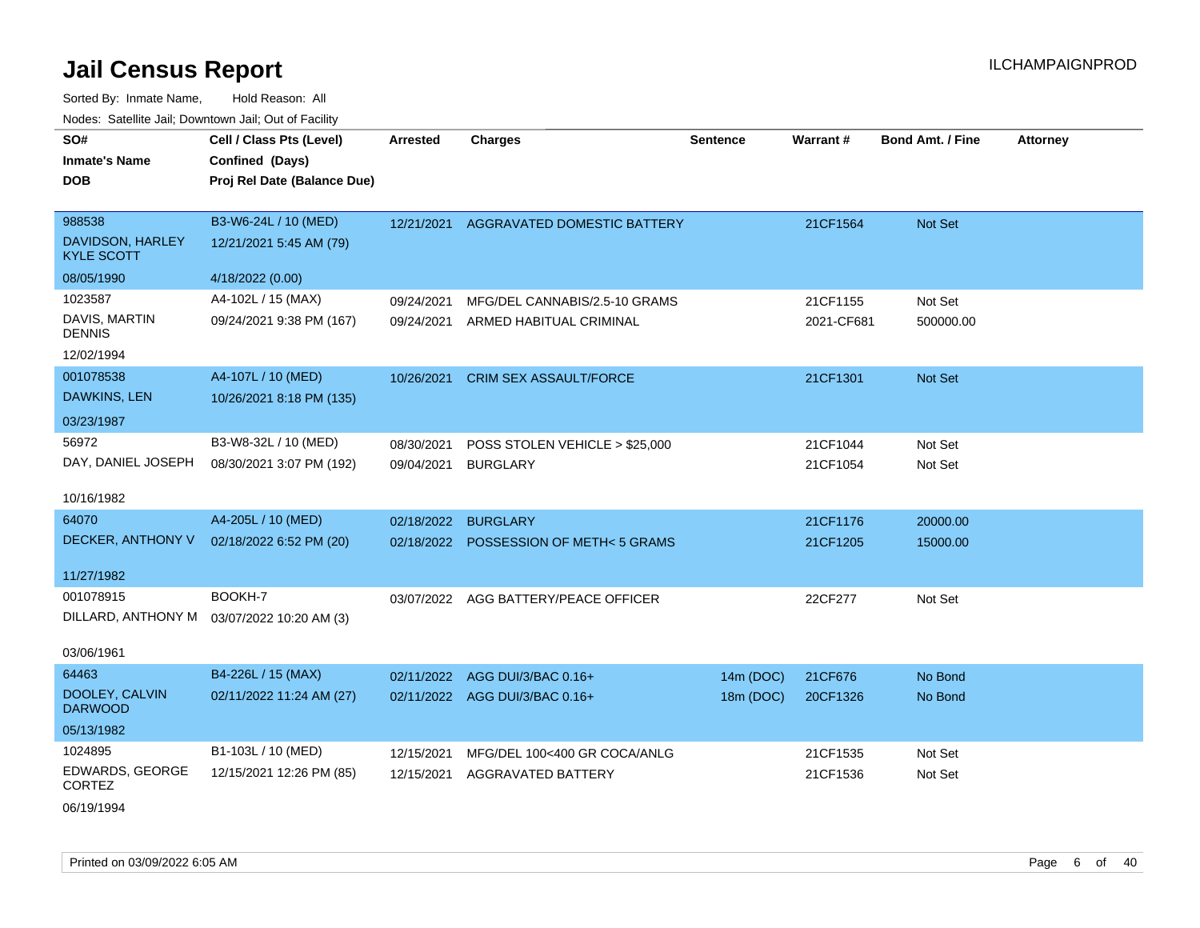# Jail Census Report

ILCHAMPAIGNPROD

Sorted By: Inmate Name, Hold Reason: All

Nodes: Satellite Jail; Downtown Jail; Out of Facility

| SO# / Inmate's Name / DOB | Cell / Class Pts (Level) / Confined (Days) / Proj Rel Date (Balance Due) | Arrested | Charges | Sentence | Warrant # | Bond Amt. / Fine | Attorney |
|---|---|---|---|---|---|---|---|
| 988538<br>DAVIDSON, HARLEY KYLE SCOTT<br>08/05/1990 | B3-W6-24L / 10 (MED)<br>12/21/2021 5:45 AM (79)<br>4/18/2022 (0.00) | 12/21/2021 | AGGRAVATED DOMESTIC BATTERY | | 21CF1564 | Not Set | |
| 1023587<br>DAVIS, MARTIN DENNIS<br>12/02/1994 | A4-102L / 15 (MAX)<br>09/24/2021 9:38 PM (167) | 09/24/2021 | MFG/DEL CANNABIS/2.5-10 GRAMS | | 21CF1155 | Not Set | |
| | | 09/24/2021 | ARMED HABITUAL CRIMINAL | | 2021-CF681 | 500000.00 | |
| 001078538<br>DAWKINS, LEN<br>03/23/1987 | A4-107L / 10 (MED)<br>10/26/2021 8:18 PM (135) | 10/26/2021 | CRIM SEX ASSAULT/FORCE | | 21CF1301 | Not Set | |
| 56972<br>DAY, DANIEL JOSEPH<br>10/16/1982 | B3-W8-32L / 10 (MED)<br>08/30/2021 3:07 PM (192) | 08/30/2021 | POSS STOLEN VEHICLE > $25,000 | | 21CF1044 | Not Set | |
| | | 09/04/2021 | BURGLARY | | 21CF1054 | Not Set | |
| 64070<br>DECKER, ANTHONY V<br>11/27/1982 | A4-205L / 10 (MED)<br>02/18/2022 6:52 PM (20) | 02/18/2022 | BURGLARY | | 21CF1176 | 20000.00 | |
| | | 02/18/2022 | POSSESSION OF METH< 5 GRAMS | | 21CF1205 | 15000.00 | |
| 001078915<br>DILLARD, ANTHONY M<br>03/06/1961 | BOOKH-7<br>03/07/2022 10:20 AM (3) | 03/07/2022 | AGG BATTERY/PEACE OFFICER | | 22CF277 | Not Set | |
| 64463<br>DOOLEY, CALVIN DARWOOD<br>05/13/1982 | B4-226L / 15 (MAX)<br>02/11/2022 11:24 AM (27) | 02/11/2022 | AGG DUI/3/BAC 0.16+ | 14m (DOC) | 21CF676 | No Bond | |
| | | 02/11/2022 | AGG DUI/3/BAC 0.16+ | 18m (DOC) | 20CF1326 | No Bond | |
| 1024895<br>EDWARDS, GEORGE CORTEZ<br>06/19/1994 | B1-103L / 10 (MED)<br>12/15/2021 12:26 PM (85) | 12/15/2021 | MFG/DEL 100<400 GR COCA/ANLG | | 21CF1535 | Not Set | |
| | | 12/15/2021 | AGGRAVATED BATTERY | | 21CF1536 | Not Set | |

Printed on 03/09/2022 6:05 AM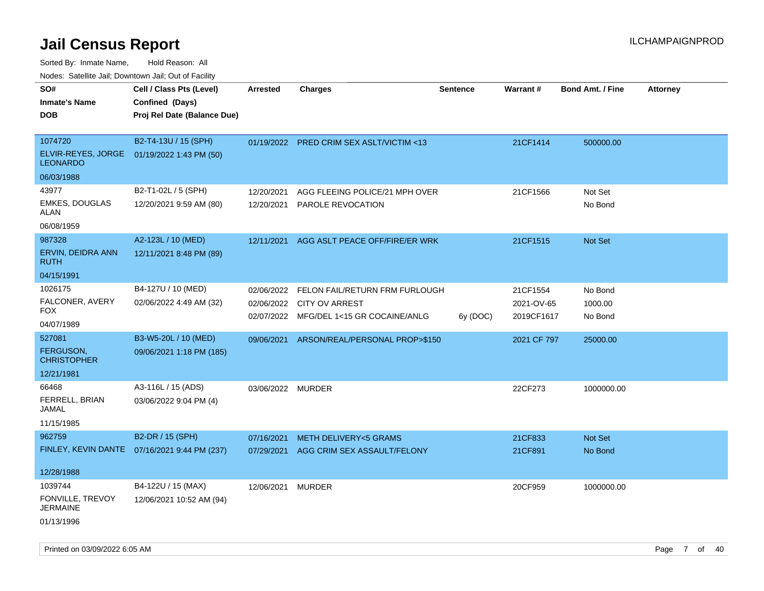# Jail Census Report

Sorted By: Inmate Name, Hold Reason: All

Nodes: Satellite Jail; Downtown Jail; Out of Facility

| SO# / Inmate's Name / DOB | Cell / Class Pts (Level) / Confined (Days) / Proj Rel Date (Balance Due) | Arrested | Charges | Sentence | Warrant # | Bond Amt. / Fine | Attorney |
|---|---|---|---|---|---|---|---|
| 1074720<br>ELVIR-REYES, JORGE LEONARDO<br>06/03/1988 | B2-T4-13U / 15 (SPH)<br>01/19/2022 1:43 PM (50) | 01/19/2022 | PRED CRIM SEX ASLT/VICTIM <13 | | 21CF1414 | 500000.00 | |
| 43977<br>EMKES, DOUGLAS ALAN<br>06/08/1959 | B2-T1-02L / 5 (SPH)<br>12/20/2021 9:59 AM (80) | 12/20/2021<br>12/20/2021 | AGG FLEEING POLICE/21 MPH OVER<br>PAROLE REVOCATION | | 21CF1566 | Not Set<br>No Bond | |
| 987328<br>ERVIN, DEIDRA ANN RUTH<br>04/15/1991 | A2-123L / 10 (MED)<br>12/11/2021 8:48 PM (89) | 12/11/2021 | AGG ASLT PEACE OFF/FIRE/ER WRK | | 21CF1515 | Not Set | |
| 1026175<br>FALCONER, AVERY FOX<br>04/07/1989 | B4-127U / 10 (MED)<br>02/06/2022 4:49 AM (32) | 02/06/2022<br>02/06/2022<br>02/07/2022 | FELON FAIL/RETURN FRM FURLOUGH<br>CITY OV ARREST<br>MFG/DEL 1<15 GR COCAINE/ANLG | <br><br>6y (DOC) | 21CF1554<br>2021-OV-65<br>2019CF1617 | No Bond<br>1000.00<br>No Bond | |
| 527081<br>FERGUSON, CHRISTOPHER<br>12/21/1981 | B3-W5-20L / 10 (MED)<br>09/06/2021 1:18 PM (185) | 09/06/2021 | ARSON/REAL/PERSONAL PROP>$150 | | 2021 CF 797 | 25000.00 | |
| 66468<br>FERRELL, BRIAN JAMAL<br>11/15/1985 | A3-116L / 15 (ADS)<br>03/06/2022 9:04 PM (4) | 03/06/2022 | MURDER | | 22CF273 | 1000000.00 | |
| 962759<br>FINLEY, KEVIN DANTE<br>12/28/1988 | B2-DR / 15 (SPH)<br>07/16/2021 9:44 PM (237) | 07/16/2021<br>07/29/2021 | METH DELIVERY<5 GRAMS<br>AGG CRIM SEX ASSAULT/FELONY | | 21CF833<br>21CF891 | Not Set<br>No Bond | |
| 1039744<br>FONVILLE, TREVOY JERMAINE<br>01/13/1996 | B4-122U / 15 (MAX)<br>12/06/2021 10:52 AM (94) | 12/06/2021 | MURDER | | 20CF959 | 1000000.00 | |

Printed on 03/09/2022 6:05 AM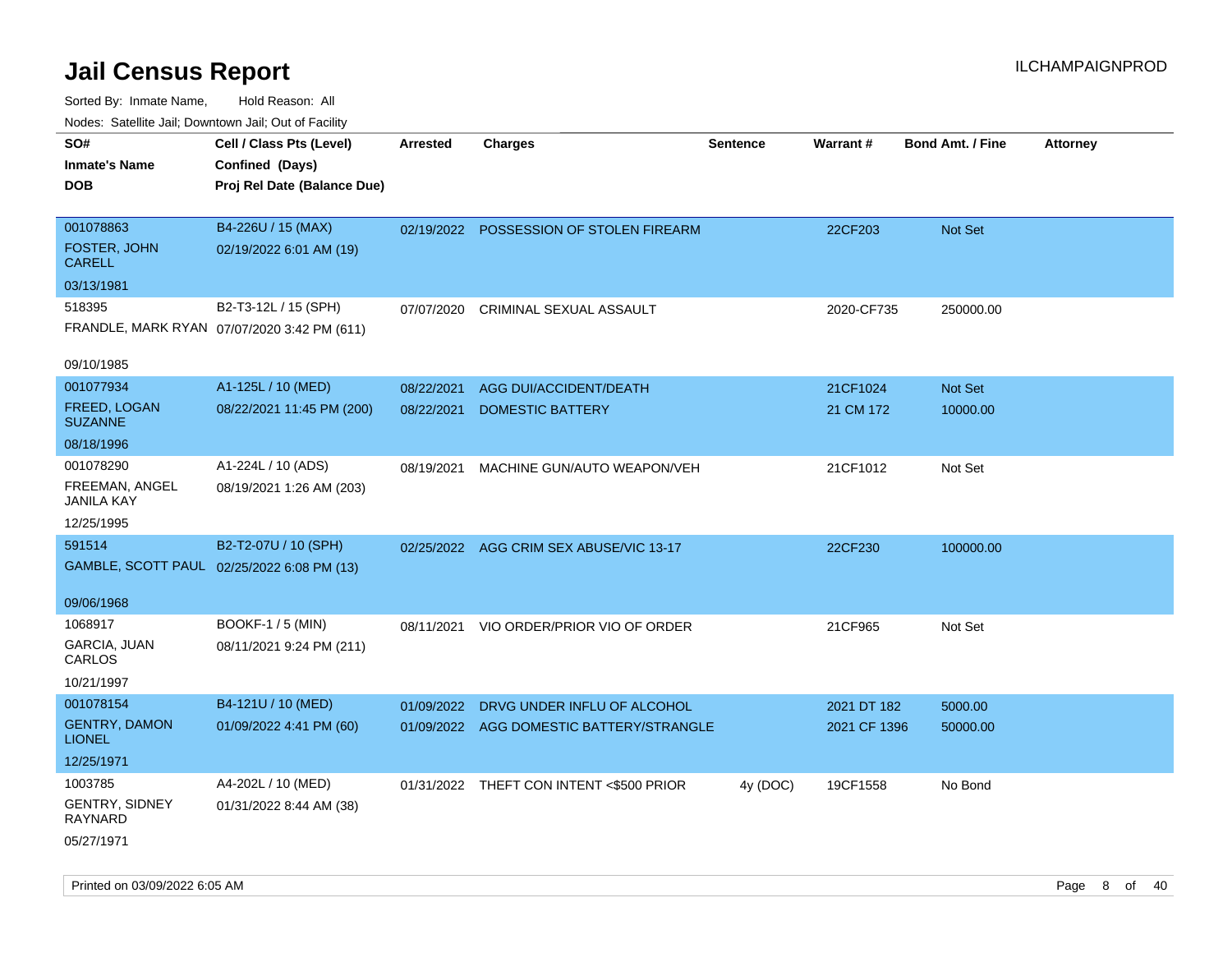# Jail Census Report

ILCHAMPAIGNPROD

Sorted By: Inmate Name, Hold Reason: All

Nodes: Satellite Jail; Downtown Jail; Out of Facility

| SO# / Inmate's Name / DOB | Cell / Class Pts (Level) / Confined (Days) / Proj Rel Date (Balance Due) | Arrested | Charges | Sentence | Warrant # | Bond Amt. / Fine | Attorney |
|---|---|---|---|---|---|---|---|
| 001078863<br>FOSTER, JOHN CARELL<br>03/13/1981 | B4-226U / 15 (MAX)<br>02/19/2022 6:01 AM (19) | 02/19/2022 | POSSESSION OF STOLEN FIREARM | | 22CF203 | Not Set | |
| 518395<br>FRANDLE, MARK RYAN<br>09/10/1985 | B2-T3-12L / 15 (SPH)<br>07/07/2020 3:42 PM (611) | 07/07/2020 | CRIMINAL SEXUAL ASSAULT | | 2020-CF735 | 250000.00 | |
| 001077934<br>FREED, LOGAN SUZANNE<br>08/18/1996 | A1-125L / 10 (MED)<br>08/22/2021 11:45 PM (200) | 08/22/2021 | AGG DUI/ACCIDENT/DEATH | | 21CF1024 | Not Set | |
| | | 08/22/2021 | DOMESTIC BATTERY | | 21 CM 172 | 10000.00 | |
| 001078290<br>FREEMAN, ANGEL JANILA KAY<br>12/25/1995 | A1-224L / 10 (ADS)<br>08/19/2021 1:26 AM (203) | 08/19/2021 | MACHINE GUN/AUTO WEAPON/VEH | | 21CF1012 | Not Set | |
| 591514<br>GAMBLE, SCOTT PAUL<br>09/06/1968 | B2-T2-07U / 10 (SPH)<br>02/25/2022 6:08 PM (13) | 02/25/2022 | AGG CRIM SEX ABUSE/VIC 13-17 | | 22CF230 | 100000.00 | |
| 1068917<br>GARCIA, JUAN CARLOS<br>10/21/1997 | BOOKF-1 / 5 (MIN)<br>08/11/2021 9:24 PM (211) | 08/11/2021 | VIO ORDER/PRIOR VIO OF ORDER | | 21CF965 | Not Set | |
| 001078154<br>GENTRY, DAMON LIONEL<br>12/25/1971 | B4-121U / 10 (MED)<br>01/09/2022 4:41 PM (60) | 01/09/2022 | DRVG UNDER INFLU OF ALCOHOL | | 2021 DT 182 | 5000.00 | |
| | | 01/09/2022 | AGG DOMESTIC BATTERY/STRANGLE | | 2021 CF 1396 | 50000.00 | |
| 1003785<br>GENTRY, SIDNEY RAYNARD<br>05/27/1971 | A4-202L / 10 (MED)<br>01/31/2022 8:44 AM (38) | 01/31/2022 | THEFT CON INTENT <$500 PRIOR | 4y (DOC) | 19CF1558 | No Bond | |

Printed on 03/09/2022 6:05 AM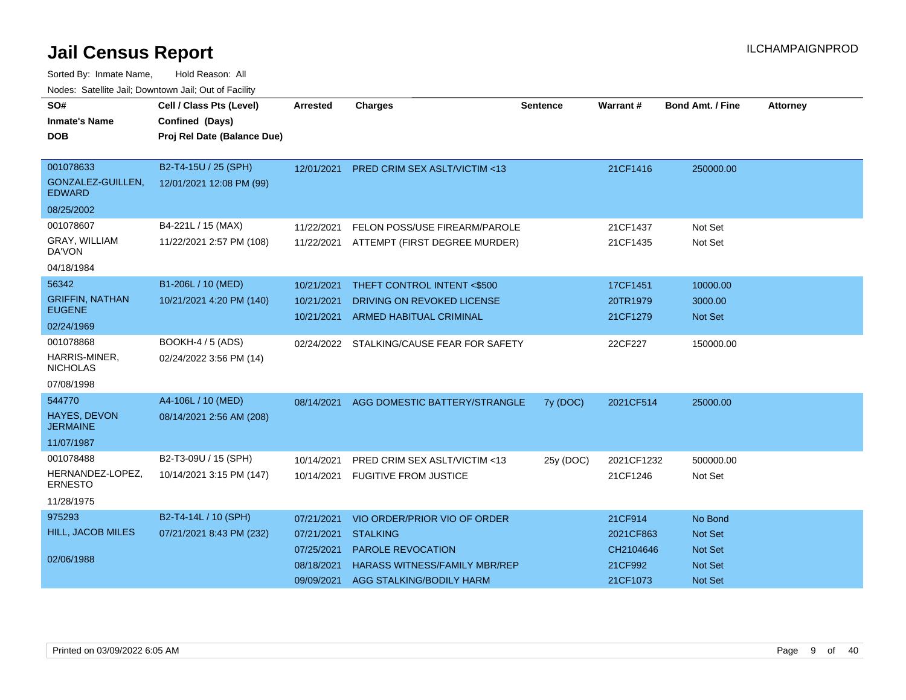# Jail Census Report

ILCHAMPAIGNPROD

Sorted By: Inmate Name, Hold Reason: All

Nodes: Satellite Jail; Downtown Jail; Out of Facility

| SO# / Inmate's Name / DOB | Cell / Class Pts (Level) / Confined (Days) / Proj Rel Date (Balance Due) | Arrested | Charges | Sentence | Warrant # | Bond Amt. / Fine | Attorney |
|---|---|---|---|---|---|---|---|
| 001078633<br>GONZALEZ-GUILLEN, EDWARD<br>08/25/2002 | B2-T4-15U / 25 (SPH)<br>12/01/2021 12:08 PM (99) | 12/01/2021 | PRED CRIM SEX ASLT/VICTIM <13 | | 21CF1416 | 250000.00 | |
| 001078607<br>GRAY, WILLIAM DA'VON<br>04/18/1984 | B4-221L / 15 (MAX)<br>11/22/2021 2:57 PM (108) | 11/22/2021 | FELON POSS/USE FIREARM/PAROLE | | 21CF1437 | Not Set | |
| | | 11/22/2021 | ATTEMPT (FIRST DEGREE MURDER) | | 21CF1435 | Not Set | |
| 56342<br>GRIFFIN, NATHAN EUGENE<br>02/24/1969 | B1-206L / 10 (MED)<br>10/21/2021 4:20 PM (140) | 10/21/2021 | THEFT CONTROL INTENT <$500 | | 17CF1451 | 10000.00 | |
| | | 10/21/2021 | DRIVING ON REVOKED LICENSE | | 20TR1979 | 3000.00 | |
| | | 10/21/2021 | ARMED HABITUAL CRIMINAL | | 21CF1279 | Not Set | |
| 001078868<br>HARRIS-MINER, NICHOLAS<br>07/08/1998 | BOOKH-4 / 5 (ADS)<br>02/24/2022 3:56 PM (14) | 02/24/2022 | STALKING/CAUSE FEAR FOR SAFETY | | 22CF227 | 150000.00 | |
| 544770<br>HAYES, DEVON JERMAINE<br>11/07/1987 | A4-106L / 10 (MED)<br>08/14/2021 2:56 AM (208) | 08/14/2021 | AGG DOMESTIC BATTERY/STRANGLE | 7y (DOC) | 2021CF514 | 25000.00 | |
| 001078488<br>HERNANDEZ-LOPEZ, ERNESTO<br>11/28/1975 | B2-T3-09U / 15 (SPH)<br>10/14/2021 3:15 PM (147) | 10/14/2021 | PRED CRIM SEX ASLT/VICTIM <13 | 25y (DOC) | 2021CF1232 | 500000.00 | |
| | | 10/14/2021 | FUGITIVE FROM JUSTICE | | 21CF1246 | Not Set | |
| 975293<br>HILL, JACOB MILES<br>02/06/1988 | B2-T4-14L / 10 (SPH)<br>07/21/2021 8:43 PM (232) | 07/21/2021 | VIO ORDER/PRIOR VIO OF ORDER | | 21CF914 | No Bond | |
| | | 07/21/2021 | STALKING | | 2021CF863 | Not Set | |
| | | 07/25/2021 | PAROLE REVOCATION | | CH2104646 | Not Set | |
| | | 08/18/2021 | HARASS WITNESS/FAMILY MBR/REP | | 21CF992 | Not Set | |
| | | 09/09/2021 | AGG STALKING/BODILY HARM | | 21CF1073 | Not Set | |

Printed on 03/09/2022 6:05 AM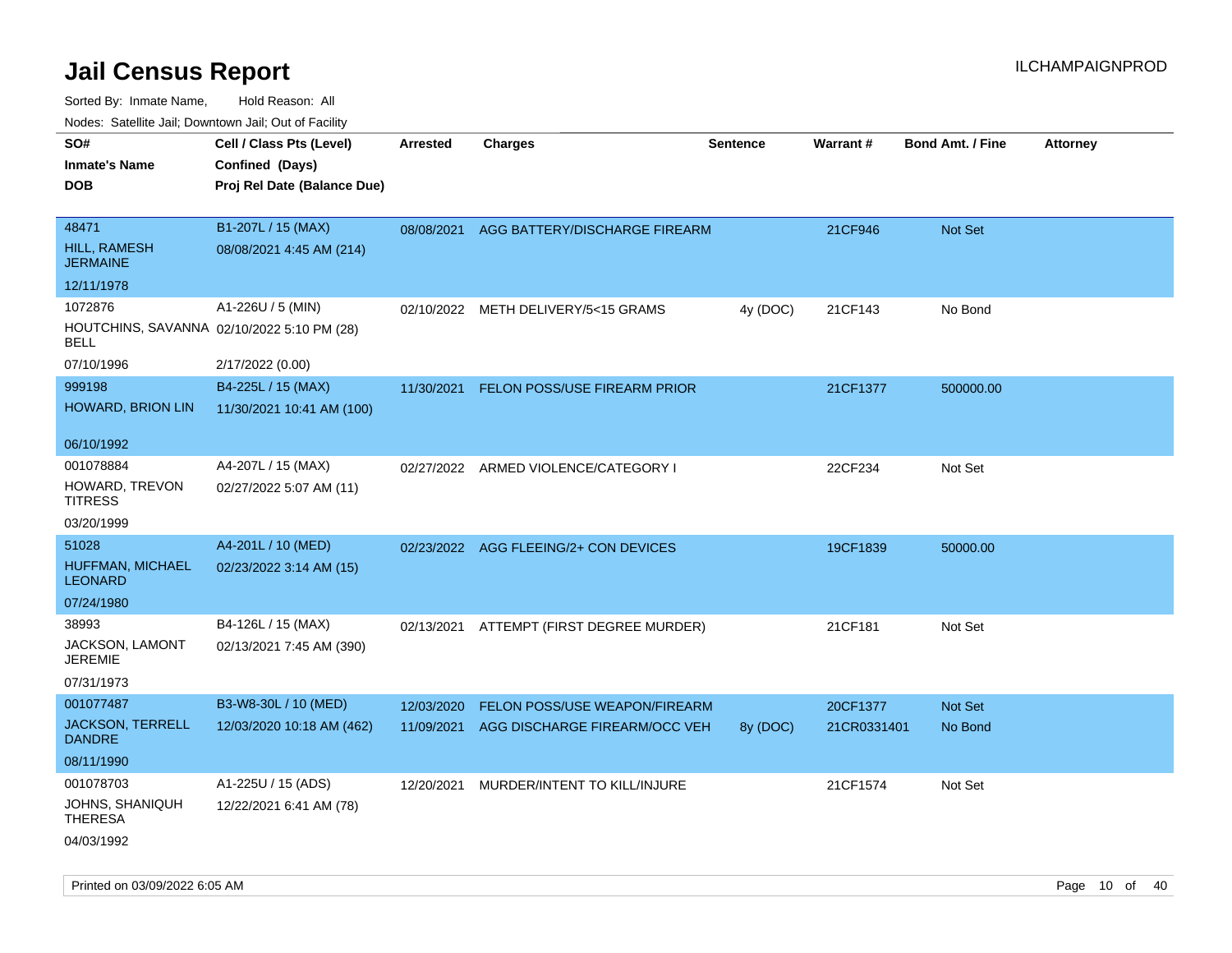# Jail Census Report

ILCHAMPAIGNPROD

Sorted By: Inmate Name, Hold Reason: All

Nodes: Satellite Jail; Downtown Jail; Out of Facility

| SO# / Inmate's Name / DOB | Cell / Class Pts (Level) / Confined (Days) / Proj Rel Date (Balance Due) | Arrested | Charges | Sentence | Warrant # | Bond Amt. / Fine | Attorney |
|---|---|---|---|---|---|---|---|
| 48471<br>HILL, RAMESH JERMAINE<br>12/11/1978 | B1-207L / 15 (MAX)<br>08/08/2021 4:45 AM (214) | 08/08/2021 | AGG BATTERY/DISCHARGE FIREARM | | 21CF946 | Not Set | |
| 1072876<br>HOUTCHINS, SAVANNA BELL<br>07/10/1996 | A1-226U / 5 (MIN)<br>02/10/2022 5:10 PM (28)<br>2/17/2022 (0.00) | 02/10/2022 | METH DELIVERY/5<15 GRAMS | 4y (DOC) | 21CF143 | No Bond | |
| 999198<br>HOWARD, BRION LIN<br>06/10/1992 | B4-225L / 15 (MAX)<br>11/30/2021 10:41 AM (100) | 11/30/2021 | FELON POSS/USE FIREARM PRIOR | | 21CF1377 | 500000.00 | |
| 001078884<br>HOWARD, TREVON TITRESS<br>03/20/1999 | A4-207L / 15 (MAX)<br>02/27/2022 5:07 AM (11) | 02/27/2022 | ARMED VIOLENCE/CATEGORY I | | 22CF234 | Not Set | |
| 51028<br>HUFFMAN, MICHAEL LEONARD<br>07/24/1980 | A4-201L / 10 (MED)<br>02/23/2022 3:14 AM (15) | 02/23/2022 | AGG FLEEING/2+ CON DEVICES | | 19CF1839 | 50000.00 | |
| 38993<br>JACKSON, LAMONT JEREMIE<br>07/31/1973 | B4-126L / 15 (MAX)<br>02/13/2021 7:45 AM (390) | 02/13/2021 | ATTEMPT (FIRST DEGREE MURDER) | | 21CF181 | Not Set | |
| 001077487<br>JACKSON, TERRELL DANDRE<br>08/11/1990 | B3-W8-30L / 10 (MED)<br>12/03/2020 10:18 AM (462) | 12/03/2020 | FELON POSS/USE WEAPON/FIREARM | | 20CF1377 | Not Set | |
| | | 11/09/2021 | AGG DISCHARGE FIREARM/OCC VEH | 8y (DOC) | 21CR0331401 | No Bond | |
| 001078703<br>JOHNS, SHANIQUH THERESA<br>04/03/1992 | A1-225U / 15 (ADS)<br>12/22/2021 6:41 AM (78) | 12/20/2021 | MURDER/INTENT TO KILL/INJURE | | 21CF1574 | Not Set | |

Printed on 03/09/2022 6:05 AM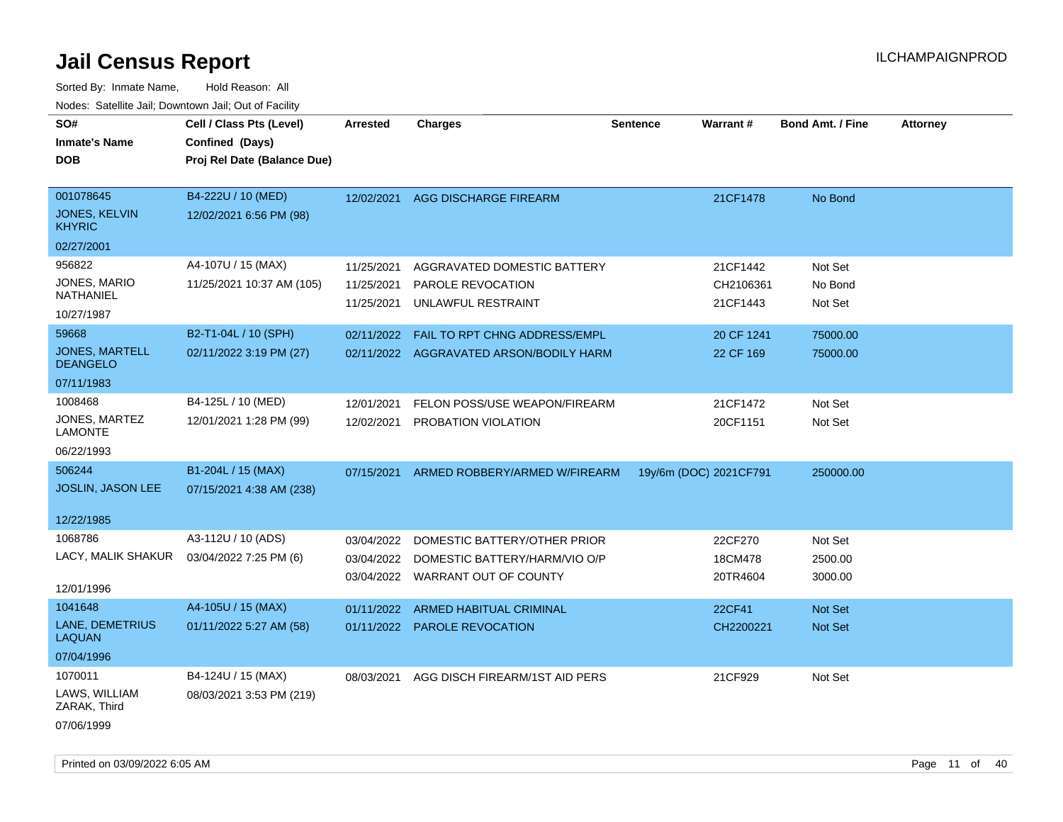# Jail Census Report

ILCHAMPAIGNPROD

Sorted By: Inmate Name, Hold Reason: All

Nodes: Satellite Jail; Downtown Jail; Out of Facility

| SO# / Inmate's Name / DOB | Cell / Class Pts (Level) / Confined (Days) / Proj Rel Date (Balance Due) | Arrested | Charges | Sentence | Warrant # | Bond Amt. / Fine | Attorney |
|---|---|---|---|---|---|---|---|
| 001078645<br>JONES, KELVIN KHYRIC<br>02/27/2001 | B4-222U / 10 (MED)<br>12/02/2021 6:56 PM (98) | 12/02/2021 | AGG DISCHARGE FIREARM | | 21CF1478 | No Bond | |
| 956822<br>JONES, MARIO NATHANIEL<br>10/27/1987 | A4-107U / 15 (MAX)<br>11/25/2021 10:37 AM (105) | 11/25/2021<br>11/25/2021<br>11/25/2021 | AGGRAVATED DOMESTIC BATTERY<br>PAROLE REVOCATION<br>UNLAWFUL RESTRAINT | | 21CF1442<br>CH2106361<br>21CF1443 | Not Set<br>No Bond<br>Not Set | |
| 59668<br>JONES, MARTELL DEANGELO<br>07/11/1983 | B2-T1-04L / 10 (SPH)<br>02/11/2022 3:19 PM (27) | 02/11/2022<br>02/11/2022 | FAIL TO RPT CHNG ADDRESS/EMPL<br>AGGRAVATED ARSON/BODILY HARM | | 20 CF 1241<br>22 CF 169 | 75000.00<br>75000.00 | |
| 1008468<br>JONES, MARTEZ LAMONTE<br>06/22/1993 | B4-125L / 10 (MED)<br>12/01/2021 1:28 PM (99) | 12/01/2021<br>12/02/2021 | FELON POSS/USE WEAPON/FIREARM<br>PROBATION VIOLATION | | 21CF1472<br>20CF1151 | Not Set<br>Not Set | |
| 506244<br>JOSLIN, JASON LEE<br>12/22/1985 | B1-204L / 15 (MAX)<br>07/15/2021 4:38 AM (238) | 07/15/2021 | ARMED ROBBERY/ARMED W/FIREARM | 19y/6m (DOC) | 2021CF791 | 250000.00 | |
| 1068786<br>LACY, MALIK SHAKUR<br>12/01/1996 | A3-112U / 10 (ADS)<br>03/04/2022 7:25 PM (6) | 03/04/2022<br>03/04/2022<br>03/04/2022 | DOMESTIC BATTERY/OTHER PRIOR<br>DOMESTIC BATTERY/HARM/VIO O/P<br>WARRANT OUT OF COUNTY | | 22CF270<br>18CM478<br>20TR4604 | Not Set<br>2500.00<br>3000.00 | |
| 1041648<br>LANE, DEMETRIUS LAQUAN<br>07/04/1996 | A4-105U / 15 (MAX)<br>01/11/2022 5:27 AM (58) | 01/11/2022<br>01/11/2022 | ARMED HABITUAL CRIMINAL<br>PAROLE REVOCATION | | 22CF41<br>CH2200221 | Not Set<br>Not Set | |
| 1070011<br>LAWS, WILLIAM ZARAK, Third<br>07/06/1999 | B4-124U / 15 (MAX)<br>08/03/2021 3:53 PM (219) | 08/03/2021 | AGG DISCH FIREARM/1ST AID PERS | | 21CF929 | Not Set | |

Printed on 03/09/2022 6:05 AM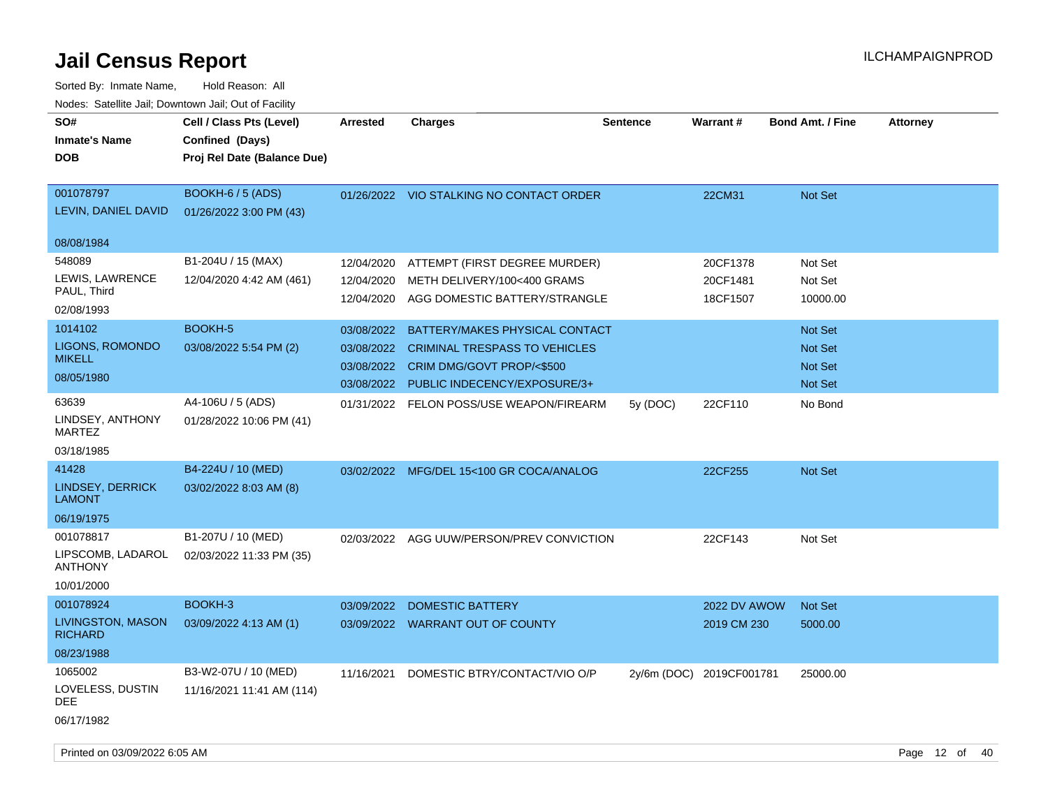# Jail Census Report

ILCHAMPAIGNPROD

Sorted By: Inmate Name, Hold Reason: All

Nodes: Satellite Jail; Downtown Jail; Out of Facility

| SO# / Inmate's Name / DOB | Cell / Class Pts (Level) / Confined (Days) / Proj Rel Date (Balance Due) | Arrested | Charges | Sentence | Warrant # | Bond Amt. / Fine | Attorney |
|---|---|---|---|---|---|---|---|
| 001078797 LEVIN, DANIEL DAVID 08/08/1984 | BOOKH-6 / 5 (ADS) 01/26/2022 3:00 PM (43) | 01/26/2022 | VIO STALKING NO CONTACT ORDER | | 22CM31 | Not Set | |
| 548089 LEWIS, LAWRENCE PAUL, Third 02/08/1993 | B1-204U / 15 (MAX) 12/04/2020 4:42 AM (461) | 12/04/2020 | ATTEMPT (FIRST DEGREE MURDER) | | 20CF1378 | Not Set | |
| | | 12/04/2020 | METH DELIVERY/100<400 GRAMS | | 20CF1481 | Not Set | |
| | | 12/04/2020 | AGG DOMESTIC BATTERY/STRANGLE | | 18CF1507 | 10000.00 | |
| 1014102 LIGONS, ROMONDO MIKELL 08/05/1980 | BOOKH-5 03/08/2022 5:54 PM (2) | 03/08/2022 | BATTERY/MAKES PHYSICAL CONTACT | | | Not Set | |
| | | 03/08/2022 | CRIMINAL TRESPASS TO VEHICLES | | | Not Set | |
| | | 03/08/2022 | CRIM DMG/GOVT PROP/<$500 | | | Not Set | |
| | | 03/08/2022 | PUBLIC INDECENCY/EXPOSURE/3+ | | | Not Set | |
| 63639 LINDSEY, ANTHONY MARTEZ 03/18/1985 | A4-106U / 5 (ADS) 01/28/2022 10:06 PM (41) | 01/31/2022 | FELON POSS/USE WEAPON/FIREARM | 5y (DOC) | 22CF110 | No Bond | |
| 41428 LINDSEY, DERRICK LAMONT 06/19/1975 | B4-224U / 10 (MED) 03/02/2022 8:03 AM (8) | 03/02/2022 | MFG/DEL 15<100 GR COCA/ANALOG | | 22CF255 | Not Set | |
| 001078817 LIPSCOMB, LADAROL ANTHONY 10/01/2000 | B1-207U / 10 (MED) 02/03/2022 11:33 PM (35) | 02/03/2022 | AGG UUW/PERSON/PREV CONVICTION | | 22CF143 | Not Set | |
| 001078924 LIVINGSTON, MASON RICHARD 08/23/1988 | BOOKH-3 03/09/2022 4:13 AM (1) | 03/09/2022 | DOMESTIC BATTERY | | 2022 DV AWOW | Not Set | |
| | | 03/09/2022 | WARRANT OUT OF COUNTY | | 2019 CM 230 | 5000.00 | |
| 1065002 LOVELESS, DUSTIN DEE 06/17/1982 | B3-W2-07U / 10 (MED) 11/16/2021 11:41 AM (114) | 11/16/2021 | DOMESTIC BTRY/CONTACT/VIO O/P | 2y/6m (DOC) | 2019CF001781 | 25000.00 | |

Printed on 03/09/2022 6:05 AM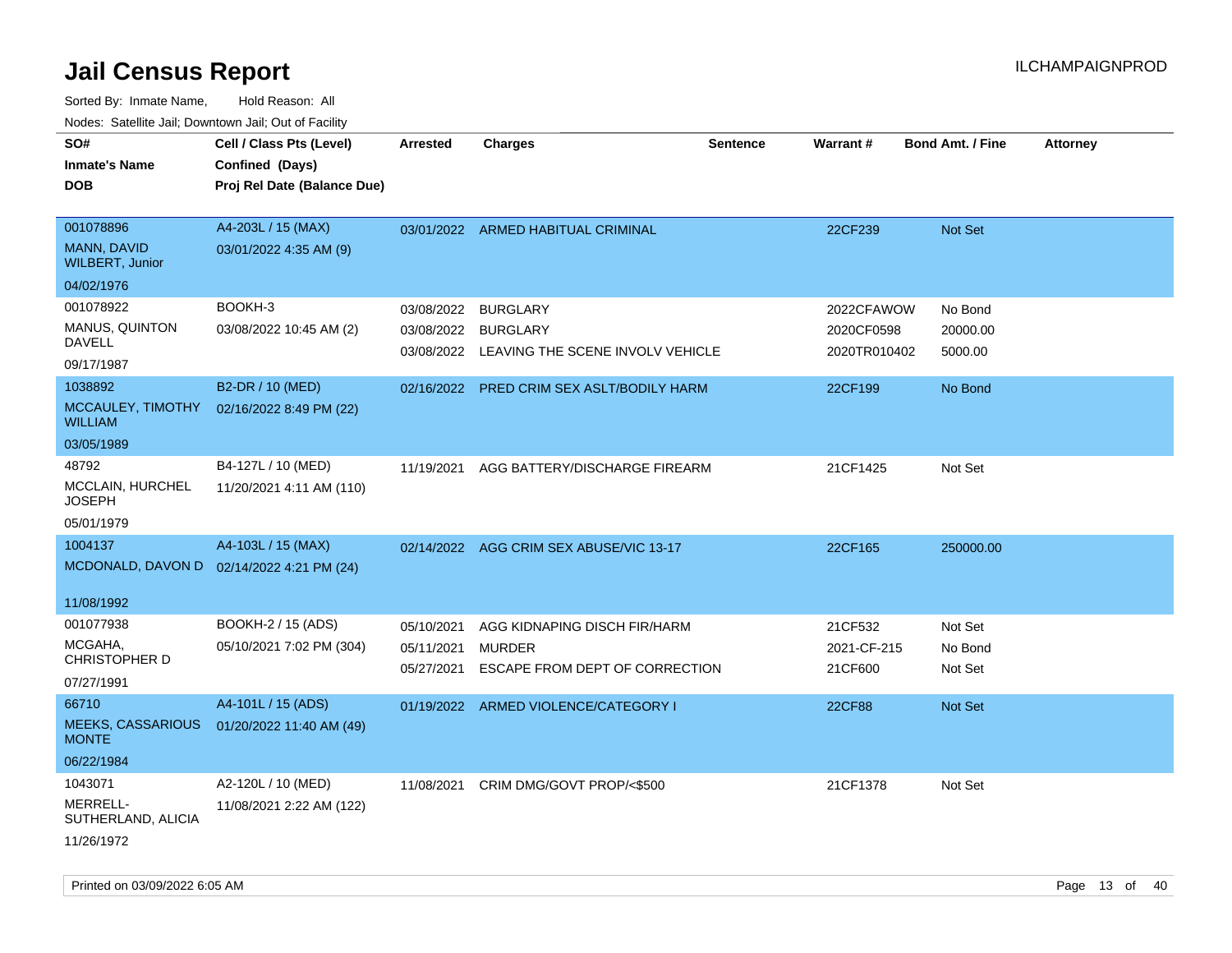# Jail Census Report

Sorted By: Inmate Name, Hold Reason: All

Nodes: Satellite Jail; Downtown Jail; Out of Facility

ILCHAMPAIGNPROD

| SO# / Inmate's Name / DOB | Cell / Class Pts (Level) / Confined (Days) / Proj Rel Date (Balance Due) | Arrested | Charges | Sentence | Warrant # | Bond Amt. / Fine | Attorney |
|---|---|---|---|---|---|---|---|
| 001078896<br>MANN, DAVID WILBERT, Junior<br>04/02/1976 | A4-203L / 15 (MAX)<br>03/01/2022 4:35 AM (9) | 03/01/2022 | ARMED HABITUAL CRIMINAL | | 22CF239 | Not Set | |
| 001078922<br>MANUS, QUINTON DAVELL<br>09/17/1987 | BOOKH-3<br>03/08/2022 10:45 AM (2) | 03/08/2022 | BURGLARY | | 2022CFAWOW | No Bond | |
| | | 03/08/2022 | BURGLARY | | 2020CF0598 | 20000.00 | |
| | | 03/08/2022 | LEAVING THE SCENE INVOLV VEHICLE | | 2020TR010402 | 5000.00 | |
| 1038892<br>MCCAULEY, TIMOTHY WILLIAM<br>03/05/1989 | B2-DR / 10 (MED)<br>02/16/2022 8:49 PM (22) | 02/16/2022 | PRED CRIM SEX ASLT/BODILY HARM | | 22CF199 | No Bond | |
| 48792<br>MCCLAIN, HURCHEL JOSEPH<br>05/01/1979 | B4-127L / 10 (MED)<br>11/20/2021 4:11 AM (110) | 11/19/2021 | AGG BATTERY/DISCHARGE FIREARM | | 21CF1425 | Not Set | |
| 1004137<br>MCDONALD, DAVON D<br>11/08/1992 | A4-103L / 15 (MAX)<br>02/14/2022 4:21 PM (24) | 02/14/2022 | AGG CRIM SEX ABUSE/VIC 13-17 | | 22CF165 | 250000.00 | |
| 001077938<br>MCGAHA, CHRISTOPHER D<br>07/27/1991 | BOOKH-2 / 15 (ADS)<br>05/10/2021 7:02 PM (304) | 05/10/2021 | AGG KIDNAPING DISCH FIR/HARM | | 21CF532 | Not Set | |
| | | 05/11/2021 | MURDER | | 2021-CF-215 | No Bond | |
| | | 05/27/2021 | ESCAPE FROM DEPT OF CORRECTION | | 21CF600 | Not Set | |
| 66710<br>MEEKS, CASSARIOUS MONTE<br>06/22/1984 | A4-101L / 15 (ADS)<br>01/20/2022 11:40 AM (49) | 01/19/2022 | ARMED VIOLENCE/CATEGORY I | | 22CF88 | Not Set | |
| 1043071<br>MERRELL-SUTHERLAND, ALICIA<br>11/26/1972 | A2-120L / 10 (MED)<br>11/08/2021 2:22 AM (122) | 11/08/2021 | CRIM DMG/GOVT PROP/<$500 | | 21CF1378 | Not Set | |

Printed on 03/09/2022 6:05 AM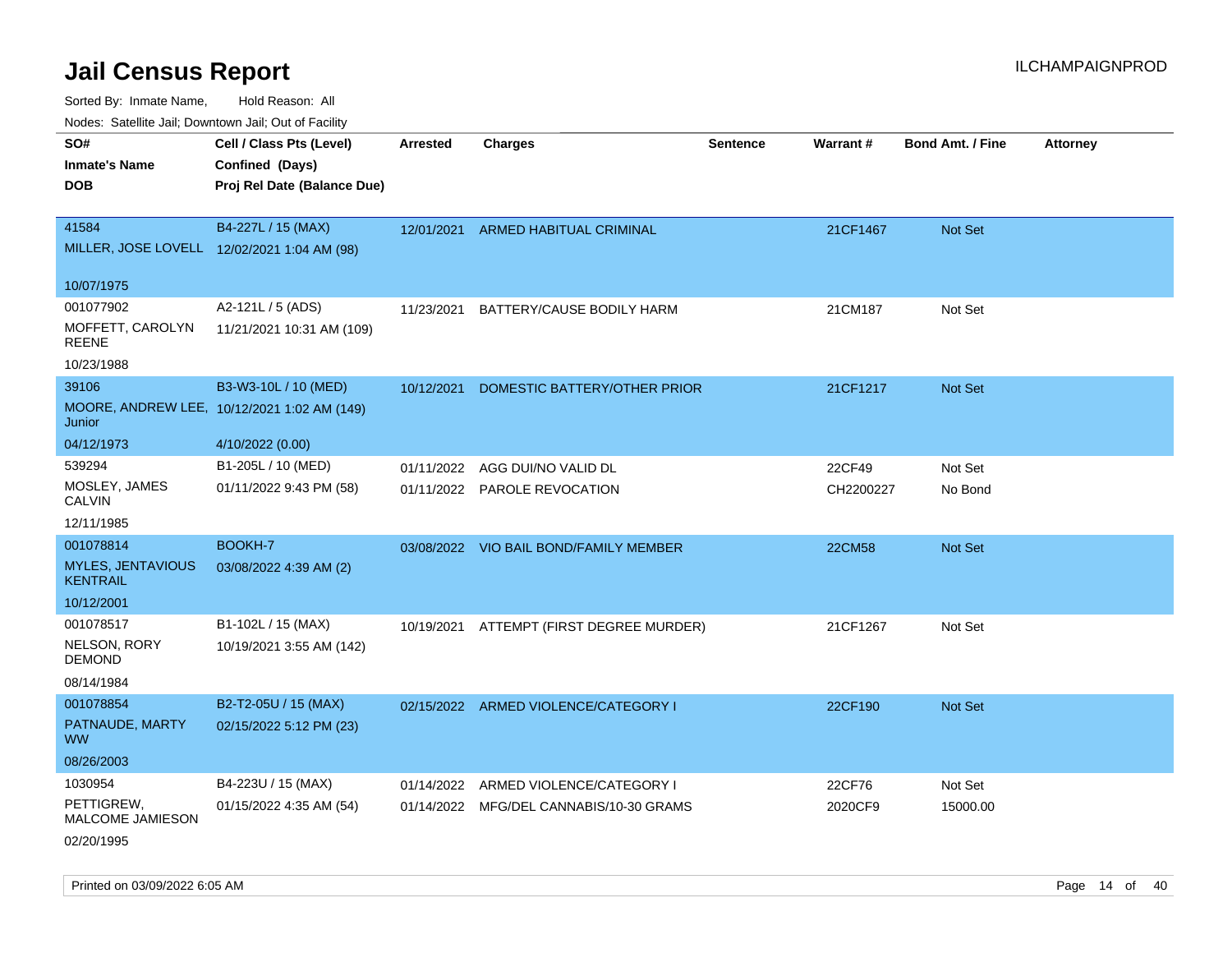# Jail Census Report

Sorted By: Inmate Name, Hold Reason: All

Nodes: Satellite Jail; Downtown Jail; Out of Facility

| SO# / Inmate's Name / DOB | Cell / Class Pts (Level) / Confined (Days) / Proj Rel Date (Balance Due) | Arrested | Charges | Sentence | Warrant # | Bond Amt. / Fine | Attorney |
|---|---|---|---|---|---|---|---|
| 41584<br>MILLER, JOSE LOVELL<br>10/07/1975 | B4-227L / 15 (MAX)<br>12/02/2021 1:04 AM (98) | 12/01/2021 | ARMED HABITUAL CRIMINAL | | 21CF1467 | Not Set | |
| 001077902<br>MOFFETT, CAROLYN REENE<br>10/23/1988 | A2-121L / 5 (ADS)<br>11/21/2021 10:31 AM (109) | 11/23/2021 | BATTERY/CAUSE BODILY HARM | | 21CM187 | Not Set | |
| 39106<br>MOORE, ANDREW LEE, Junior<br>04/12/1973 | B3-W3-10L / 10 (MED)<br>10/12/2021 1:02 AM (149)<br>4/10/2022 (0.00) | 10/12/2021 | DOMESTIC BATTERY/OTHER PRIOR | | 21CF1217 | Not Set | |
| 539294<br>MOSLEY, JAMES CALVIN<br>12/11/1985 | B1-205L / 10 (MED)<br>01/11/2022 9:43 PM (58) | 01/11/2022 | AGG DUI/NO VALID DL | | 22CF49 | Not Set | |
| | | 01/11/2022 | PAROLE REVOCATION | | CH2200227 | No Bond | |
| 001078814<br>MYLES, JENTAVIOUS KENTRAIL<br>10/12/2001 | BOOKH-7<br>03/08/2022 4:39 AM (2) | 03/08/2022 | VIO BAIL BOND/FAMILY MEMBER | | 22CM58 | Not Set | |
| 001078517<br>NELSON, RORY DEMOND<br>08/14/1984 | B1-102L / 15 (MAX)<br>10/19/2021 3:55 AM (142) | 10/19/2021 | ATTEMPT (FIRST DEGREE MURDER) | | 21CF1267 | Not Set | |
| 001078854<br>PATNAUDE, MARTY WW<br>08/26/2003 | B2-T2-05U / 15 (MAX)<br>02/15/2022 5:12 PM (23) | 02/15/2022 | ARMED VIOLENCE/CATEGORY I | | 22CF190 | Not Set | |
| 1030954<br>PETTIGREW, MALCOME JAMIESON<br>02/20/1995 | B4-223U / 15 (MAX)<br>01/15/2022 4:35 AM (54) | 01/14/2022 | ARMED VIOLENCE/CATEGORY I | | 22CF76 | Not Set | |
| | | 01/14/2022 | MFG/DEL CANNABIS/10-30 GRAMS | | 2020CF9 | 15000.00 | |

Printed on 03/09/2022 6:05 AM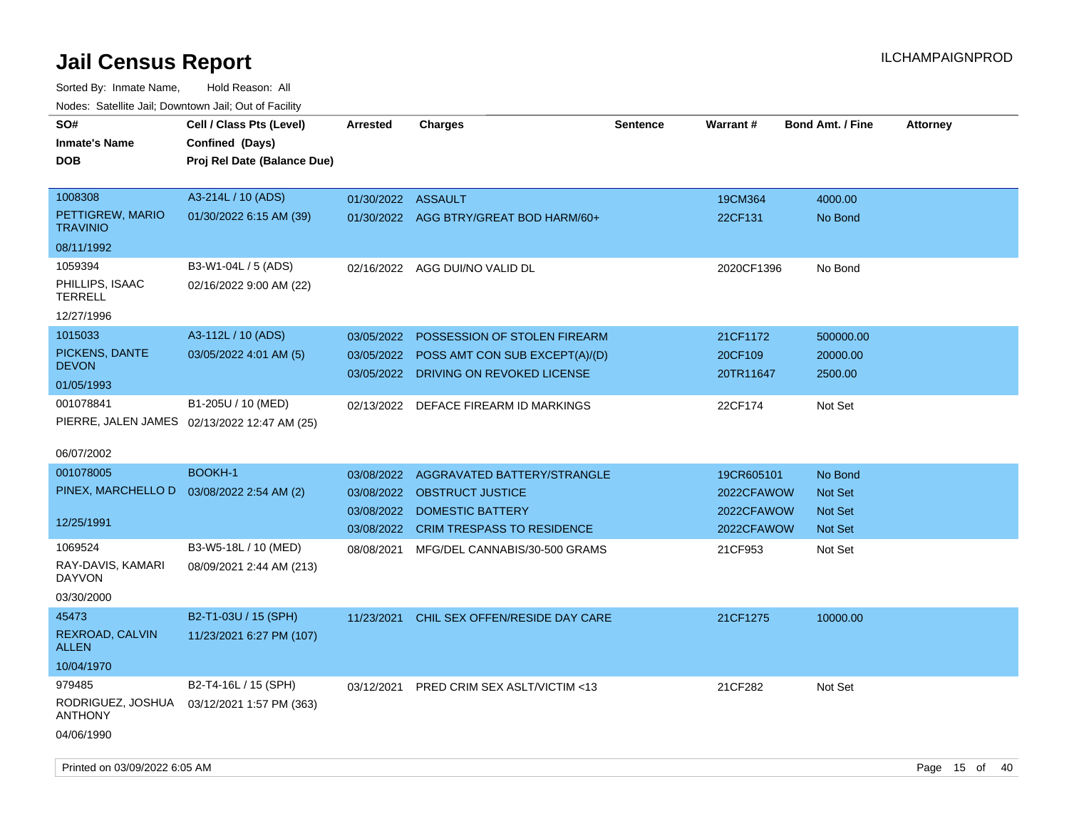# Jail Census Report

ILCHAMPAIGNPROD

Sorted By: Inmate Name,  Hold Reason: All

Nodes: Satellite Jail; Downtown Jail; Out of Facility

| SO# / Inmate's Name / DOB | Cell / Class Pts (Level) / Confined (Days) / Proj Rel Date (Balance Due) | Arrested | Charges | Sentence | Warrant # | Bond Amt. / Fine | Attorney |
|---|---|---|---|---|---|---|---|
| 1008308<br>PETTIGREW, MARIO TRAVINIO<br>08/11/1992 | A3-214L / 10 (ADS)<br>01/30/2022 6:15 AM (39) | 01/30/2022 | ASSAULT | | 19CM364 | 4000.00 | |
| | | 01/30/2022 | AGG BTRY/GREAT BOD HARM/60+ | | 22CF131 | No Bond | |
| 1059394<br>PHILLIPS, ISAAC TERRELL<br>12/27/1996 | B3-W1-04L / 5 (ADS)<br>02/16/2022 9:00 AM (22) | 02/16/2022 | AGG DUI/NO VALID DL | | 2020CF1396 | No Bond | |
| 1015033<br>PICKENS, DANTE DEVON<br>01/05/1993 | A3-112L / 10 (ADS)<br>03/05/2022 4:01 AM (5) | 03/05/2022 | POSSESSION OF STOLEN FIREARM | | 21CF1172 | 500000.00 | |
| | | 03/05/2022 | POSS AMT CON SUB EXCEPT(A)/(D) | | 20CF109 | 20000.00 | |
| | | 03/05/2022 | DRIVING ON REVOKED LICENSE | | 20TR11647 | 2500.00 | |
| 001078841<br>PIERRE, JALEN JAMES<br>06/07/2002 | B1-205U / 10 (MED)<br>02/13/2022 12:47 AM (25) | 02/13/2022 | DEFACE FIREARM ID MARKINGS | | 22CF174 | Not Set | |
| 001078005<br>PINEX, MARCHELLO D<br>12/25/1991 | BOOKH-1<br>03/08/2022 2:54 AM (2) | 03/08/2022 | AGGRAVATED BATTERY/STRANGLE | | 19CR605101 | No Bond | |
| | | 03/08/2022 | OBSTRUCT JUSTICE | | 2022CFAWOW | Not Set | |
| | | 03/08/2022 | DOMESTIC BATTERY | | 2022CFAWOW | Not Set | |
| | | 03/08/2022 | CRIM TRESPASS TO RESIDENCE | | 2022CFAWOW | Not Set | |
| 1069524<br>RAY-DAVIS, KAMARI DAYVON<br>03/30/2000 | B3-W5-18L / 10 (MED)<br>08/09/2021 2:44 AM (213) | 08/08/2021 | MFG/DEL CANNABIS/30-500 GRAMS | | 21CF953 | Not Set | |
| 45473<br>REXROAD, CALVIN ALLEN<br>10/04/1970 | B2-T1-03U / 15 (SPH)<br>11/23/2021 6:27 PM (107) | 11/23/2021 | CHIL SEX OFFEN/RESIDE DAY CARE | | 21CF1275 | 10000.00 | |
| 979485<br>RODRIGUEZ, JOSHUA ANTHONY<br>04/06/1990 | B2-T4-16L / 15 (SPH)<br>03/12/2021 1:57 PM (363) | 03/12/2021 | PRED CRIM SEX ASLT/VICTIM <13 | | 21CF282 | Not Set | |

Printed on 03/09/2022 6:05 AM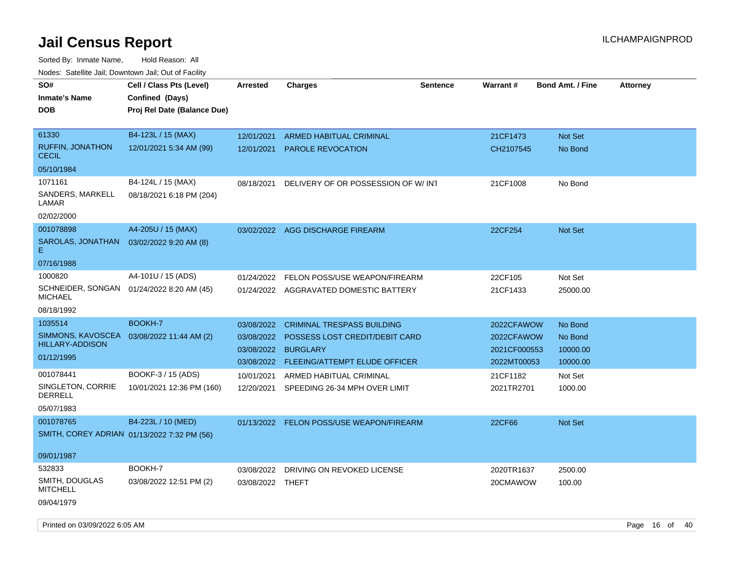# Jail Census Report

Sorted By: Inmate Name, Hold Reason: All

Nodes: Satellite Jail; Downtown Jail; Out of Facility

ILCHAMPAIGNPROD

| SO# / Inmate's Name / DOB | Cell / Class Pts (Level) / Confined (Days) / Proj Rel Date (Balance Due) | Arrested | Charges | Sentence | Warrant # | Bond Amt. / Fine | Attorney |
|---|---|---|---|---|---|---|---|
| 61330 RUFFIN, JONATHON CECIL 05/10/1984 | B4-123L / 15 (MAX) 12/01/2021 5:34 AM (99) | 12/01/2021 | ARMED HABITUAL CRIMINAL | | 21CF1473 | Not Set | |
| | | 12/01/2021 | PAROLE REVOCATION | | CH2107545 | No Bond | |
| 1071161 SANDERS, MARKELL LAMAR 02/02/2000 | B4-124L / 15 (MAX) 08/18/2021 6:18 PM (204) | 08/18/2021 | DELIVERY OF OR POSSESSION OF W/ INT | | 21CF1008 | No Bond | |
| 001078898 SAROLAS, JONATHAN E 07/16/1988 | A4-205U / 15 (MAX) 03/02/2022 9:20 AM (8) | 03/02/2022 | AGG DISCHARGE FIREARM | | 22CF254 | Not Set | |
| 1000820 SCHNEIDER, SONGAN MICHAEL 08/18/1992 | A4-101U / 15 (ADS) 01/24/2022 8:20 AM (45) | 01/24/2022 | FELON POSS/USE WEAPON/FIREARM | | 22CF105 | Not Set | |
| | | 01/24/2022 | AGGRAVATED DOMESTIC BATTERY | | 21CF1433 | 25000.00 | |
| 1035514 SIMMONS, KAVOSCEA HILLARY-ADDISON 01/12/1995 | BOOKH-7 03/08/2022 11:44 AM (2) | 03/08/2022 | CRIMINAL TRESPASS BUILDING | | 2022CFAWOW | No Bond | |
| | | 03/08/2022 | POSSESS LOST CREDIT/DEBIT CARD | | 2022CFAWOW | No Bond | |
| | | 03/08/2022 | BURGLARY | | 2021CF000553 | 10000.00 | |
| | | 03/08/2022 | FLEEING/ATTEMPT ELUDE OFFICER | | 2022MT00053 | 10000.00 | |
| 001078441 SINGLETON, CORRIE DERRELL 05/07/1983 | BOOKF-3 / 15 (ADS) 10/01/2021 12:36 PM (160) | 10/01/2021 | ARMED HABITUAL CRIMINAL | | 21CF1182 | Not Set | |
| | | 12/20/2021 | SPEEDING 26-34 MPH OVER LIMIT | | 2021TR2701 | 1000.00 | |
| 001078765 SMITH, COREY ADRIAN 09/01/1987 | B4-223L / 10 (MED) 01/13/2022 7:32 PM (56) | 01/13/2022 | FELON POSS/USE WEAPON/FIREARM | | 22CF66 | Not Set | |
| 532833 SMITH, DOUGLAS MITCHELL 09/04/1979 | BOOKH-7 03/08/2022 12:51 PM (2) | 03/08/2022 | DRIVING ON REVOKED LICENSE | | 2020TR1637 | 2500.00 | |
| | | 03/08/2022 | THEFT | | 20CMAWOW | 100.00 | |

Printed on 03/09/2022 6:05 AM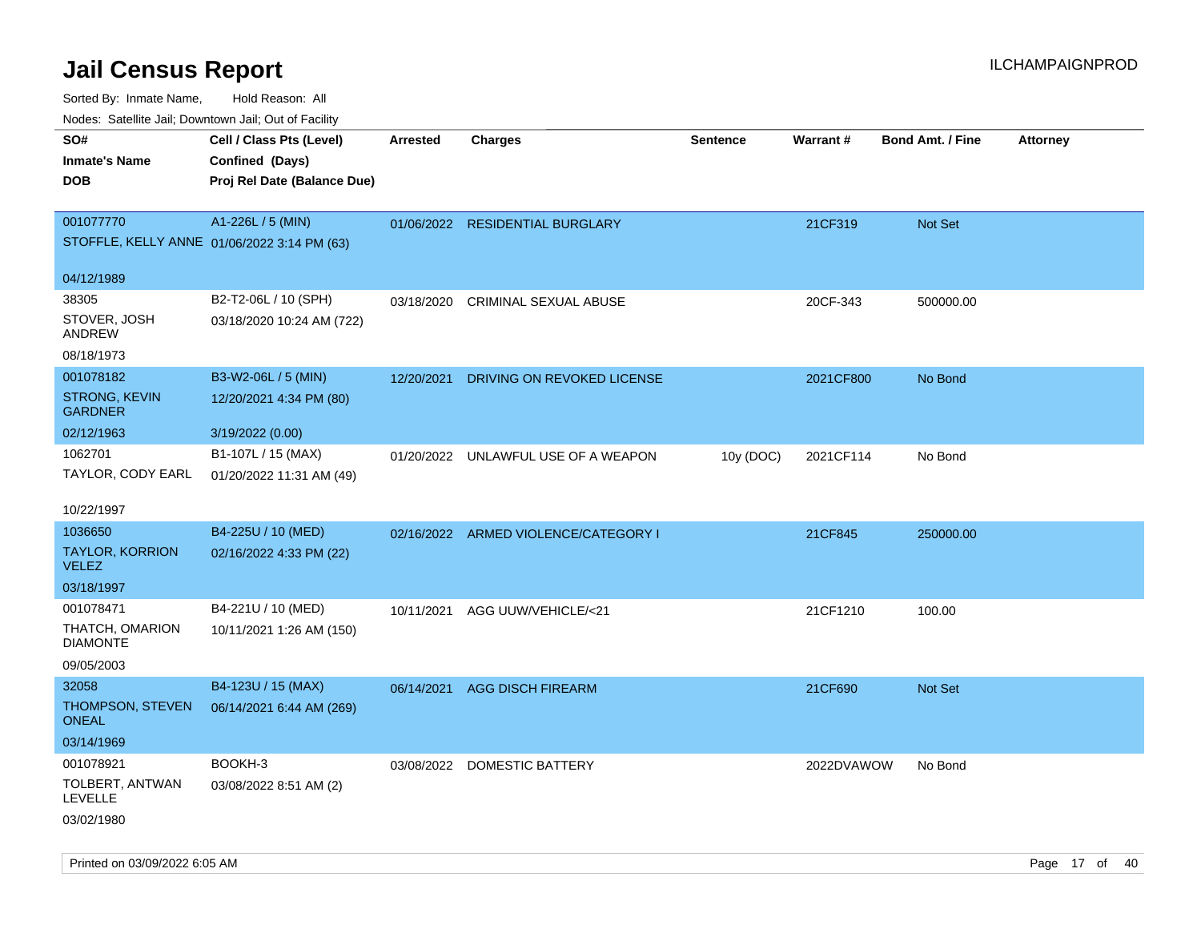# Jail Census Report

ILCHAMPAIGNPROD

Sorted By: Inmate Name, Hold Reason: All

Nodes: Satellite Jail; Downtown Jail; Out of Facility

| SO# / Inmate's Name / DOB | Cell / Class Pts (Level) / Confined (Days) / Proj Rel Date (Balance Due) | Arrested | Charges | Sentence | Warrant # | Bond Amt. / Fine | Attorney |
|---|---|---|---|---|---|---|---|
| 001077770<br>STOFFLE, KELLY ANNE<br>04/12/1989 | A1-226L / 5 (MIN)<br>01/06/2022 3:14 PM (63) | 01/06/2022 | RESIDENTIAL BURGLARY | | 21CF319 | Not Set | |
| 38305<br>STOVER, JOSH ANDREW<br>08/18/1973 | B2-T2-06L / 10 (SPH)<br>03/18/2020 10:24 AM (722) | 03/18/2020 | CRIMINAL SEXUAL ABUSE | | 20CF-343 | 500000.00 | |
| 001078182<br>STRONG, KEVIN GARDNER<br>02/12/1963 | B3-W2-06L / 5 (MIN)<br>12/20/2021 4:34 PM (80)<br>3/19/2022 (0.00) | 12/20/2021 | DRIVING ON REVOKED LICENSE | | 2021CF800 | No Bond | |
| 1062701<br>TAYLOR, CODY EARL<br>10/22/1997 | B1-107L / 15 (MAX)<br>01/20/2022 11:31 AM (49) | 01/20/2022 | UNLAWFUL USE OF A WEAPON | 10y (DOC) | 2021CF114 | No Bond | |
| 1036650<br>TAYLOR, KORRION VELEZ<br>03/18/1997 | B4-225U / 10 (MED)<br>02/16/2022 4:33 PM (22) | 02/16/2022 | ARMED VIOLENCE/CATEGORY I | | 21CF845 | 250000.00 | |
| 001078471<br>THATCH, OMARION DIAMONTE<br>09/05/2003 | B4-221U / 10 (MED)<br>10/11/2021 1:26 AM (150) | 10/11/2021 | AGG UUW/VEHICLE/<21 | | 21CF1210 | 100.00 | |
| 32058<br>THOMPSON, STEVEN ONEAL<br>03/14/1969 | B4-123U / 15 (MAX)<br>06/14/2021 6:44 AM (269) | 06/14/2021 | AGG DISCH FIREARM | | 21CF690 | Not Set | |
| 001078921<br>TOLBERT, ANTWAN LEVELLE<br>03/02/1980 | BOOKH-3<br>03/08/2022 8:51 AM (2) | 03/08/2022 | DOMESTIC BATTERY | | 2022DVAWOW | No Bond | |

Printed on 03/09/2022 6:05 AM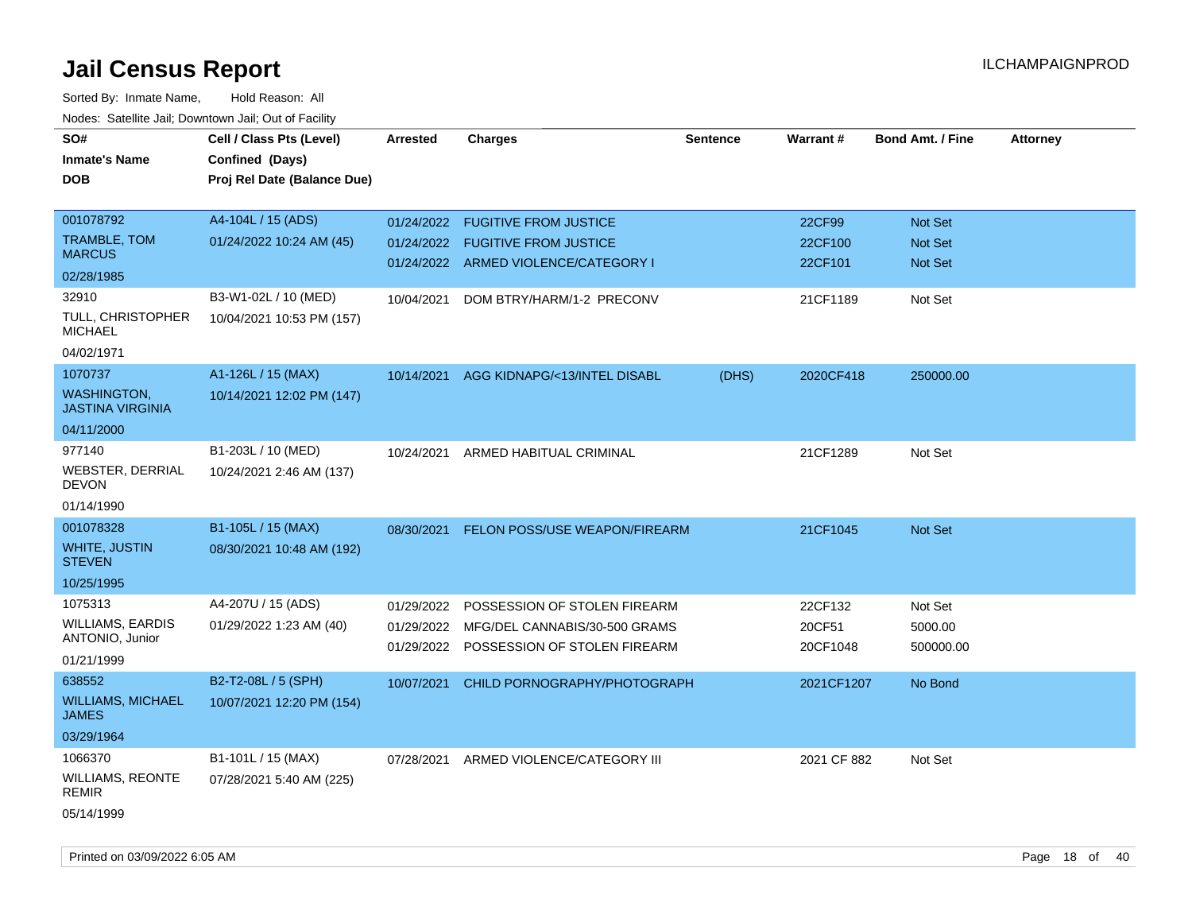# Jail Census Report

ILCHAMPAIGNPROD

Sorted By: Inmate Name, Hold Reason: All

Nodes: Satellite Jail; Downtown Jail; Out of Facility

| SO# / Inmate's Name / DOB | Cell / Class Pts (Level) / Confined (Days) / Proj Rel Date (Balance Due) | Arrested | Charges | Sentence | Warrant # | Bond Amt. / Fine | Attorney |
|---|---|---|---|---|---|---|---|
| 001078792<br>TRAMBLE, TOM MARCUS<br>02/28/1985 | A4-104L / 15 (ADS)<br>01/24/2022 10:24 AM (45) | 01/24/2022<br>01/24/2022<br>01/24/2022 | FUGITIVE FROM JUSTICE<br>FUGITIVE FROM JUSTICE<br>ARMED VIOLENCE/CATEGORY I | | 22CF99<br>22CF100<br>22CF101 | Not Set<br>Not Set<br>Not Set | |
| 32910<br>TULL, CHRISTOPHER MICHAEL<br>04/02/1971 | B3-W1-02L / 10 (MED)<br>10/04/2021 10:53 PM (157) | 10/04/2021 | DOM BTRY/HARM/1-2 PRECONV | | 21CF1189 | Not Set | |
| 1070737<br>WASHINGTON, JASTINA VIRGINIA<br>04/11/2000 | A1-126L / 15 (MAX)<br>10/14/2021 12:02 PM (147) | 10/14/2021 | AGG KIDNAPG/<13/INTEL DISABL | (DHS) | 2020CF418 | 250000.00 | |
| 977140<br>WEBSTER, DERRIAL DEVON<br>01/14/1990 | B1-203L / 10 (MED)<br>10/24/2021 2:46 AM (137) | 10/24/2021 | ARMED HABITUAL CRIMINAL | | 21CF1289 | Not Set | |
| 001078328<br>WHITE, JUSTIN STEVEN<br>10/25/1995 | B1-105L / 15 (MAX)<br>08/30/2021 10:48 AM (192) | 08/30/2021 | FELON POSS/USE WEAPON/FIREARM | | 21CF1045 | Not Set | |
| 1075313<br>WILLIAMS, EARDIS ANTONIO, Junior<br>01/21/1999 | A4-207U / 15 (ADS)<br>01/29/2022 1:23 AM (40) | 01/29/2022<br>01/29/2022<br>01/29/2022 | POSSESSION OF STOLEN FIREARM<br>MFG/DEL CANNABIS/30-500 GRAMS<br>POSSESSION OF STOLEN FIREARM | | 22CF132<br>20CF51<br>20CF1048 | Not Set<br>5000.00<br>500000.00 | |
| 638552<br>WILLIAMS, MICHAEL JAMES<br>03/29/1964 | B2-T2-08L / 5 (SPH)<br>10/07/2021 12:20 PM (154) | 10/07/2021 | CHILD PORNOGRAPHY/PHOTOGRAPH | | 2021CF1207 | No Bond | |
| 1066370<br>WILLIAMS, REONTE REMIR<br>05/14/1999 | B1-101L / 15 (MAX)<br>07/28/2021 5:40 AM (225) | 07/28/2021 | ARMED VIOLENCE/CATEGORY III | | 2021 CF 882 | Not Set | |

Printed on 03/09/2022 6:05 AM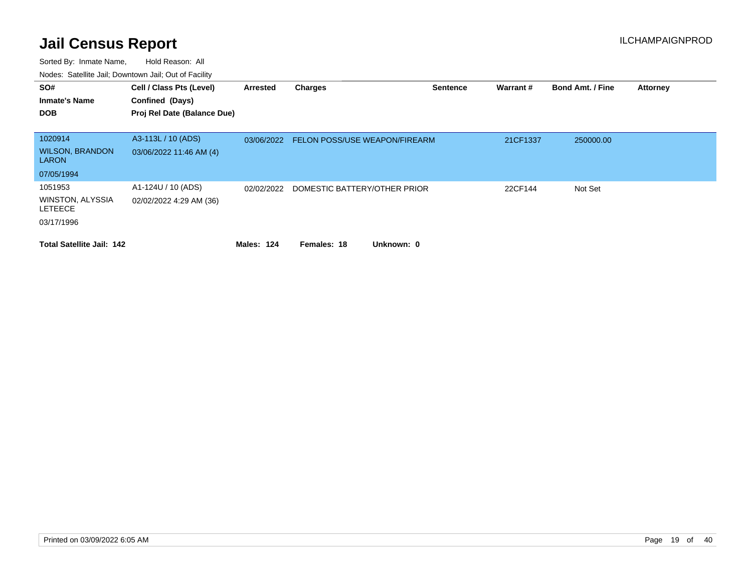# Jail Census Report

ILCHAMPAIGNPROD

Sorted By: Inmate Name, Hold Reason: All

Nodes: Satellite Jail; Downtown Jail; Out of Facility

| SO# / Inmate's Name / DOB | Cell / Class Pts (Level) / Confined (Days) / Proj Rel Date (Balance Due) | Arrested | Charges | Sentence | Warrant # | Bond Amt. / Fine | Attorney |
|---|---|---|---|---|---|---|---|
| 1020914 WILSON, BRANDON LARON 07/05/1994 | A3-113L / 10 (ADS) 03/06/2022 11:46 AM (4) | 03/06/2022 | FELON POSS/USE WEAPON/FIREARM | | 21CF1337 | 250000.00 | |
| 1051953 WINSTON, ALYSSIA LETEECE 03/17/1996 | A1-124U / 10 (ADS) 02/02/2022 4:29 AM (36) | 02/02/2022 | DOMESTIC BATTERY/OTHER PRIOR | | 22CF144 | Not Set | |

**Total Satellite Jail: 142** **Males: 124** **Females: 18** **Unknown: 0**

Printed on 03/09/2022 6:05 AM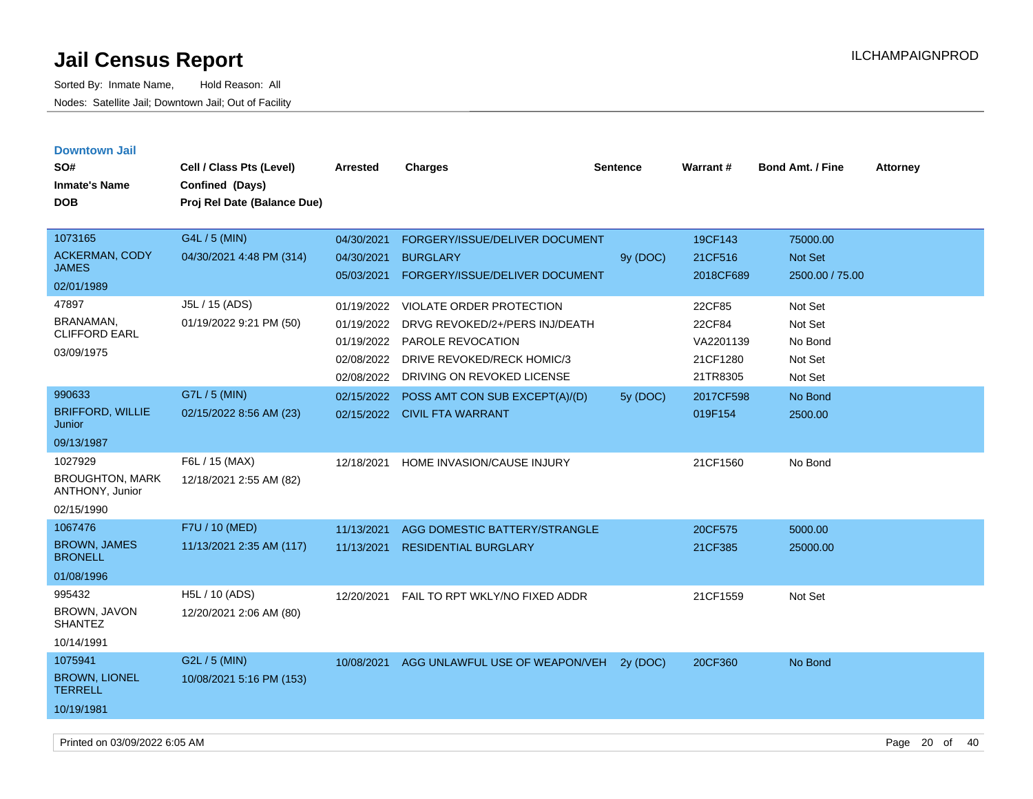# Jail Census Report

ILCHAMPAIGNPROD

Sorted By: Inmate Name, Hold Reason: All

Nodes: Satellite Jail; Downtown Jail; Out of Facility

## Downtown Jail

| SO# / Inmate's Name / DOB | Cell / Class Pts (Level) / Confined (Days) / Proj Rel Date (Balance Due) | Arrested | Charges | Sentence | Warrant # | Bond Amt. / Fine | Attorney |
|---|---|---|---|---|---|---|---|
| 1073165 ACKERMAN, CODY JAMES 02/01/1989 | G4L / 5 (MIN) 04/30/2021 4:48 PM (314) | 04/30/2021 | FORGERY/ISSUE/DELIVER DOCUMENT | | 19CF143 | 75000.00 | |
| | | 04/30/2021 | BURGLARY | 9y (DOC) | 21CF516 | Not Set | |
| | | 05/03/2021 | FORGERY/ISSUE/DELIVER DOCUMENT | | 2018CF689 | 2500.00 / 75.00 | |
| 47897 BRANAMAN, CLIFFORD EARL 03/09/1975 | J5L / 15 (ADS) 01/19/2022 9:21 PM (50) | 01/19/2022 | VIOLATE ORDER PROTECTION | | 22CF85 | Not Set | |
| | | 01/19/2022 | DRVG REVOKED/2+/PERS INJ/DEATH | | 22CF84 | Not Set | |
| | | 01/19/2022 | PAROLE REVOCATION | | VA2201139 | No Bond | |
| | | 02/08/2022 | DRIVE REVOKED/RECK HOMIC/3 | | 21CF1280 | Not Set | |
| | | 02/08/2022 | DRIVING ON REVOKED LICENSE | | 21TR8305 | Not Set | |
| 990633 BRIFFORD, WILLIE Junior 09/13/1987 | G7L / 5 (MIN) 02/15/2022 8:56 AM (23) | 02/15/2022 | POSS AMT CON SUB EXCEPT(A)/(D) | 5y (DOC) | 2017CF598 | No Bond | |
| | | 02/15/2022 | CIVIL FTA WARRANT | | 019F154 | 2500.00 | |
| 1027929 BROUGHTON, MARK ANTHONY, Junior 02/15/1990 | F6L / 15 (MAX) 12/18/2021 2:55 AM (82) | 12/18/2021 | HOME INVASION/CAUSE INJURY | | 21CF1560 | No Bond | |
| 1067476 BROWN, JAMES BRONELL 01/08/1996 | F7U / 10 (MED) 11/13/2021 2:35 AM (117) | 11/13/2021 | AGG DOMESTIC BATTERY/STRANGLE | | 20CF575 | 5000.00 | |
| | | 11/13/2021 | RESIDENTIAL BURGLARY | | 21CF385 | 25000.00 | |
| 995432 BROWN, JAVON SHANTEZ 10/14/1991 | H5L / 10 (ADS) 12/20/2021 2:06 AM (80) | 12/20/2021 | FAIL TO RPT WKLY/NO FIXED ADDR | | 21CF1559 | Not Set | |
| 1075941 BROWN, LIONEL TERRELL 10/19/1981 | G2L / 5 (MIN) 10/08/2021 5:16 PM (153) | 10/08/2021 | AGG UNLAWFUL USE OF WEAPON/VEH | 2y (DOC) | 20CF360 | No Bond | |

Printed on 03/09/2022 6:05 AM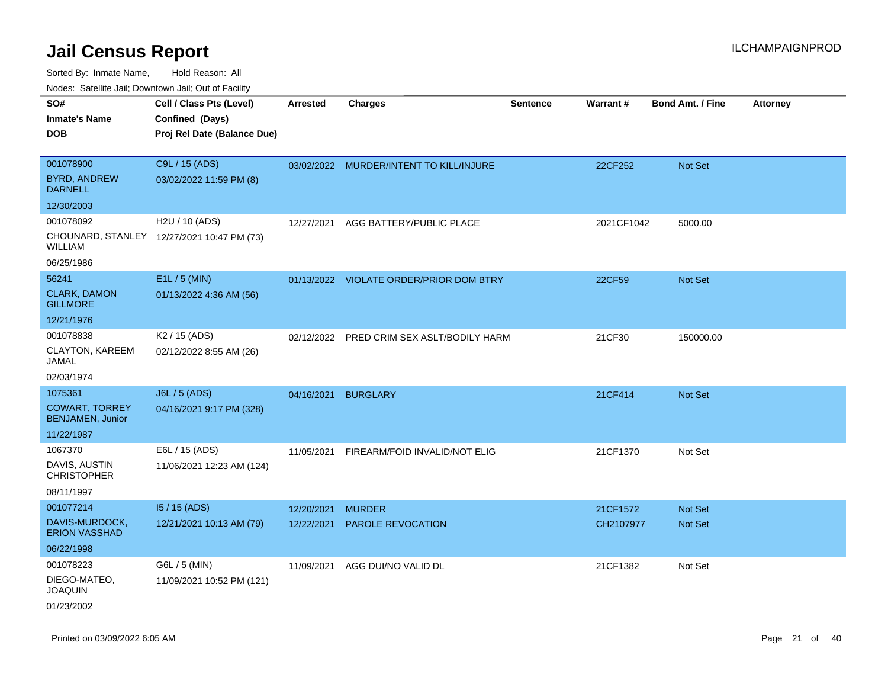# Jail Census Report

ILCHAMPAIGNPROD

Sorted By: Inmate Name, Hold Reason: All

Nodes: Satellite Jail; Downtown Jail; Out of Facility

| SO# / Inmate's Name / DOB | Cell / Class Pts (Level) / Confined (Days) / Proj Rel Date (Balance Due) | Arrested | Charges | Sentence | Warrant # | Bond Amt. / Fine | Attorney |
|---|---|---|---|---|---|---|---|
| 001078900<br>BYRD, ANDREW DARNELL<br>12/30/2003 | C9L / 15 (ADS)<br>03/02/2022 11:59 PM (8) | 03/02/2022 | MURDER/INTENT TO KILL/INJURE | | 22CF252 | Not Set | |
| 001078092<br>CHOUNARD, STANLEY WILLIAM<br>06/25/1986 | H2U / 10 (ADS)<br>12/27/2021 10:47 PM (73) | 12/27/2021 | AGG BATTERY/PUBLIC PLACE | | 2021CF1042 | 5000.00 | |
| 56241<br>CLARK, DAMON GILLMORE<br>12/21/1976 | E1L / 5 (MIN)<br>01/13/2022 4:36 AM (56) | 01/13/2022 | VIOLATE ORDER/PRIOR DOM BTRY | | 22CF59 | Not Set | |
| 001078838<br>CLAYTON, KAREEM JAMAL<br>02/03/1974 | K2 / 15 (ADS)<br>02/12/2022 8:55 AM (26) | 02/12/2022 | PRED CRIM SEX ASLT/BODILY HARM | | 21CF30 | 150000.00 | |
| 1075361<br>COWART, TORREY BENJAMEN, Junior<br>11/22/1987 | J6L / 5 (ADS)<br>04/16/2021 9:17 PM (328) | 04/16/2021 | BURGLARY | | 21CF414 | Not Set | |
| 1067370<br>DAVIS, AUSTIN CHRISTOPHER<br>08/11/1997 | E6L / 15 (ADS)<br>11/06/2021 12:23 AM (124) | 11/05/2021 | FIREARM/FOID INVALID/NOT ELIG | | 21CF1370 | Not Set | |
| 001077214<br>DAVIS-MURDOCK, ERION VASSHAD<br>06/22/1998 | I5 / 15 (ADS)<br>12/21/2021 10:13 AM (79) | 12/20/2021<br>12/22/2021 | MURDER<br>PAROLE REVOCATION | | 21CF1572<br>CH2107977 | Not Set<br>Not Set | |
| 001078223<br>DIEGO-MATEO, JOAQUIN<br>01/23/2002 | G6L / 5 (MIN)<br>11/09/2021 10:52 PM (121) | 11/09/2021 | AGG DUI/NO VALID DL | | 21CF1382 | Not Set | |

Printed on 03/09/2022 6:05 AM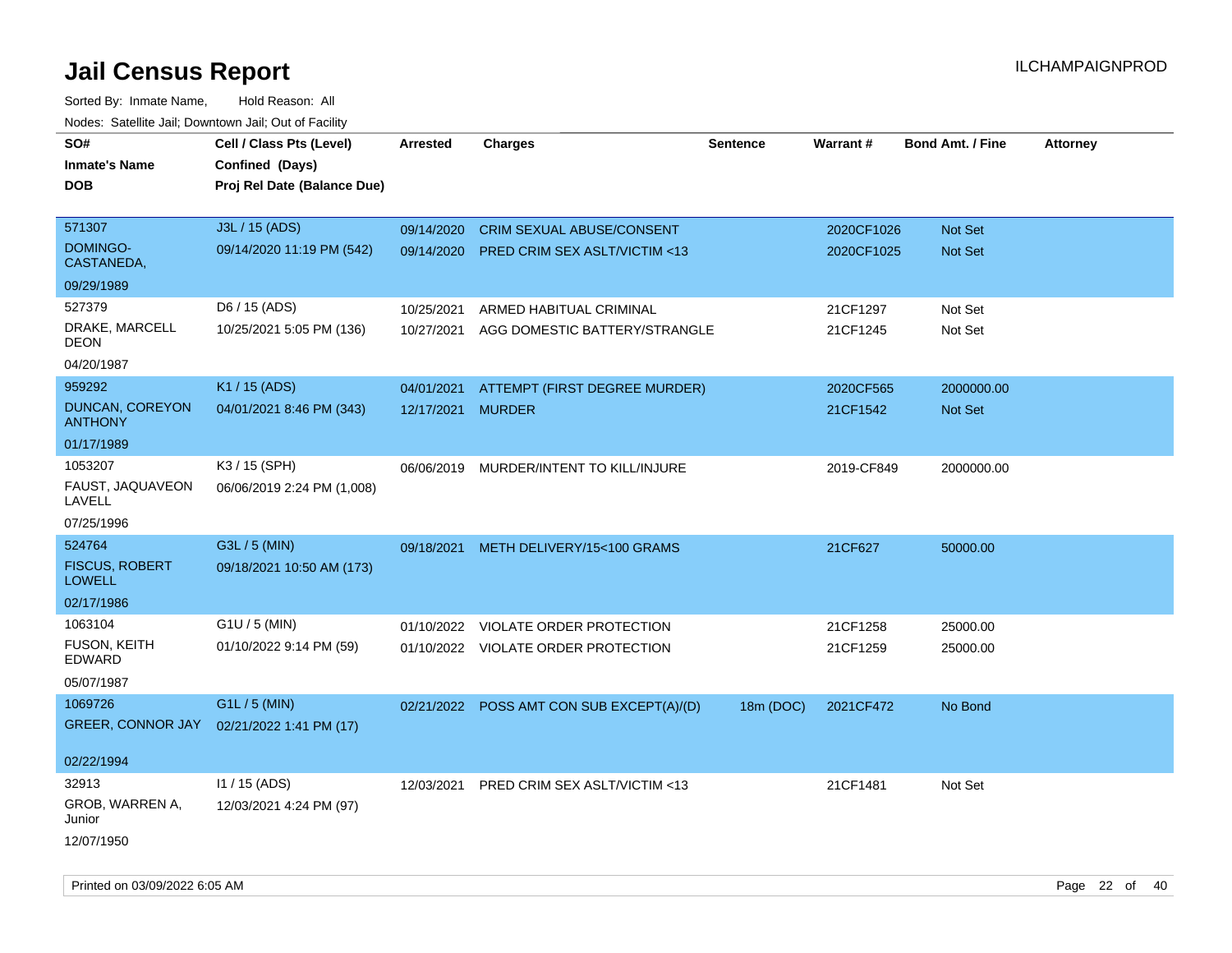# Jail Census Report

ILCHAMPAIGNPROD

Sorted By: Inmate Name, Hold Reason: All

Nodes: Satellite Jail; Downtown Jail; Out of Facility

| SO#<br>Inmate's Name<br>DOB | Cell / Class Pts (Level)<br>Confined (Days)<br>Proj Rel Date (Balance Due) | Arrested | Charges | Sentence | Warrant # | Bond Amt. / Fine | Attorney |
|---|---|---|---|---|---|---|---|
| 571307<br>DOMINGO-CASTANEDA,<br>09/29/1989 | J3L / 15 (ADS)<br>09/14/2020 11:19 PM (542) | 09/14/2020<br>09/14/2020 | CRIM SEXUAL ABUSE/CONSENT<br>PRED CRIM SEX ASLT/VICTIM <13 | | 2020CF1026<br>2020CF1025 | Not Set<br>Not Set | |
| 527379<br>DRAKE, MARCELL DEON<br>04/20/1987 | D6 / 15 (ADS)<br>10/25/2021 5:05 PM (136) | 10/25/2021<br>10/27/2021 | ARMED HABITUAL CRIMINAL<br>AGG DOMESTIC BATTERY/STRANGLE | | 21CF1297<br>21CF1245 | Not Set<br>Not Set | |
| 959292<br>DUNCAN, COREYON ANTHONY<br>01/17/1989 | K1 / 15 (ADS)<br>04/01/2021 8:46 PM (343) | 04/01/2021<br>12/17/2021 | ATTEMPT (FIRST DEGREE MURDER)<br>MURDER | | 2020CF565<br>21CF1542 | 2000000.00<br>Not Set | |
| 1053207<br>FAUST, JAQUAVEON LAVELL<br>07/25/1996 | K3 / 15 (SPH)<br>06/06/2019 2:24 PM (1,008) | 06/06/2019 | MURDER/INTENT TO KILL/INJURE | | 2019-CF849 | 2000000.00 | |
| 524764<br>FISCUS, ROBERT LOWELL<br>02/17/1986 | G3L / 5 (MIN)<br>09/18/2021 10:50 AM (173) | 09/18/2021 | METH DELIVERY/15<100 GRAMS | | 21CF627 | 50000.00 | |
| 1063104<br>FUSON, KEITH EDWARD<br>05/07/1987 | G1U / 5 (MIN)<br>01/10/2022 9:14 PM (59) | 01/10/2022<br>01/10/2022 | VIOLATE ORDER PROTECTION<br>VIOLATE ORDER PROTECTION | | 21CF1258<br>21CF1259 | 25000.00<br>25000.00 | |
| 1069726<br>GREER, CONNOR JAY<br>02/22/1994 | G1L / 5 (MIN)<br>02/21/2022 1:41 PM (17) | 02/21/2022 | POSS AMT CON SUB EXCEPT(A)/(D) | 18m (DOC) | 2021CF472 | No Bond | |
| 32913<br>GROB, WARREN A, Junior<br>12/07/1950 | I1 / 15 (ADS)<br>12/03/2021 4:24 PM (97) | 12/03/2021 | PRED CRIM SEX ASLT/VICTIM <13 | | 21CF1481 | Not Set | |

Printed on 03/09/2022 6:05 AM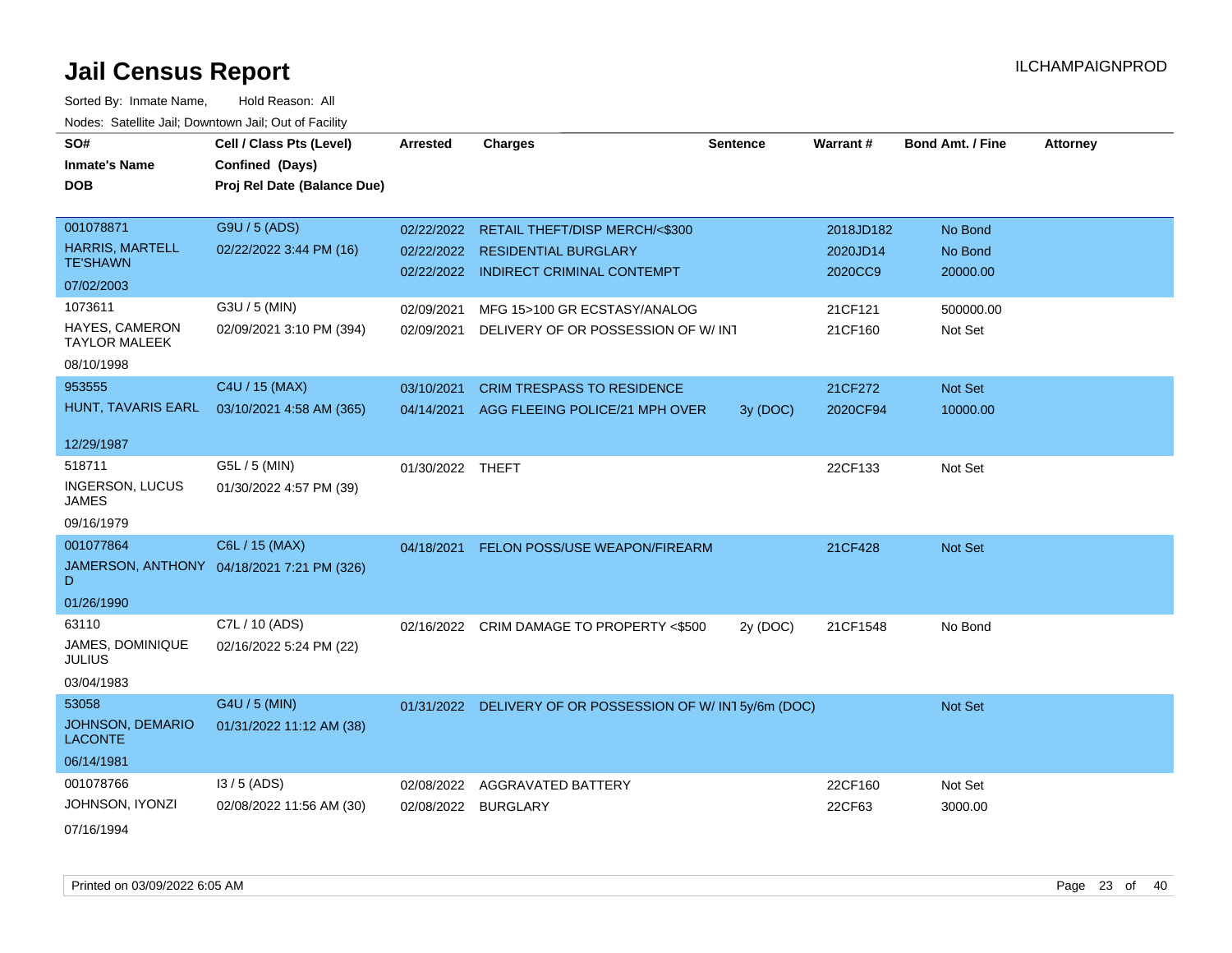# Jail Census Report

ILCHAMPAIGNPROD

Sorted By: Inmate Name, Hold Reason: All

Nodes: Satellite Jail; Downtown Jail; Out of Facility

| SO# / Inmate's Name / DOB | Cell / Class Pts (Level) / Confined (Days) / Proj Rel Date (Balance Due) | Arrested | Charges | Sentence | Warrant # | Bond Amt. / Fine | Attorney |
|---|---|---|---|---|---|---|---|
| 001078871<br>HARRIS, MARTELL TE'SHAWN<br>07/02/2003 | G9U / 5 (ADS)<br>02/22/2022 3:44 PM (16) | 02/22/2022 | RETAIL THEFT/DISP MERCH/<$300 | | 2018JD182 | No Bond | |
| | | 02/22/2022 | RESIDENTIAL BURGLARY | | 2020JD14 | No Bond | |
| | | 02/22/2022 | INDIRECT CRIMINAL CONTEMPT | | 2020CC9 | 20000.00 | |
| 1073611<br>HAYES, CAMERON TAYLOR MALEEK<br>08/10/1998 | G3U / 5 (MIN)<br>02/09/2021 3:10 PM (394) | 02/09/2021 | MFG 15>100 GR ECSTASY/ANALOG | | 21CF121 | 500000.00 | |
| | | 02/09/2021 | DELIVERY OF OR POSSESSION OF W/ INT | | 21CF160 | Not Set | |
| 953555<br>HUNT, TAVARIS EARL<br>12/29/1987 | C4U / 15 (MAX)<br>03/10/2021 4:58 AM (365) | 03/10/2021 | CRIM TRESPASS TO RESIDENCE | | 21CF272 | Not Set | |
| | | 04/14/2021 | AGG FLEEING POLICE/21 MPH OVER | 3y (DOC) | 2020CF94 | 10000.00 | |
| 518711<br>INGERSON, LUCUS JAMES<br>09/16/1979 | G5L / 5 (MIN)<br>01/30/2022 4:57 PM (39) | 01/30/2022 | THEFT | | 22CF133 | Not Set | |
| 001077864<br>JAMERSON, ANTHONY D<br>01/26/1990 | C6L / 15 (MAX)<br>04/18/2021 7:21 PM (326) | 04/18/2021 | FELON POSS/USE WEAPON/FIREARM | | 21CF428 | Not Set | |
| 63110<br>JAMES, DOMINIQUE JULIUS<br>03/04/1983 | C7L / 10 (ADS)<br>02/16/2022 5:24 PM (22) | 02/16/2022 | CRIM DAMAGE TO PROPERTY <$500 | 2y (DOC) | 21CF1548 | No Bond | |
| 53058<br>JOHNSON, DEMARIO LACONTE<br>06/14/1981 | G4U / 5 (MIN)<br>01/31/2022 11:12 AM (38) | 01/31/2022 | DELIVERY OF OR POSSESSION OF W/ INT | 5y/6m (DOC) | | Not Set | |
| 001078766<br>JOHNSON, IYONZI<br>07/16/1994 | I3 / 5 (ADS)<br>02/08/2022 11:56 AM (30) | 02/08/2022 | AGGRAVATED BATTERY | | 22CF160 | Not Set | |
| | | 02/08/2022 | BURGLARY | | 22CF63 | 3000.00 | |

Printed on 03/09/2022 6:05 AM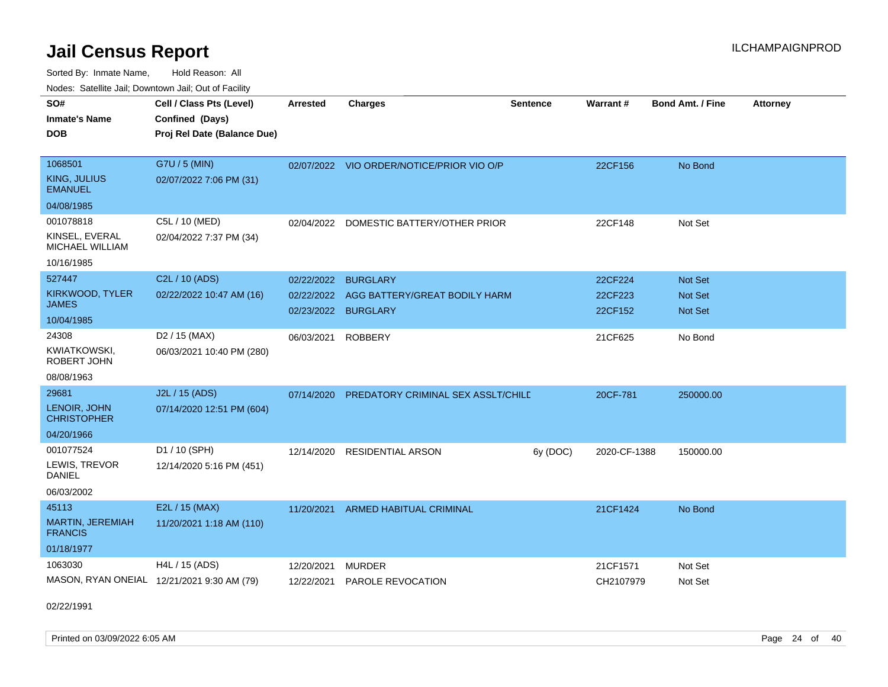# Jail Census Report

ILCHAMPAIGNPROD

Sorted By: Inmate Name, Hold Reason: All

Nodes: Satellite Jail; Downtown Jail; Out of Facility

| SO# / Inmate's Name / DOB | Cell / Class Pts (Level) / Confined (Days) / Proj Rel Date (Balance Due) | Arrested | Charges | Sentence | Warrant # | Bond Amt. / Fine | Attorney |
|---|---|---|---|---|---|---|---|
| 1068501 KING, JULIUS EMANUEL 04/08/1985 | G7U / 5 (MIN) 02/07/2022 7:06 PM (31) | 02/07/2022 | VIO ORDER/NOTICE/PRIOR VIO O/P | | 22CF156 | No Bond | |
| 001078818 KINSEL, EVERAL MICHAEL WILLIAM 10/16/1985 | C5L / 10 (MED) 02/04/2022 7:37 PM (34) | 02/04/2022 | DOMESTIC BATTERY/OTHER PRIOR | | 22CF148 | Not Set | |
| 527447 KIRKWOOD, TYLER JAMES 10/04/1985 | C2L / 10 (ADS) 02/22/2022 10:47 AM (16) | 02/22/2022 | BURGLARY | | 22CF224 | Not Set | |
| | | 02/22/2022 | AGG BATTERY/GREAT BODILY HARM | | 22CF223 | Not Set | |
| | | 02/23/2022 | BURGLARY | | 22CF152 | Not Set | |
| 24308 KWIATKOWSKI, ROBERT JOHN 08/08/1963 | D2 / 15 (MAX) 06/03/2021 10:40 PM (280) | 06/03/2021 | ROBBERY | | 21CF625 | No Bond | |
| 29681 LENOIR, JOHN CHRISTOPHER 04/20/1966 | J2L / 15 (ADS) 07/14/2020 12:51 PM (604) | 07/14/2020 | PREDATORY CRIMINAL SEX ASSLT/CHILD | | 20CF-781 | 250000.00 | |
| 001077524 LEWIS, TREVOR DANIEL 06/03/2002 | D1 / 10 (SPH) 12/14/2020 5:16 PM (451) | 12/14/2020 | RESIDENTIAL ARSON | 6y (DOC) | 2020-CF-1388 | 150000.00 | |
| 45113 MARTIN, JEREMIAH FRANCIS 01/18/1977 | E2L / 15 (MAX) 11/20/2021 1:18 AM (110) | 11/20/2021 | ARMED HABITUAL CRIMINAL | | 21CF1424 | No Bond | |
| 1063030 MASON, RYAN ONEIAL 02/22/1991 | H4L / 15 (ADS) 12/21/2021 9:30 AM (79) | 12/20/2021 | MURDER | | 21CF1571 | Not Set | |
| | | 12/22/2021 | PAROLE REVOCATION | | CH2107979 | Not Set | |

Printed on 03/09/2022 6:05 AM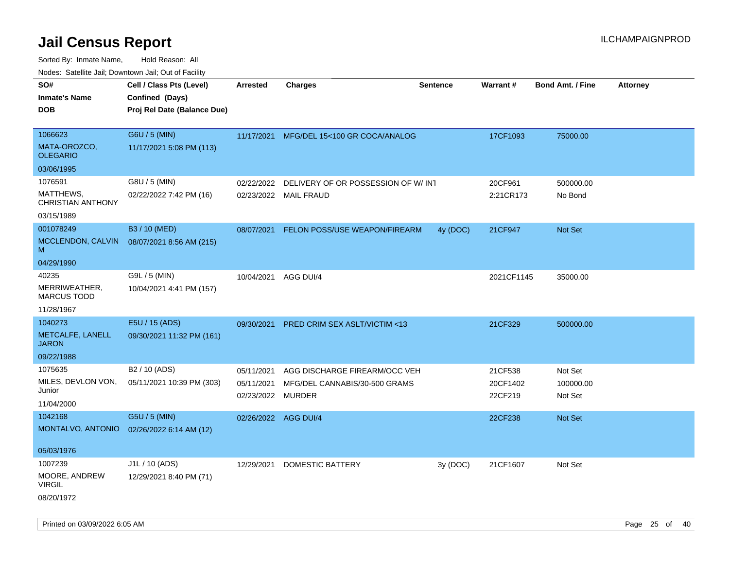# Jail Census Report

Sorted By: Inmate Name, Hold Reason: All

Nodes: Satellite Jail; Downtown Jail; Out of Facility

| SO# / Inmate's Name / DOB | Cell / Class Pts (Level) / Confined (Days) / Proj Rel Date (Balance Due) | Arrested | Charges | Sentence | Warrant # | Bond Amt. / Fine | Attorney |
|---|---|---|---|---|---|---|---|
| 1066623<br>MATA-OROZCO, OLEGARIO<br>03/06/1995 | G6U / 5 (MIN)<br>11/17/2021 5:08 PM (113) | 11/17/2021 | MFG/DEL 15<100 GR COCA/ANALOG | | 17CF1093 | 75000.00 | |
| 1076591<br>MATTHEWS, CHRISTIAN ANTHONY<br>03/15/1989 | G8U / 5 (MIN)<br>02/22/2022 7:42 PM (16) | 02/22/2022<br>02/23/2022 | DELIVERY OF OR POSSESSION OF W/ INT<br>MAIL FRAUD | | 20CF961<br>2:21CR173 | 500000.00<br>No Bond | |
| 001078249<br>MCCLENDON, CALVIN M<br>04/29/1990 | B3 / 10 (MED)<br>08/07/2021 8:56 AM (215) | 08/07/2021 | FELON POSS/USE WEAPON/FIREARM | 4y (DOC) | 21CF947 | Not Set | |
| 40235<br>MERRIWEATHER, MARCUS TODD<br>11/28/1967 | G9L / 5 (MIN)<br>10/04/2021 4:41 PM (157) | 10/04/2021 | AGG DUI/4 | | 2021CF1145 | 35000.00 | |
| 1040273<br>METCALFE, LANELL JARON<br>09/22/1988 | E5U / 15 (ADS)<br>09/30/2021 11:32 PM (161) | 09/30/2021 | PRED CRIM SEX ASLT/VICTIM <13 | | 21CF329 | 500000.00 | |
| 1075635<br>MILES, DEVLON VON, Junior<br>11/04/2000 | B2 / 10 (ADS)<br>05/11/2021 10:39 PM (303) | 05/11/2021<br>05/11/2021<br>02/23/2022 | AGG DISCHARGE FIREARM/OCC VEH<br>MFG/DEL CANNABIS/30-500 GRAMS<br>MURDER | | 21CF538<br>20CF1402<br>22CF219 | Not Set<br>100000.00<br>Not Set | |
| 1042168<br>MONTALVO, ANTONIO<br>05/03/1976 | G5U / 5 (MIN)<br>02/26/2022 6:14 AM (12) | 02/26/2022 | AGG DUI/4 | | 22CF238 | Not Set | |
| 1007239<br>MOORE, ANDREW VIRGIL<br>08/20/1972 | J1L / 10 (ADS)<br>12/29/2021 8:40 PM (71) | 12/29/2021 | DOMESTIC BATTERY | 3y (DOC) | 21CF1607 | Not Set | |

Printed on 03/09/2022 6:05 AM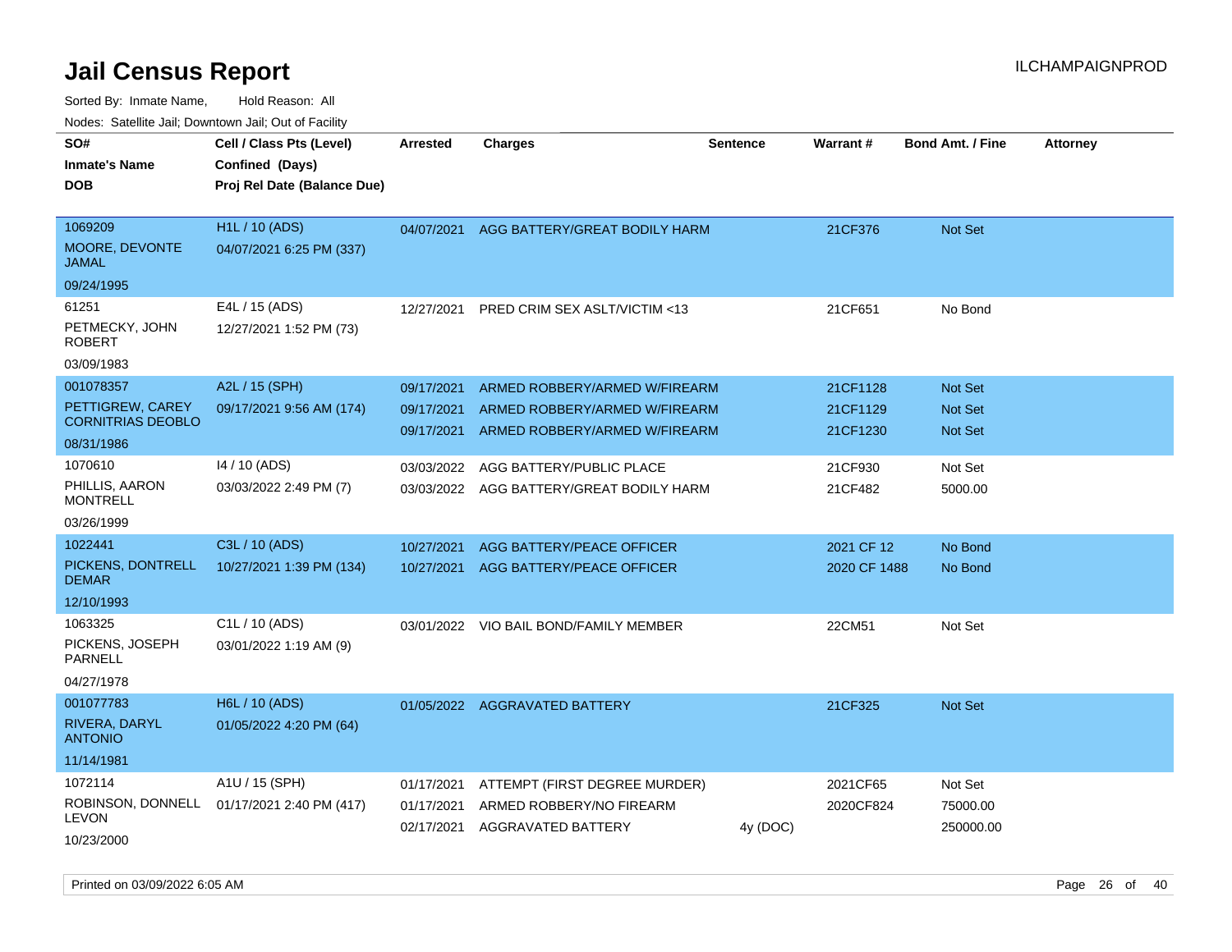# Jail Census Report

Sorted By: Inmate Name, Hold Reason: All

Nodes: Satellite Jail; Downtown Jail; Out of Facility

| SO# / Inmate's Name / DOB | Cell / Class Pts (Level) / Confined (Days) / Proj Rel Date (Balance Due) | Arrested | Charges | Sentence | Warrant # | Bond Amt. / Fine | Attorney |
|---|---|---|---|---|---|---|---|
| 1069209<br>MOORE, DEVONTE JAMAL<br>09/24/1995 | H1L / 10 (ADS)<br>04/07/2021 6:25 PM (337) | 04/07/2021 | AGG BATTERY/GREAT BODILY HARM | | 21CF376 | Not Set | |
| 61251<br>PETMECKY, JOHN ROBERT<br>03/09/1983 | E4L / 15 (ADS)<br>12/27/2021 1:52 PM (73) | 12/27/2021 | PRED CRIM SEX ASLT/VICTIM <13 | | 21CF651 | No Bond | |
| 001078357<br>PETTIGREW, CAREY CORNITRIAS DEOBLO<br>08/31/1986 | A2L / 15 (SPH)<br>09/17/2021 9:56 AM (174) | 09/17/2021<br>09/17/2021<br>09/17/2021 | ARMED ROBBERY/ARMED W/FIREARM<br>ARMED ROBBERY/ARMED W/FIREARM<br>ARMED ROBBERY/ARMED W/FIREARM | | 21CF1128<br>21CF1129<br>21CF1230 | Not Set<br>Not Set<br>Not Set | |
| 1070610<br>PHILLIS, AARON MONTRELL<br>03/26/1999 | I4 / 10 (ADS)<br>03/03/2022 2:49 PM (7) | 03/03/2022<br>03/03/2022 | AGG BATTERY/PUBLIC PLACE<br>AGG BATTERY/GREAT BODILY HARM | | 21CF930<br>21CF482 | Not Set<br>5000.00 | |
| 1022441<br>PICKENS, DONTRELL DEMAR<br>12/10/1993 | C3L / 10 (ADS)<br>10/27/2021 1:39 PM (134) | 10/27/2021<br>10/27/2021 | AGG BATTERY/PEACE OFFICER<br>AGG BATTERY/PEACE OFFICER | | 2021 CF 12<br>2020 CF 1488 | No Bond<br>No Bond | |
| 1063325<br>PICKENS, JOSEPH PARNELL<br>04/27/1978 | C1L / 10 (ADS)<br>03/01/2022 1:19 AM (9) | 03/01/2022 | VIO BAIL BOND/FAMILY MEMBER | | 22CM51 | Not Set | |
| 001077783<br>RIVERA, DARYL ANTONIO<br>11/14/1981 | H6L / 10 (ADS)<br>01/05/2022 4:20 PM (64) | 01/05/2022 | AGGRAVATED BATTERY | | 21CF325 | Not Set | |
| 1072114<br>ROBINSON, DONNELL LEVON<br>10/23/2000 | A1U / 15 (SPH)<br>01/17/2021 2:40 PM (417) | 01/17/2021<br>01/17/2021<br>02/17/2021 | ATTEMPT (FIRST DEGREE MURDER)<br>ARMED ROBBERY/NO FIREARM<br>AGGRAVATED BATTERY | <br><br>4y (DOC) | 2021CF65<br>2020CF824<br> | Not Set<br>75000.00<br>250000.00 | |

Printed on 03/09/2022 6:05 AM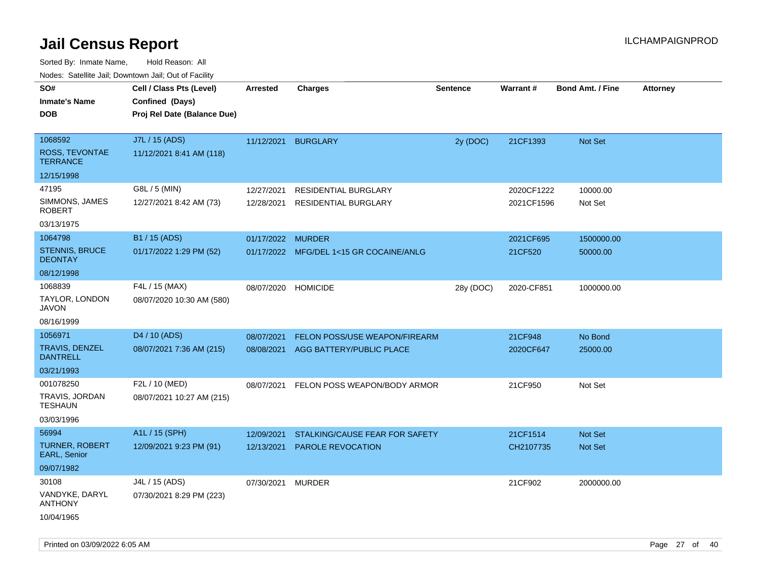# Jail Census Report

ILCHAMPAIGNPROD

Sorted By: Inmate Name, Hold Reason: All

Nodes: Satellite Jail; Downtown Jail; Out of Facility

| SO# / Inmate's Name / DOB | Cell / Class Pts (Level) / Confined (Days) / Proj Rel Date (Balance Due) | Arrested | Charges | Sentence | Warrant # | Bond Amt. / Fine | Attorney |
|---|---|---|---|---|---|---|---|
| 1068592<br>ROSS, TEVONTAE TERRANCE<br>12/15/1998 | J7L / 15 (ADS)<br>11/12/2021 8:41 AM (118) | 11/12/2021 | BURGLARY | 2y (DOC) | 21CF1393 | Not Set | |
| 47195<br>SIMMONS, JAMES ROBERT<br>03/13/1975 | G8L / 5 (MIN)<br>12/27/2021 8:42 AM (73) | 12/27/2021<br>12/28/2021 | RESIDENTIAL BURGLARY<br>RESIDENTIAL BURGLARY | | 2020CF1222<br>2021CF1596 | 10000.00<br>Not Set | |
| 1064798<br>STENNIS, BRUCE DEONTAY<br>08/12/1998 | B1 / 15 (ADS)<br>01/17/2022 1:29 PM (52) | 01/17/2022<br>01/17/2022 | MURDER<br>MFG/DEL 1<15 GR COCAINE/ANLG | | 2021CF695<br>21CF520 | 1500000.00<br>50000.00 | |
| 1068839<br>TAYLOR, LONDON JAVON<br>08/16/1999 | F4L / 15 (MAX)<br>08/07/2020 10:30 AM (580) | 08/07/2020 | HOMICIDE | 28y (DOC) | 2020-CF851 | 1000000.00 | |
| 1056971<br>TRAVIS, DENZEL DANTRELL<br>03/21/1993 | D4 / 10 (ADS)<br>08/07/2021 7:36 AM (215) | 08/07/2021<br>08/08/2021 | FELON POSS/USE WEAPON/FIREARM<br>AGG BATTERY/PUBLIC PLACE | | 21CF948<br>2020CF647 | No Bond<br>25000.00 | |
| 001078250<br>TRAVIS, JORDAN TESHAUN<br>03/03/1996 | F2L / 10 (MED)<br>08/07/2021 10:27 AM (215) | 08/07/2021 | FELON POSS WEAPON/BODY ARMOR | | 21CF950 | Not Set | |
| 56994<br>TURNER, ROBERT EARL, Senior<br>09/07/1982 | A1L / 15 (SPH)<br>12/09/2021 9:23 PM (91) | 12/09/2021<br>12/13/2021 | STALKING/CAUSE FEAR FOR SAFETY<br>PAROLE REVOCATION | | 21CF1514<br>CH2107735 | Not Set<br>Not Set | |
| 30108<br>VANDYKE, DARYL ANTHONY<br>10/04/1965 | J4L / 15 (ADS)<br>07/30/2021 8:29 PM (223) | 07/30/2021 | MURDER | | 21CF902 | 2000000.00 | |

Printed on 03/09/2022 6:05 AM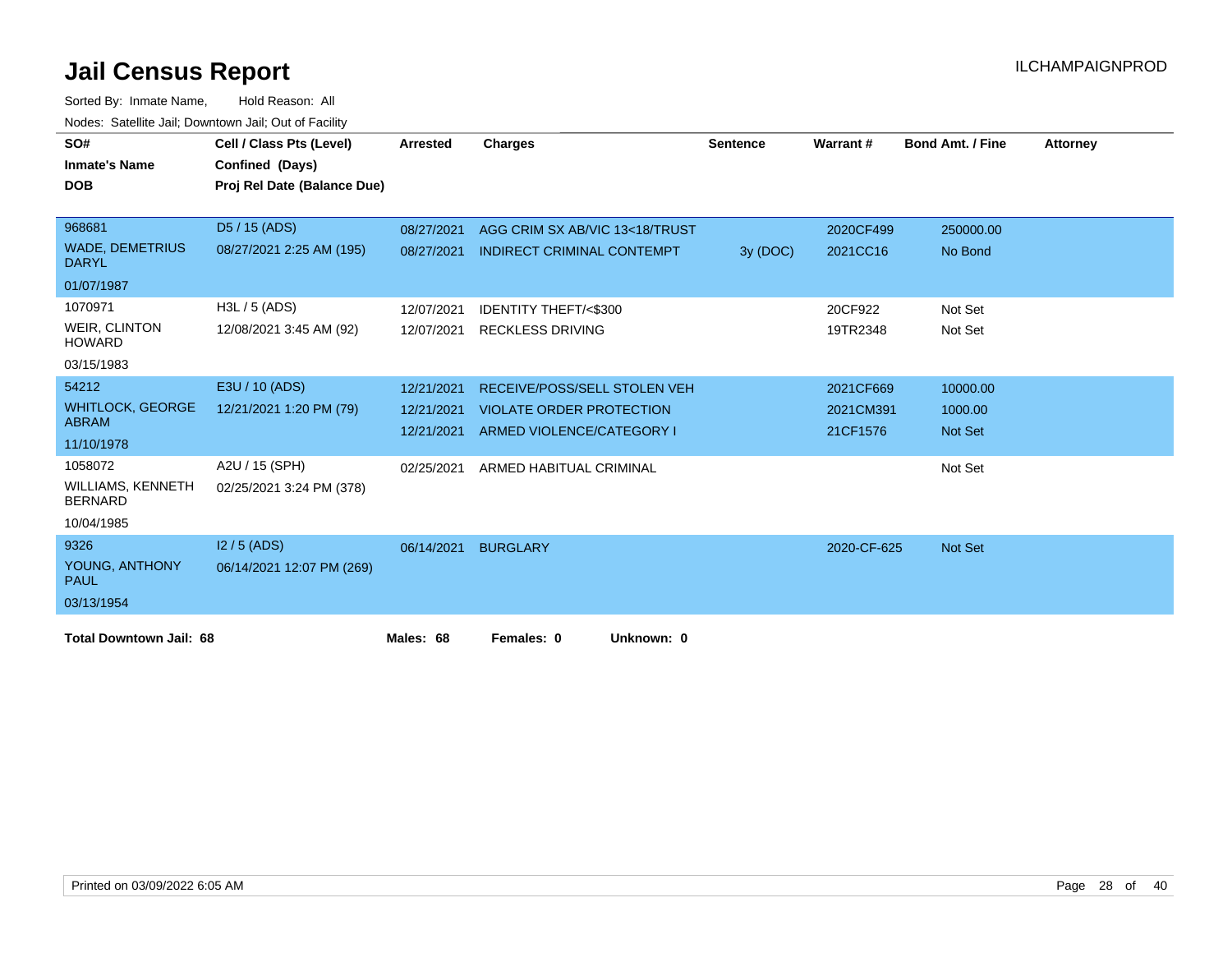# Jail Census Report

ILCHAMPAIGNPROD

Sorted By: Inmate Name, Hold Reason: All

Nodes: Satellite Jail; Downtown Jail; Out of Facility

| SO# / Inmate's Name / DOB | Cell / Class Pts (Level) / Confined (Days) / Proj Rel Date (Balance Due) | Arrested | Charges | Sentence | Warrant # | Bond Amt. / Fine | Attorney |
|---|---|---|---|---|---|---|---|
| 968681<br>WADE, DEMETRIUS DARYL<br>01/07/1987 | D5 / 15 (ADS)<br>08/27/2021 2:25 AM (195) | 08/27/2021 | AGG CRIM SX AB/VIC 13<18/TRUST | | 2020CF499 | 250000.00 | |
| | | 08/27/2021 | INDIRECT CRIMINAL CONTEMPT | 3y (DOC) | 2021CC16 | No Bond | |
| 1070971<br>WEIR, CLINTON HOWARD<br>03/15/1983 | H3L / 5 (ADS)<br>12/08/2021 3:45 AM (92) | 12/07/2021 | IDENTITY THEFT/<$300 | | 20CF922 | Not Set | |
| | | 12/07/2021 | RECKLESS DRIVING | | 19TR2348 | Not Set | |
| 54212<br>WHITLOCK, GEORGE ABRAM<br>11/10/1978 | E3U / 10 (ADS)<br>12/21/2021 1:20 PM (79) | 12/21/2021 | RECEIVE/POSS/SELL STOLEN VEH | | 2021CF669 | 10000.00 | |
| | | 12/21/2021 | VIOLATE ORDER PROTECTION | | 2021CM391 | 1000.00 | |
| | | 12/21/2021 | ARMED VIOLENCE/CATEGORY I | | 21CF1576 | Not Set | |
| 1058072<br>WILLIAMS, KENNETH BERNARD<br>10/04/1985 | A2U / 15 (SPH)<br>02/25/2021 3:24 PM (378) | 02/25/2021 | ARMED HABITUAL CRIMINAL | | | Not Set | |
| 9326<br>YOUNG, ANTHONY PAUL<br>03/13/1954 | I2 / 5 (ADS)<br>06/14/2021 12:07 PM (269) | 06/14/2021 | BURGLARY | | 2020-CF-625 | Not Set | |

**Total Downtown Jail: 68** **Males: 68** **Females: 0** **Unknown: 0**

Printed on 03/09/2022 6:05 AM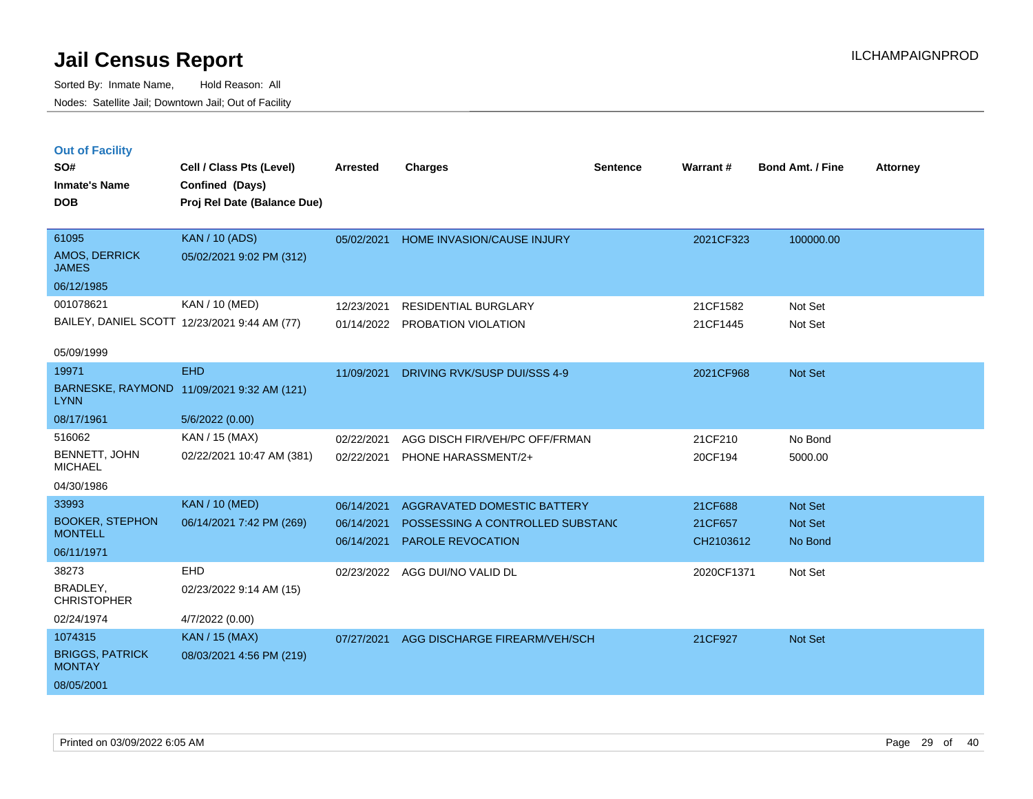# Jail Census Report

ILCHAMPAIGNPROD

Sorted By: Inmate Name, Hold Reason: All

Nodes: Satellite Jail; Downtown Jail; Out of Facility

## Out of Facility

| SO# / Inmate's Name / DOB | Cell / Class Pts (Level) / Confined (Days) / Proj Rel Date (Balance Due) | Arrested | Charges | Sentence | Warrant # | Bond Amt. / Fine | Attorney |
|---|---|---|---|---|---|---|---|
| 61095<br>AMOS, DERRICK JAMES<br>06/12/1985 | KAN / 10 (ADS)<br>05/02/2021 9:02 PM (312) | 05/02/2021 | HOME INVASION/CAUSE INJURY | | 2021CF323 | 100000.00 | |
| 001078621<br>BAILEY, DANIEL SCOTT<br>05/09/1999 | KAN / 10 (MED)<br>12/23/2021 9:44 AM (77) | 12/23/2021<br>01/14/2022 | RESIDENTIAL BURGLARY<br>PROBATION VIOLATION | | 21CF1582<br>21CF1445 | Not Set<br>Not Set | |
| 19971<br>BARNESKE, RAYMOND LYNN<br>08/17/1961 | EHD<br>11/09/2021 9:32 AM (121)<br>5/6/2022 (0.00) | 11/09/2021 | DRIVING RVK/SUSP DUI/SSS 4-9 | | 2021CF968 | Not Set | |
| 516062<br>BENNETT, JOHN MICHAEL<br>04/30/1986 | KAN / 15 (MAX)<br>02/22/2021 10:47 AM (381) | 02/22/2021<br>02/22/2021 | AGG DISCH FIR/VEH/PC OFF/FRMAN<br>PHONE HARASSMENT/2+ | | 21CF210<br>20CF194 | No Bond<br>5000.00 | |
| 33993<br>BOOKER, STEPHON MONTELL<br>06/11/1971 | KAN / 10 (MED)<br>06/14/2021 7:42 PM (269) | 06/14/2021<br>06/14/2021<br>06/14/2021 | AGGRAVATED DOMESTIC BATTERY<br>POSSESSING A CONTROLLED SUBSTANC<br>PAROLE REVOCATION | | 21CF688<br>21CF657<br>CH2103612 | Not Set<br>Not Set<br>No Bond | |
| 38273<br>BRADLEY, CHRISTOPHER<br>02/24/1974 | EHD<br>02/23/2022 9:14 AM (15)<br>4/7/2022 (0.00) | 02/23/2022 | AGG DUI/NO VALID DL | | 2020CF1371 | Not Set | |
| 1074315<br>BRIGGS, PATRICK MONTAY<br>08/05/2001 | KAN / 15 (MAX)<br>08/03/2021 4:56 PM (219) | 07/27/2021 | AGG DISCHARGE FIREARM/VEH/SCH | | 21CF927 | Not Set | |

Printed on 03/09/2022 6:05 AM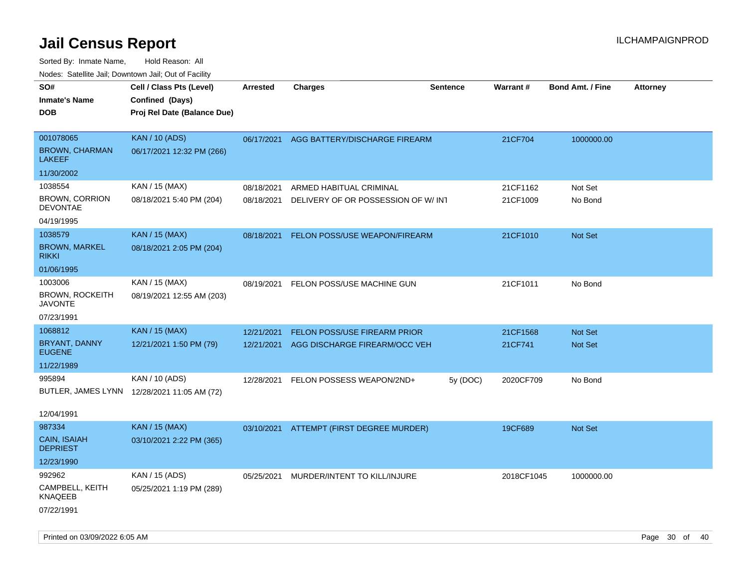# Jail Census Report

ILCHAMPAIGNPROD

Sorted By: Inmate Name, Hold Reason: All

Nodes: Satellite Jail; Downtown Jail; Out of Facility

| SO#<br>Inmate's Name<br>DOB | Cell / Class Pts (Level)<br>Confined (Days)<br>Proj Rel Date (Balance Due) | Arrested | Charges | Sentence | Warrant # | Bond Amt. / Fine | Attorney |
|---|---|---|---|---|---|---|---|
| 001078065<br>BROWN, CHARMAN LAKEEF<br>11/30/2002 | KAN / 10 (ADS)<br>06/17/2021 12:32 PM (266) | 06/17/2021 | AGG BATTERY/DISCHARGE FIREARM | | 21CF704 | 1000000.00 | |
| 1038554<br>BROWN, CORRION DEVONTAE<br>04/19/1995 | KAN / 15 (MAX)<br>08/18/2021 5:40 PM (204) | 08/18/2021<br>08/18/2021 | ARMED HABITUAL CRIMINAL<br>DELIVERY OF OR POSSESSION OF W/ INT | | 21CF1162<br>21CF1009 | Not Set<br>No Bond | |
| 1038579<br>BROWN, MARKEL RIKKI<br>01/06/1995 | KAN / 15 (MAX)<br>08/18/2021 2:05 PM (204) | 08/18/2021 | FELON POSS/USE WEAPON/FIREARM | | 21CF1010 | Not Set | |
| 1003006<br>BROWN, ROCKEITH JAVONTE<br>07/23/1991 | KAN / 15 (MAX)<br>08/19/2021 12:55 AM (203) | 08/19/2021 | FELON POSS/USE MACHINE GUN | | 21CF1011 | No Bond | |
| 1068812<br>BRYANT, DANNY EUGENE<br>11/22/1989 | KAN / 15 (MAX)<br>12/21/2021 1:50 PM (79) | 12/21/2021<br>12/21/2021 | FELON POSS/USE FIREARM PRIOR<br>AGG DISCHARGE FIREARM/OCC VEH | | 21CF1568<br>21CF741 | Not Set<br>Not Set | |
| 995894<br>BUTLER, JAMES LYNN<br>12/04/1991 | KAN / 10 (ADS)<br>12/28/2021 11:05 AM (72) | 12/28/2021 | FELON POSSESS WEAPON/2ND+ | 5y (DOC) | 2020CF709 | No Bond | |
| 987334<br>CAIN, ISAIAH DEPRIEST<br>12/23/1990 | KAN / 15 (MAX)<br>03/10/2021 2:22 PM (365) | 03/10/2021 | ATTEMPT (FIRST DEGREE MURDER) | | 19CF689 | Not Set | |
| 992962<br>CAMPBELL, KEITH KNAQEEB<br>07/22/1991 | KAN / 15 (ADS)<br>05/25/2021 1:19 PM (289) | 05/25/2021 | MURDER/INTENT TO KILL/INJURE | | 2018CF1045 | 1000000.00 | |

Printed on 03/09/2022 6:05 AM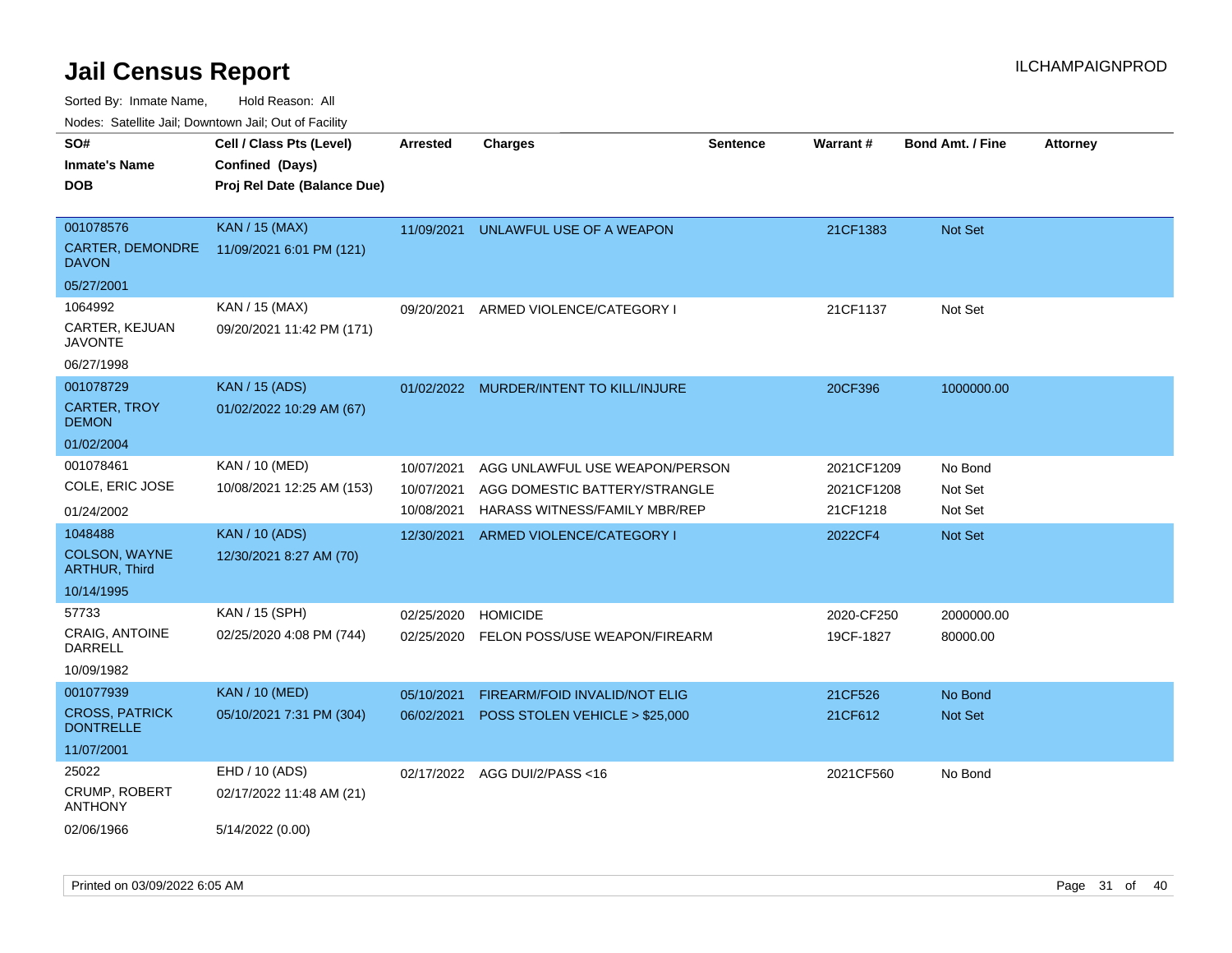# Jail Census Report

Sorted By: Inmate Name, Hold Reason: All

Nodes: Satellite Jail; Downtown Jail; Out of Facility

| SO# / Inmate's Name / DOB | Cell / Class Pts (Level) / Confined (Days) / Proj Rel Date (Balance Due) | Arrested | Charges | Sentence | Warrant # | Bond Amt. / Fine | Attorney |
|---|---|---|---|---|---|---|---|
| 001078576<br>CARTER, DEMONDRE DAVON<br>05/27/2001 | KAN / 15 (MAX)<br>11/09/2021 6:01 PM (121) | 11/09/2021 | UNLAWFUL USE OF A WEAPON | | 21CF1383 | Not Set | |
| 1064992<br>CARTER, KEJUAN JAVONTE<br>06/27/1998 | KAN / 15 (MAX)<br>09/20/2021 11:42 PM (171) | 09/20/2021 | ARMED VIOLENCE/CATEGORY I | | 21CF1137 | Not Set | |
| 001078729<br>CARTER, TROY DEMON<br>01/02/2004 | KAN / 15 (ADS)<br>01/02/2022 10:29 AM (67) | 01/02/2022 | MURDER/INTENT TO KILL/INJURE | | 20CF396 | 1000000.00 | |
| 001078461<br>COLE, ERIC JOSE<br>01/24/2002 | KAN / 10 (MED)<br>10/08/2021 12:25 AM (153) | 10/07/2021 | AGG UNLAWFUL USE WEAPON/PERSON | | 2021CF1209 | No Bond | |
| | | 10/07/2021 | AGG DOMESTIC BATTERY/STRANGLE | | 2021CF1208 | Not Set | |
| | | 10/08/2021 | HARASS WITNESS/FAMILY MBR/REP | | 21CF1218 | Not Set | |
| 1048488<br>COLSON, WAYNE ARTHUR, Third<br>10/14/1995 | KAN / 10 (ADS)<br>12/30/2021 8:27 AM (70) | 12/30/2021 | ARMED VIOLENCE/CATEGORY I | | 2022CF4 | Not Set | |
| 57733<br>CRAIG, ANTOINE DARRELL<br>10/09/1982 | KAN / 15 (SPH)<br>02/25/2020 4:08 PM (744) | 02/25/2020 | HOMICIDE | | 2020-CF250 | 2000000.00 | |
| | | 02/25/2020 | FELON POSS/USE WEAPON/FIREARM | | 19CF-1827 | 80000.00 | |
| 001077939<br>CROSS, PATRICK DONTRELLE<br>11/07/2001 | KAN / 10 (MED)<br>05/10/2021 7:31 PM (304) | 05/10/2021 | FIREARM/FOID INVALID/NOT ELIG | | 21CF526 | No Bond | |
| | | 06/02/2021 | POSS STOLEN VEHICLE > $25,000 | | 21CF612 | Not Set | |
| 25022<br>CRUMP, ROBERT ANTHONY<br>02/06/1966 | EHD / 10 (ADS)<br>02/17/2022 11:48 AM (21)<br>5/14/2022 (0.00) | 02/17/2022 | AGG DUI/2/PASS <16 | | 2021CF560 | No Bond | |

Printed on 03/09/2022 6:05 AM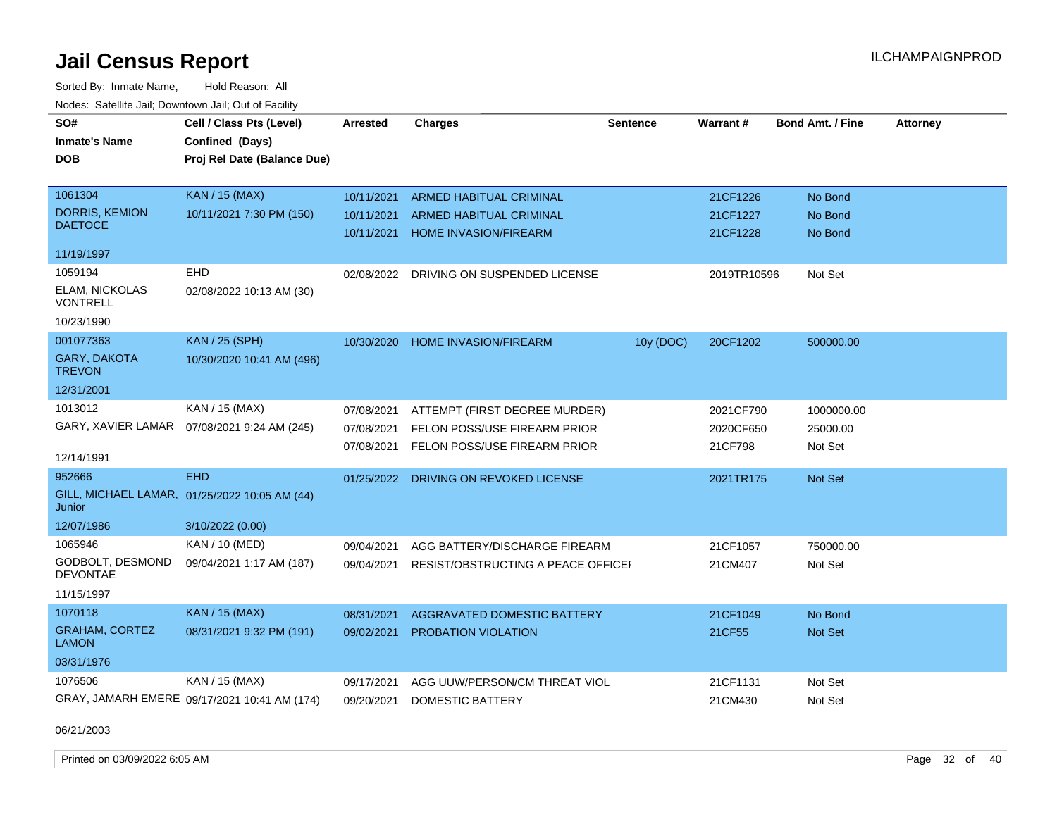# Jail Census Report

Sorted By: Inmate Name, Hold Reason: All

Nodes: Satellite Jail; Downtown Jail; Out of Facility

| SO# / Inmate's Name / DOB | Cell / Class Pts (Level) / Confined (Days) / Proj Rel Date (Balance Due) | Arrested | Charges | Sentence | Warrant # | Bond Amt. / Fine | Attorney |
|---|---|---|---|---|---|---|---|
| 1061304 | KAN / 15 (MAX) | 10/11/2021 | ARMED HABITUAL CRIMINAL | | 21CF1226 | No Bond | |
| DORRIS, KEMION DAETOCE | 10/11/2021 7:30 PM (150) | 10/11/2021 | ARMED HABITUAL CRIMINAL | | 21CF1227 | No Bond | |
| 11/19/1997 | | 10/11/2021 | HOME INVASION/FIREARM | | 21CF1228 | No Bond | |
| 1059194 | EHD | 02/08/2022 | DRIVING ON SUSPENDED LICENSE | | 2019TR10596 | Not Set | |
| ELAM, NICKOLAS VONTRELL | 02/08/2022 10:13 AM (30) | | | | | | |
| 10/23/1990 | | | | | | | |
| 001077363 | KAN / 25 (SPH) | 10/30/2020 | HOME INVASION/FIREARM | 10y (DOC) | 20CF1202 | 500000.00 | |
| GARY, DAKOTA TREVON | 10/30/2020 10:41 AM (496) | | | | | | |
| 12/31/2001 | | | | | | | |
| 1013012 | KAN / 15 (MAX) | 07/08/2021 | ATTEMPT (FIRST DEGREE MURDER) | | 2021CF790 | 1000000.00 | |
| GARY, XAVIER LAMAR | 07/08/2021 9:24 AM (245) | 07/08/2021 | FELON POSS/USE FIREARM PRIOR | | 2020CF650 | 25000.00 | |
| 12/14/1991 | | 07/08/2021 | FELON POSS/USE FIREARM PRIOR | | 21CF798 | Not Set | |
| 952666 | EHD | 01/25/2022 | DRIVING ON REVOKED LICENSE | | 2021TR175 | Not Set | |
| GILL, MICHAEL LAMAR, Junior | 01/25/2022 10:05 AM (44) | | | | | | |
| 12/07/1986 | 3/10/2022 (0.00) | | | | | | |
| 1065946 | KAN / 10 (MED) | 09/04/2021 | AGG BATTERY/DISCHARGE FIREARM | | 21CF1057 | 750000.00 | |
| GODBOLT, DESMOND DEVONTAE | 09/04/2021 1:17 AM (187) | 09/04/2021 | RESIST/OBSTRUCTING A PEACE OFFICEI | | 21CM407 | Not Set | |
| 11/15/1997 | | | | | | | |
| 1070118 | KAN / 15 (MAX) | 08/31/2021 | AGGRAVATED DOMESTIC BATTERY | | 21CF1049 | No Bond | |
| GRAHAM, CORTEZ LAMON | 08/31/2021 9:32 PM (191) | 09/02/2021 | PROBATION VIOLATION | | 21CF55 | Not Set | |
| 03/31/1976 | | | | | | | |
| 1076506 | KAN / 15 (MAX) | 09/17/2021 | AGG UUW/PERSON/CM THREAT VIOL | | 21CF1131 | Not Set | |
| GRAY, JAMARH EMERE | 09/17/2021 10:41 AM (174) | 09/20/2021 | DOMESTIC BATTERY | | 21CM430 | Not Set | |
| 06/21/2003 | | | | | | | |

Printed on 03/09/2022 6:05 AM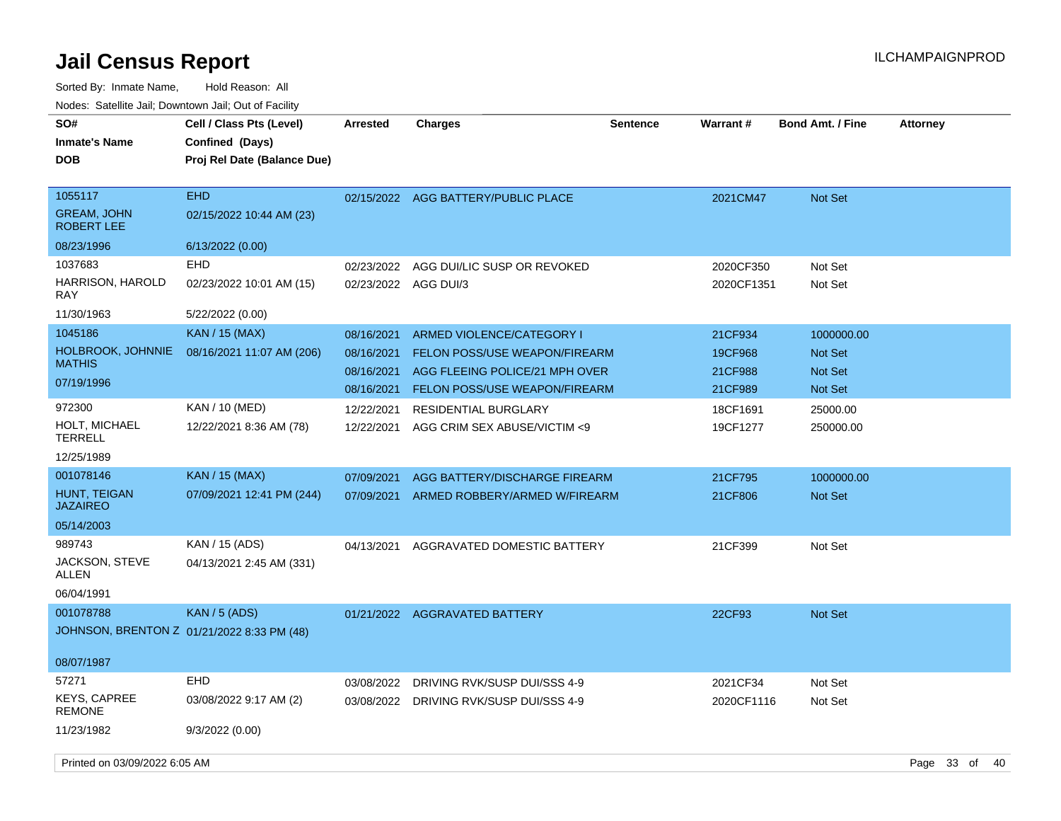# Jail Census Report

ILCHAMPAIGNPROD

Sorted By: Inmate Name, Hold Reason: All

Nodes: Satellite Jail; Downtown Jail; Out of Facility

| SO# / Inmate's Name / DOB | Cell / Class Pts (Level) / Confined (Days) / Proj Rel Date (Balance Due) | Arrested | Charges | Sentence | Warrant # | Bond Amt. / Fine | Attorney |
|---|---|---|---|---|---|---|---|
| 1055117<br>GREAM, JOHN ROBERT LEE<br>08/23/1996 | EHD<br>02/15/2022 10:44 AM (23)<br>6/13/2022 (0.00) | 02/15/2022 | AGG BATTERY/PUBLIC PLACE | | 2021CM47 | Not Set | |
| 1037683<br>HARRISON, HAROLD RAY<br>11/30/1963 | EHD<br>02/23/2022 10:01 AM (15)<br>5/22/2022 (0.00) | 02/23/2022 | AGG DUI/LIC SUSP OR REVOKED | | 2020CF350 | Not Set | |
| | | 02/23/2022 | AGG DUI/3 | | 2020CF1351 | Not Set | |
| 1045186<br>HOLBROOK, JOHNNIE MATHIS<br>07/19/1996 | KAN / 15 (MAX)<br>08/16/2021 11:07 AM (206) | 08/16/2021 | ARMED VIOLENCE/CATEGORY I | | 21CF934 | 1000000.00 | |
| | | 08/16/2021 | FELON POSS/USE WEAPON/FIREARM | | 19CF968 | Not Set | |
| | | 08/16/2021 | AGG FLEEING POLICE/21 MPH OVER | | 21CF988 | Not Set | |
| | | 08/16/2021 | FELON POSS/USE WEAPON/FIREARM | | 21CF989 | Not Set | |
| 972300<br>HOLT, MICHAEL TERRELL<br>12/25/1989 | KAN / 10 (MED)<br>12/22/2021 8:36 AM (78) | 12/22/2021 | RESIDENTIAL BURGLARY | | 18CF1691 | 25000.00 | |
| | | 12/22/2021 | AGG CRIM SEX ABUSE/VICTIM <9 | | 19CF1277 | 250000.00 | |
| 001078146<br>HUNT, TEIGAN JAZAIREO<br>05/14/2003 | KAN / 15 (MAX)<br>07/09/2021 12:41 PM (244) | 07/09/2021 | AGG BATTERY/DISCHARGE FIREARM | | 21CF795 | 1000000.00 | |
| | | 07/09/2021 | ARMED ROBBERY/ARMED W/FIREARM | | 21CF806 | Not Set | |
| 989743<br>JACKSON, STEVE ALLEN<br>06/04/1991 | KAN / 15 (ADS)<br>04/13/2021 2:45 AM (331) | 04/13/2021 | AGGRAVATED DOMESTIC BATTERY | | 21CF399 | Not Set | |
| 001078788<br>JOHNSON, BRENTON Z<br>08/07/1987 | KAN / 5 (ADS)<br>01/21/2022 8:33 PM (48) | 01/21/2022 | AGGRAVATED BATTERY | | 22CF93 | Not Set | |
| 57271<br>KEYS, CAPREE REMONE<br>11/23/1982 | EHD<br>03/08/2022 9:17 AM (2)<br>9/3/2022 (0.00) | 03/08/2022 | DRIVING RVK/SUSP DUI/SSS 4-9 | | 2021CF34 | Not Set | |
| | | 03/08/2022 | DRIVING RVK/SUSP DUI/SSS 4-9 | | 2020CF1116 | Not Set | |

Printed on 03/09/2022 6:05 AM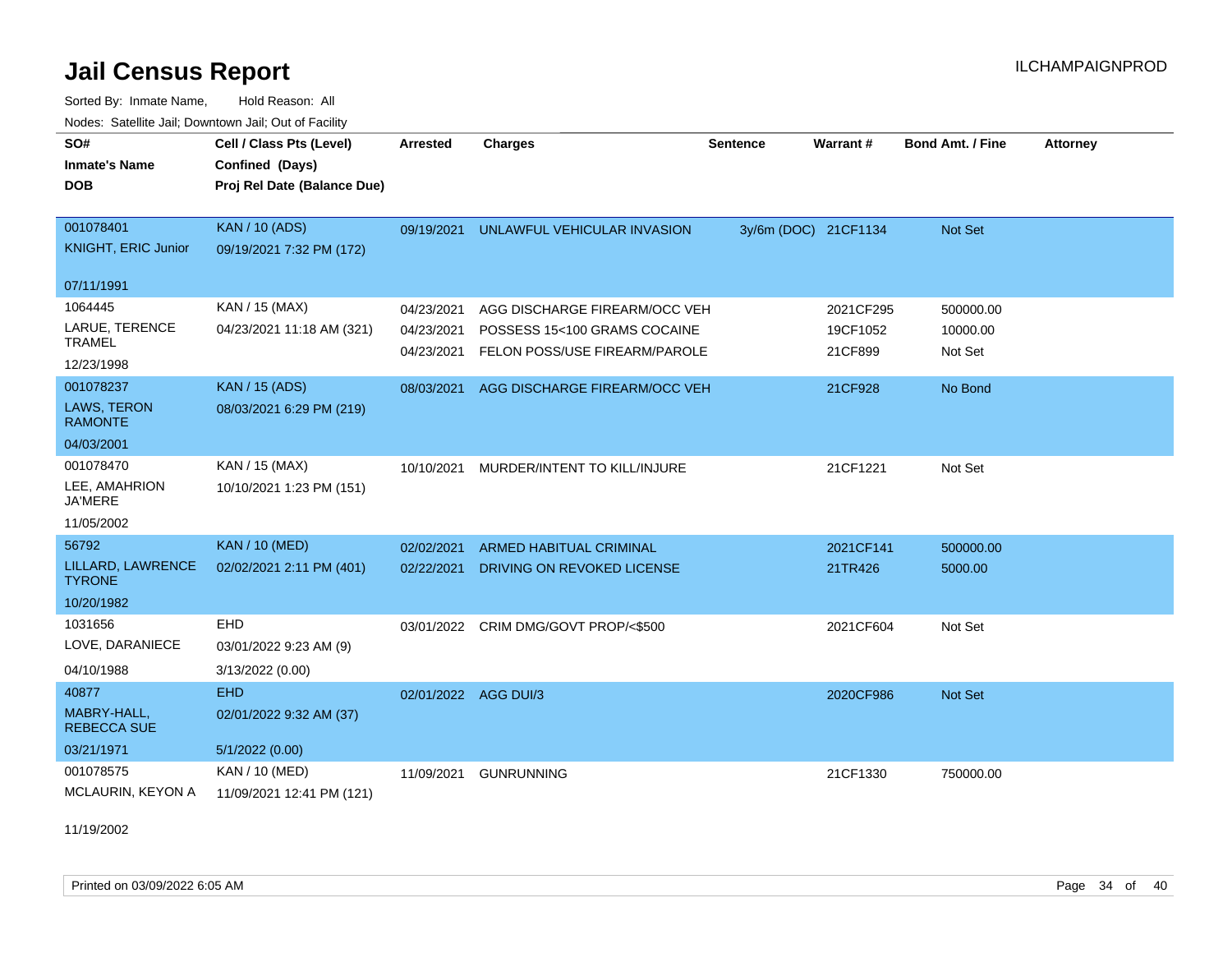# Jail Census Report

Sorted By: Inmate Name, Hold Reason: All

Nodes: Satellite Jail; Downtown Jail; Out of Facility

| SO# / Inmate's Name / DOB | Cell / Class Pts (Level) / Confined (Days) / Proj Rel Date (Balance Due) | Arrested | Charges | Sentence | Warrant # | Bond Amt. / Fine | Attorney |
|---|---|---|---|---|---|---|---|
| 001078401<br>KNIGHT, ERIC Junior<br>07/11/1991 | KAN / 10 (ADS)<br>09/19/2021 7:32 PM (172) | 09/19/2021 | UNLAWFUL VEHICULAR INVASION | 3y/6m (DOC) | 21CF1134 | Not Set | |
| 1064445<br>LARUE, TERENCE TRAMEL<br>12/23/1998 | KAN / 15 (MAX)<br>04/23/2021 11:18 AM (321) | 04/23/2021 | AGG DISCHARGE FIREARM/OCC VEH | | 2021CF295 | 500000.00 | |
| | | 04/23/2021 | POSSESS 15<100 GRAMS COCAINE | | 19CF1052 | 10000.00 | |
| | | 04/23/2021 | FELON POSS/USE FIREARM/PAROLE | | 21CF899 | Not Set | |
| 001078237<br>LAWS, TERON RAMONTE<br>04/03/2001 | KAN / 15 (ADS)<br>08/03/2021 6:29 PM (219) | 08/03/2021 | AGG DISCHARGE FIREARM/OCC VEH | | 21CF928 | No Bond | |
| 001078470<br>LEE, AMAHRION JA'MERE<br>11/05/2002 | KAN / 15 (MAX)<br>10/10/2021 1:23 PM (151) | 10/10/2021 | MURDER/INTENT TO KILL/INJURE | | 21CF1221 | Not Set | |
| 56792<br>LILLARD, LAWRENCE TYRONE<br>10/20/1982 | KAN / 10 (MED)<br>02/02/2021 2:11 PM (401) | 02/02/2021 | ARMED HABITUAL CRIMINAL | | 2021CF141 | 500000.00 | |
| | | 02/22/2021 | DRIVING ON REVOKED LICENSE | | 21TR426 | 5000.00 | |
| 1031656<br>LOVE, DARANIECE<br>04/10/1988 | EHD<br>03/01/2022 9:23 AM (9)<br>3/13/2022 (0.00) | 03/01/2022 | CRIM DMG/GOVT PROP/<$500 | | 2021CF604 | Not Set | |
| 40877<br>MABRY-HALL, REBECCA SUE<br>03/21/1971 | EHD<br>02/01/2022 9:32 AM (37)<br>5/1/2022 (0.00) | 02/01/2022 | AGG DUI/3 | | 2020CF986 | Not Set | |
| 001078575<br>MCLAURIN, KEYON A<br>11/19/2002 | KAN / 10 (MED)<br>11/09/2021 12:41 PM (121) | 11/09/2021 | GUNRUNNING | | 21CF1330 | 750000.00 | |

Printed on 03/09/2022 6:05 AM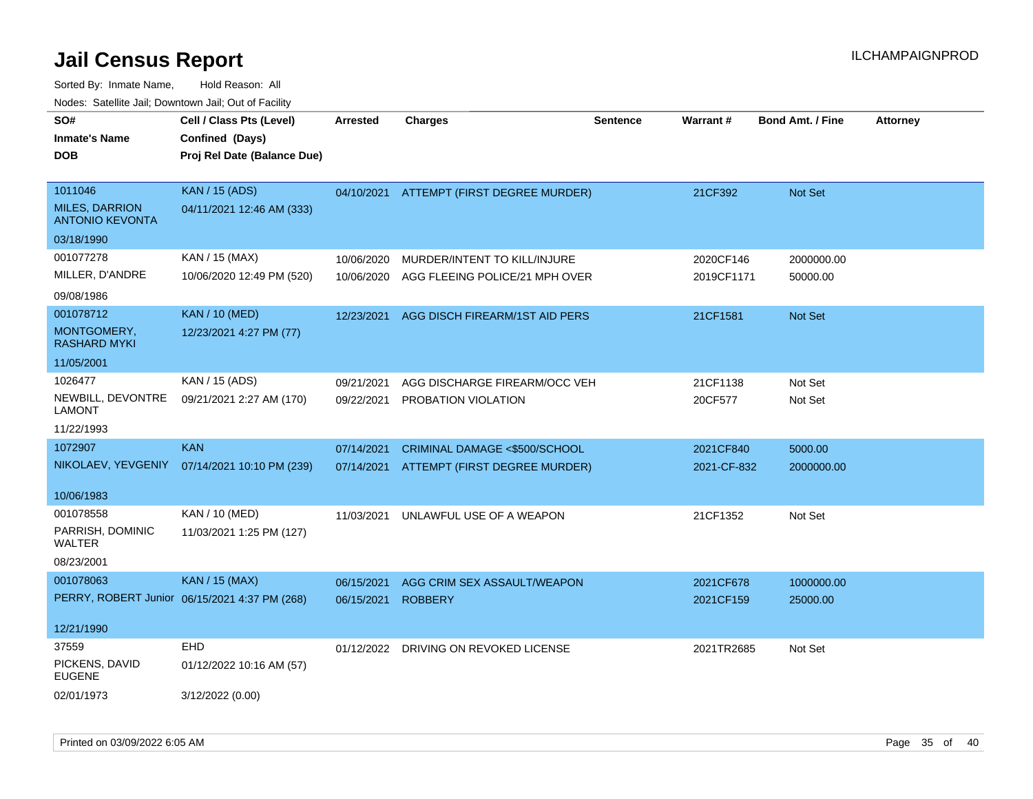# Jail Census Report

ILCHAMPAIGNPROD

Sorted By: Inmate Name, Hold Reason: All

Nodes: Satellite Jail; Downtown Jail; Out of Facility

| SO# / Inmate's Name / DOB | Cell / Class Pts (Level) / Confined (Days) / Proj Rel Date (Balance Due) | Arrested | Charges | Sentence | Warrant # | Bond Amt. / Fine | Attorney |
|---|---|---|---|---|---|---|---|
| 1011046<br>MILES, DARRION ANTONIO KEVONTA<br>03/18/1990 | KAN / 15 (ADS)<br>04/11/2021 12:46 AM (333) | 04/10/2021 | ATTEMPT (FIRST DEGREE MURDER) | | 21CF392 | Not Set | |
| 001077278<br>MILLER, D'ANDRE<br>09/08/1986 | KAN / 15 (MAX)<br>10/06/2020 12:49 PM (520) | 10/06/2020 | MURDER/INTENT TO KILL/INJURE | | 2020CF146 | 2000000.00 | |
| | | 10/06/2020 | AGG FLEEING POLICE/21 MPH OVER | | 2019CF1171 | 50000.00 | |
| 001078712<br>MONTGOMERY, RASHARD MYKI<br>11/05/2001 | KAN / 10 (MED)<br>12/23/2021 4:27 PM (77) | 12/23/2021 | AGG DISCH FIREARM/1ST AID PERS | | 21CF1581 | Not Set | |
| 1026477<br>NEWBILL, DEVONTRE LAMONT<br>11/22/1993 | KAN / 15 (ADS)<br>09/21/2021 2:27 AM (170) | 09/21/2021 | AGG DISCHARGE FIREARM/OCC VEH | | 21CF1138 | Not Set | |
| | | 09/22/2021 | PROBATION VIOLATION | | 20CF577 | Not Set | |
| 1072907<br>NIKOLAEV, YEVGENIY<br>10/06/1983 | KAN<br>07/14/2021 10:10 PM (239) | 07/14/2021 | CRIMINAL DAMAGE <$500/SCHOOL | | 2021CF840 | 5000.00 | |
| | | 07/14/2021 | ATTEMPT (FIRST DEGREE MURDER) | | 2021-CF-832 | 2000000.00 | |
| 001078558<br>PARRISH, DOMINIC WALTER<br>08/23/2001 | KAN / 10 (MED)<br>11/03/2021 1:25 PM (127) | 11/03/2021 | UNLAWFUL USE OF A WEAPON | | 21CF1352 | Not Set | |
| 001078063<br>PERRY, ROBERT Junior<br>12/21/1990 | KAN / 15 (MAX)<br>06/15/2021 4:37 PM (268) | 06/15/2021 | AGG CRIM SEX ASSAULT/WEAPON | | 2021CF678 | 1000000.00 | |
| | | 06/15/2021 | ROBBERY | | 2021CF159 | 25000.00 | |
| 37559<br>PICKENS, DAVID EUGENE<br>02/01/1973 | EHD<br>01/12/2022 10:16 AM (57)<br>3/12/2022 (0.00) | 01/12/2022 | DRIVING ON REVOKED LICENSE | | 2021TR2685 | Not Set | |

Printed on 03/09/2022 6:05 AM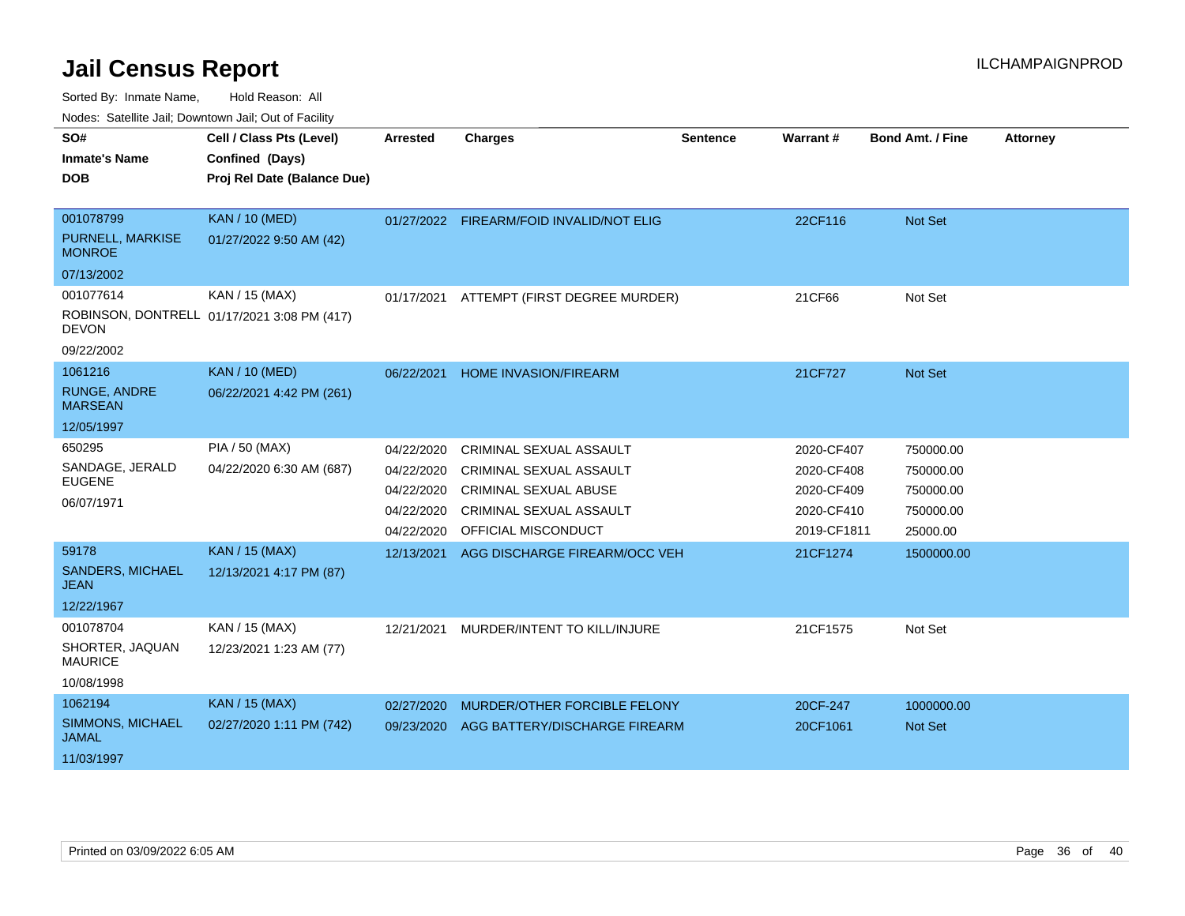# Jail Census Report

ILCHAMPAIGNPROD

Sorted By: Inmate Name, Hold Reason: All

Nodes: Satellite Jail; Downtown Jail; Out of Facility

| SO# / Inmate's Name / DOB | Cell / Class Pts (Level) / Confined (Days) / Proj Rel Date (Balance Due) | Arrested | Charges | Sentence | Warrant # | Bond Amt. / Fine | Attorney |
|---|---|---|---|---|---|---|---|
| 001078799<br>PURNELL, MARKISE MONROE<br>07/13/2002 | KAN / 10 (MED)<br>01/27/2022 9:50 AM (42) | 01/27/2022 | FIREARM/FOID INVALID/NOT ELIG | | 22CF116 | Not Set | |
| 001077614<br>ROBINSON, DONTRELL DEVON<br>09/22/2002 | KAN / 15 (MAX)<br>01/17/2021 3:08 PM (417) | 01/17/2021 | ATTEMPT (FIRST DEGREE MURDER) | | 21CF66 | Not Set | |
| 1061216<br>RUNGE, ANDRE MARSEAN<br>12/05/1997 | KAN / 10 (MED)<br>06/22/2021 4:42 PM (261) | 06/22/2021 | HOME INVASION/FIREARM | | 21CF727 | Not Set | |
| 650295<br>SANDAGE, JERALD EUGENE<br>06/07/1971 | PIA / 50 (MAX)<br>04/22/2020 6:30 AM (687) | 04/22/2020 | CRIMINAL SEXUAL ASSAULT | | 2020-CF407 | 750000.00 | |
| | | 04/22/2020 | CRIMINAL SEXUAL ASSAULT | | 2020-CF408 | 750000.00 | |
| | | 04/22/2020 | CRIMINAL SEXUAL ABUSE | | 2020-CF409 | 750000.00 | |
| | | 04/22/2020 | CRIMINAL SEXUAL ASSAULT | | 2020-CF410 | 750000.00 | |
| | | 04/22/2020 | OFFICIAL MISCONDUCT | | 2019-CF1811 | 25000.00 | |
| 59178<br>SANDERS, MICHAEL JEAN<br>12/22/1967 | KAN / 15 (MAX)<br>12/13/2021 4:17 PM (87) | 12/13/2021 | AGG DISCHARGE FIREARM/OCC VEH | | 21CF1274 | 1500000.00 | |
| 001078704<br>SHORTER, JAQUAN MAURICE<br>10/08/1998 | KAN / 15 (MAX)<br>12/23/2021 1:23 AM (77) | 12/21/2021 | MURDER/INTENT TO KILL/INJURE | | 21CF1575 | Not Set | |
| 1062194<br>SIMMONS, MICHAEL JAMAL<br>11/03/1997 | KAN / 15 (MAX)<br>02/27/2020 1:11 PM (742) | 02/27/2020 | MURDER/OTHER FORCIBLE FELONY | | 20CF-247 | 1000000.00 | |
| | | 09/23/2020 | AGG BATTERY/DISCHARGE FIREARM | | 20CF1061 | Not Set | |

Printed on 03/09/2022 6:05 AM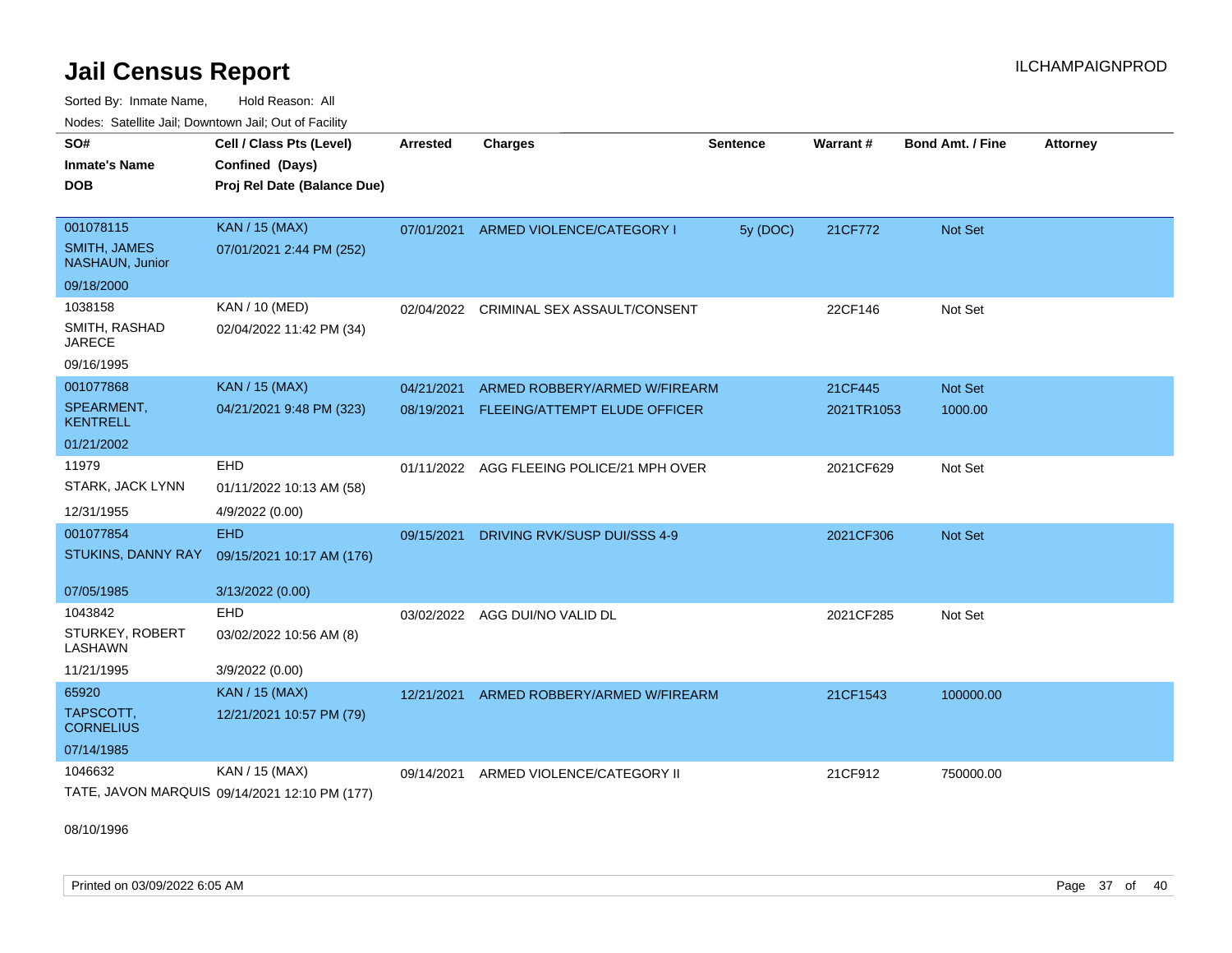# Jail Census Report

ILCHAMPAIGNPROD

Sorted By: Inmate Name, Hold Reason: All

Nodes: Satellite Jail; Downtown Jail; Out of Facility

| SO# / Inmate's Name / DOB | Cell / Class Pts (Level) / Confined (Days) / Proj Rel Date (Balance Due) | Arrested | Charges | Sentence | Warrant # | Bond Amt. / Fine | Attorney |
|---|---|---|---|---|---|---|---|
| 001078115<br>SMITH, JAMES NASHAUN, Junior<br>09/18/2000 | KAN / 15 (MAX)<br>07/01/2021 2:44 PM (252) | 07/01/2021 | ARMED VIOLENCE/CATEGORY I | 5y (DOC) | 21CF772 | Not Set | |
| 1038158<br>SMITH, RASHAD JARECE<br>09/16/1995 | KAN / 10 (MED)<br>02/04/2022 11:42 PM (34) | 02/04/2022 | CRIMINAL SEX ASSAULT/CONSENT | | 22CF146 | Not Set | |
| 001077868<br>SPEARMENT, KENTRELL<br>01/21/2002 | KAN / 15 (MAX)<br>04/21/2021 9:48 PM (323) | 04/21/2021 | ARMED ROBBERY/ARMED W/FIREARM | | 21CF445 | Not Set | |
| | | 08/19/2021 | FLEEING/ATTEMPT ELUDE OFFICER | | 2021TR1053 | 1000.00 | |
| 11979<br>STARK, JACK LYNN<br>12/31/1955 | EHD<br>01/11/2022 10:13 AM (58)<br>4/9/2022 (0.00) | 01/11/2022 | AGG FLEEING POLICE/21 MPH OVER | | 2021CF629 | Not Set | |
| 001077854<br>STUKINS, DANNY RAY<br>07/05/1985 | EHD<br>09/15/2021 10:17 AM (176)<br>3/13/2022 (0.00) | 09/15/2021 | DRIVING RVK/SUSP DUI/SSS 4-9 | | 2021CF306 | Not Set | |
| 1043842<br>STURKEY, ROBERT LASHAWN<br>11/21/1995 | EHD<br>03/02/2022 10:56 AM (8)<br>3/9/2022 (0.00) | 03/02/2022 | AGG DUI/NO VALID DL | | 2021CF285 | Not Set | |
| 65920<br>TAPSCOTT, CORNELIUS<br>07/14/1985 | KAN / 15 (MAX)<br>12/21/2021 10:57 PM (79) | 12/21/2021 | ARMED ROBBERY/ARMED W/FIREARM | | 21CF1543 | 100000.00 | |
| 1046632<br>TATE, JAVON MARQUIS<br>08/10/1996 | KAN / 15 (MAX)<br>09/14/2021 12:10 PM (177) | 09/14/2021 | ARMED VIOLENCE/CATEGORY II | | 21CF912 | 750000.00 | |

Printed on 03/09/2022 6:05 AM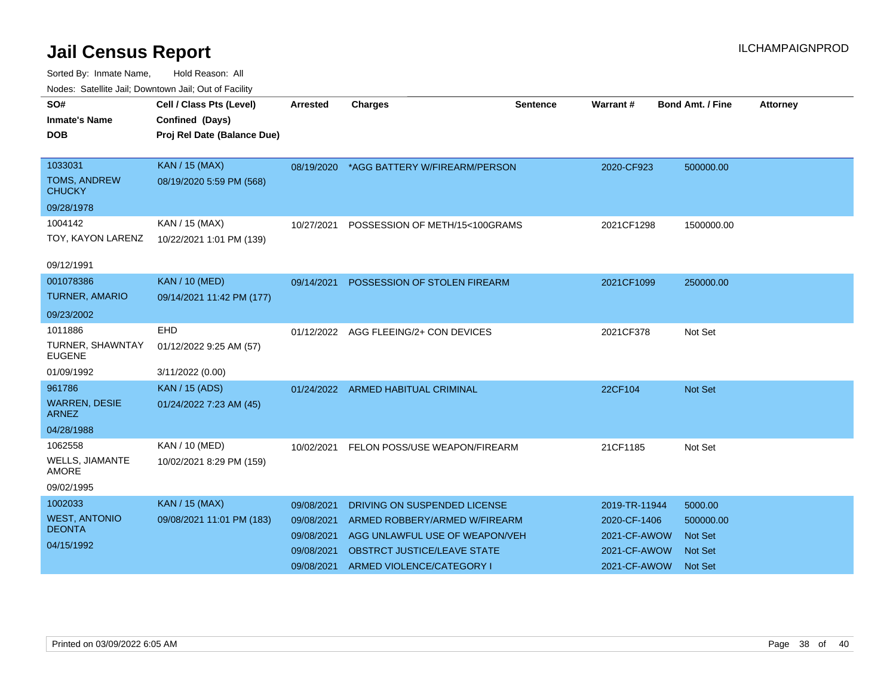# Jail Census Report

ILCHAMPAIGNPROD

Sorted By: Inmate Name, Hold Reason: All

Nodes: Satellite Jail; Downtown Jail; Out of Facility

| SO# / Inmate's Name / DOB | Cell / Class Pts (Level) / Confined (Days) / Proj Rel Date (Balance Due) | Arrested | Charges | Sentence | Warrant # | Bond Amt. / Fine | Attorney |
|---|---|---|---|---|---|---|---|
| 1033031 TOMS, ANDREW CHUCKY 09/28/1978 | KAN / 15 (MAX) 08/19/2020 5:59 PM (568) | 08/19/2020 | *AGG BATTERY W/FIREARM/PERSON | | 2020-CF923 | 500000.00 | |
| 1004142 TOY, KAYON LARENZ 09/12/1991 | KAN / 15 (MAX) 10/22/2021 1:01 PM (139) | 10/27/2021 | POSSESSION OF METH/15<100GRAMS | | 2021CF1298 | 1500000.00 | |
| 001078386 TURNER, AMARIO 09/23/2002 | KAN / 10 (MED) 09/14/2021 11:42 PM (177) | 09/14/2021 | POSSESSION OF STOLEN FIREARM | | 2021CF1099 | 250000.00 | |
| 1011886 TURNER, SHAWNTAY EUGENE 01/09/1992 | EHD 01/12/2022 9:25 AM (57) 3/11/2022 (0.00) | 01/12/2022 | AGG FLEEING/2+ CON DEVICES | | 2021CF378 | Not Set | |
| 961786 WARREN, DESIE ARNEZ 04/28/1988 | KAN / 15 (ADS) 01/24/2022 7:23 AM (45) | 01/24/2022 | ARMED HABITUAL CRIMINAL | | 22CF104 | Not Set | |
| 1062558 WELLS, JIAMANTE AMORE 09/02/1995 | KAN / 10 (MED) 10/02/2021 8:29 PM (159) | 10/02/2021 | FELON POSS/USE WEAPON/FIREARM | | 21CF1185 | Not Set | |
| 1002033 WEST, ANTONIO DEONTA 04/15/1992 | KAN / 15 (MAX) 09/08/2021 11:01 PM (183) | 09/08/2021 | DRIVING ON SUSPENDED LICENSE | | 2019-TR-11944 | 5000.00 | |
| | | 09/08/2021 | ARMED ROBBERY/ARMED W/FIREARM | | 2020-CF-1406 | 500000.00 | |
| | | 09/08/2021 | AGG UNLAWFUL USE OF WEAPON/VEH | | 2021-CF-AWOW | Not Set | |
| | | 09/08/2021 | OBSTRCT JUSTICE/LEAVE STATE | | 2021-CF-AWOW | Not Set | |
| | | 09/08/2021 | ARMED VIOLENCE/CATEGORY I | | 2021-CF-AWOW | Not Set | |

Printed on 03/09/2022 6:05 AM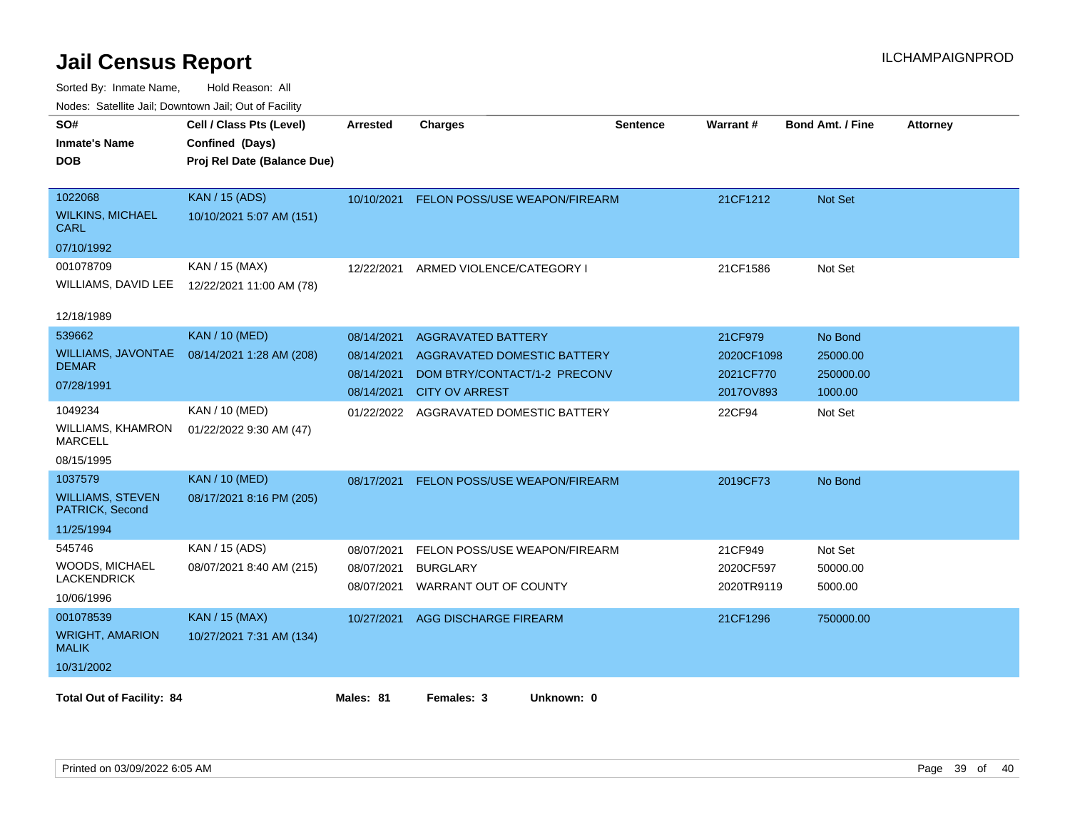# Jail Census Report

ILCHAMPAIGNPROD

Sorted By: Inmate Name, Hold Reason: All

Nodes: Satellite Jail; Downtown Jail; Out of Facility

| SO# / Inmate's Name / DOB | Cell / Class Pts (Level) / Confined (Days) / Proj Rel Date (Balance Due) | Arrested | Charges | Sentence | Warrant # | Bond Amt. / Fine | Attorney |
|---|---|---|---|---|---|---|---|
| 1022068 WILKINS, MICHAEL CARL 07/10/1992 | KAN / 15 (ADS) 10/10/2021 5:07 AM (151) | 10/10/2021 | FELON POSS/USE WEAPON/FIREARM | | 21CF1212 | Not Set | |
| 001078709 WILLIAMS, DAVID LEE 12/18/1989 | KAN / 15 (MAX) 12/22/2021 11:00 AM (78) | 12/22/2021 | ARMED VIOLENCE/CATEGORY I | | 21CF1586 | Not Set | |
| 539662 WILLIAMS, JAVONTAE DEMAR 07/28/1991 | KAN / 10 (MED) 08/14/2021 1:28 AM (208) | 08/14/2021 | AGGRAVATED BATTERY | | 21CF979 | No Bond | |
| | | 08/14/2021 | AGGRAVATED DOMESTIC BATTERY | | 2020CF1098 | 25000.00 | |
| | | 08/14/2021 | DOM BTRY/CONTACT/1-2 PRECONV | | 2021CF770 | 250000.00 | |
| | | 08/14/2021 | CITY OV ARREST | | 2017OV893 | 1000.00 | |
| 1049234 WILLIAMS, KHAMRON MARCELL 08/15/1995 | KAN / 10 (MED) 01/22/2022 9:30 AM (47) | 01/22/2022 | AGGRAVATED DOMESTIC BATTERY | | 22CF94 | Not Set | |
| 1037579 WILLIAMS, STEVEN PATRICK, Second 11/25/1994 | KAN / 10 (MED) 08/17/2021 8:16 PM (205) | 08/17/2021 | FELON POSS/USE WEAPON/FIREARM | | 2019CF73 | No Bond | |
| 545746 WOODS, MICHAEL LACKENDRICK 10/06/1996 | KAN / 15 (ADS) 08/07/2021 8:40 AM (215) | 08/07/2021 | FELON POSS/USE WEAPON/FIREARM | | 21CF949 | Not Set | |
| | | 08/07/2021 | BURGLARY | | 2020CF597 | 50000.00 | |
| | | 08/07/2021 | WARRANT OUT OF COUNTY | | 2020TR9119 | 5000.00 | |
| 001078539 WRIGHT, AMARION MALIK 10/31/2002 | KAN / 15 (MAX) 10/27/2021 7:31 AM (134) | 10/27/2021 | AGG DISCHARGE FIREARM | | 21CF1296 | 750000.00 | |

**Total Out of Facility: 84** **Males: 81** **Females: 3** **Unknown: 0**

Printed on 03/09/2022 6:05 AM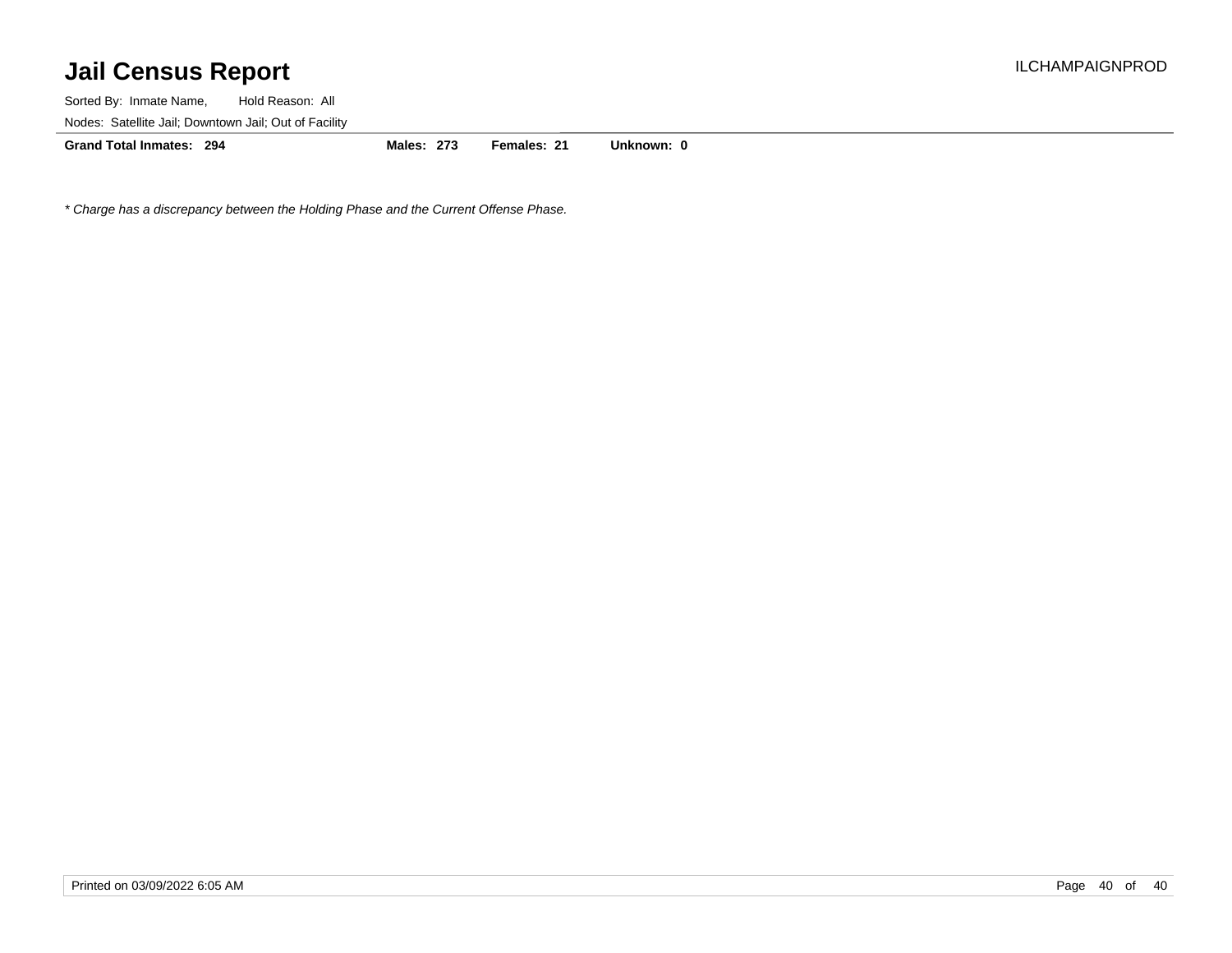# Jail Census Report

ILCHAMPAIGNPROD

Sorted By: Inmate Name, Hold Reason: All

Nodes: Satellite Jail; Downtown Jail; Out of Facility

**Grand Total Inmates: 294** **Males: 273** **Females: 21** **Unknown: 0**

*\* Charge has a discrepancy between the Holding Phase and the Current Offense Phase.*

Printed on 03/09/2022 6:05 AM